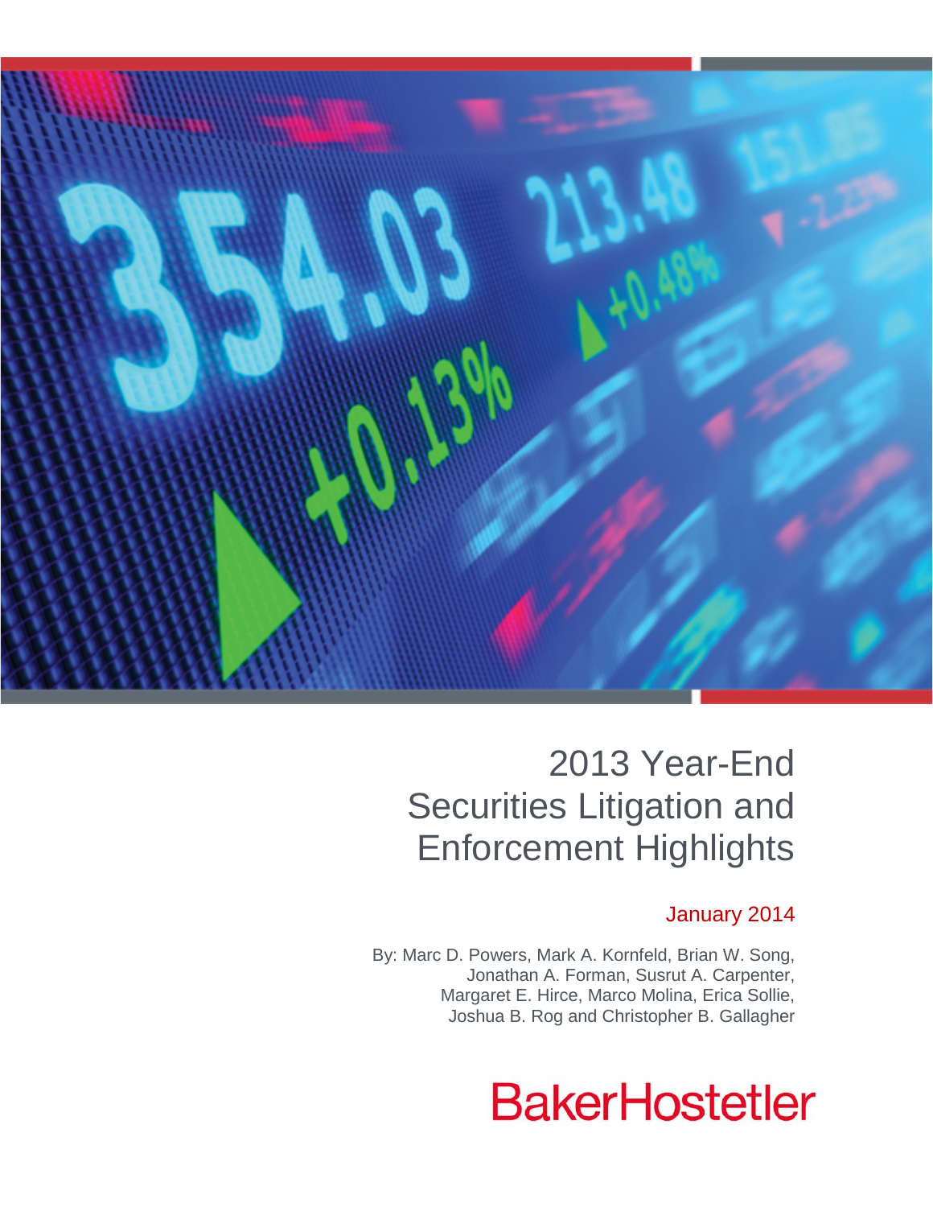# 2013 Year-End Securities Litigation and Enforcement Highlights

January 2014

By: Marc D. Powers, Mark A. Kornfeld, Brian W. Song, Jonathan A. Forman, Susrut A. Carpenter, Margaret E. Hirce, Marco Molina, Erica Sollie, Joshua B. Rog and Christopher B. Gallagher

BakerHostetler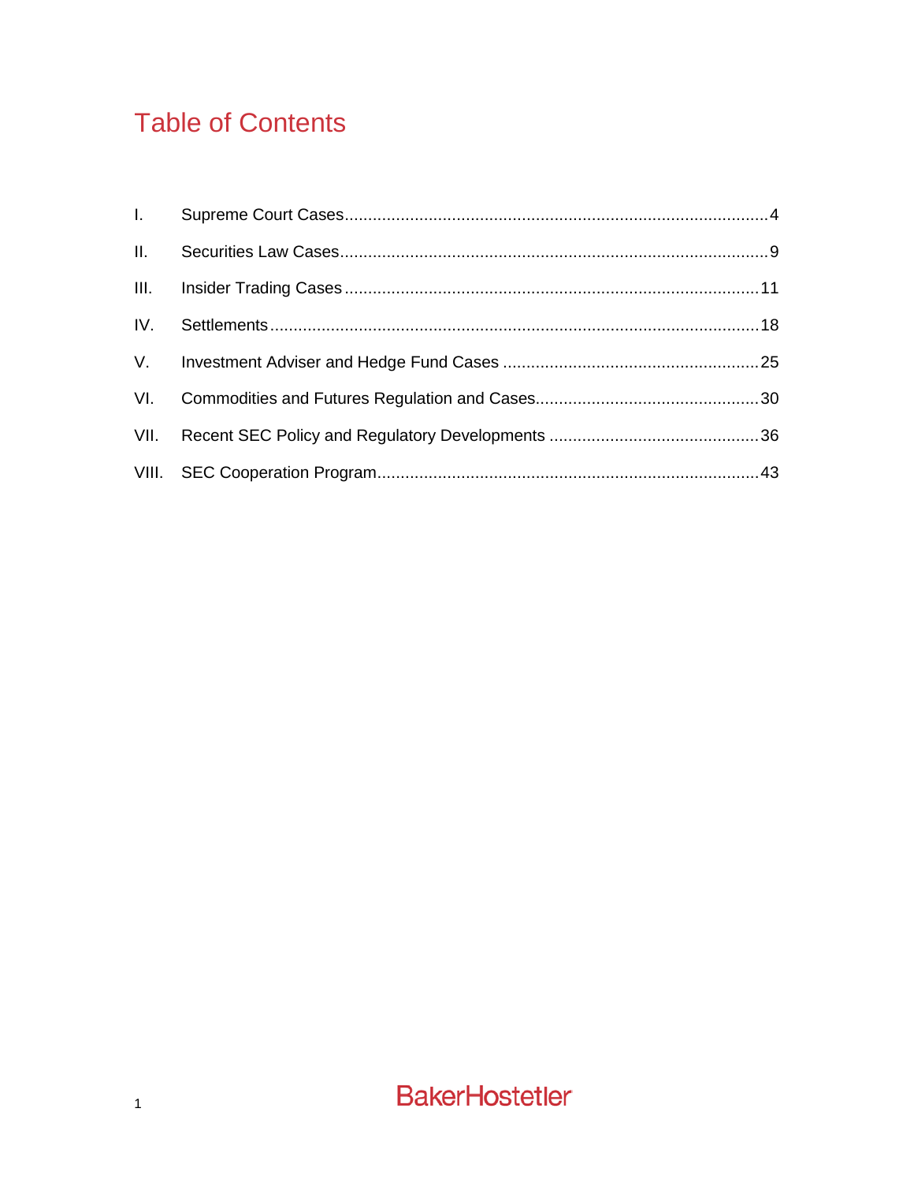# Table of Contents

| | | |
|---|---|---|
| I. | Supreme Court Cases | 4 |
| II. | Securities Law Cases | 9 |
| III. | Insider Trading Cases | 11 |
| IV. | Settlements | 18 |
| V. | Investment Adviser and Hedge Fund Cases | 25 |
| VI. | Commodities and Futures Regulation and Cases | 30 |
| VII. | Recent SEC Policy and Regulatory Developments | 36 |
| VIII. | SEC Cooperation Program | 43 |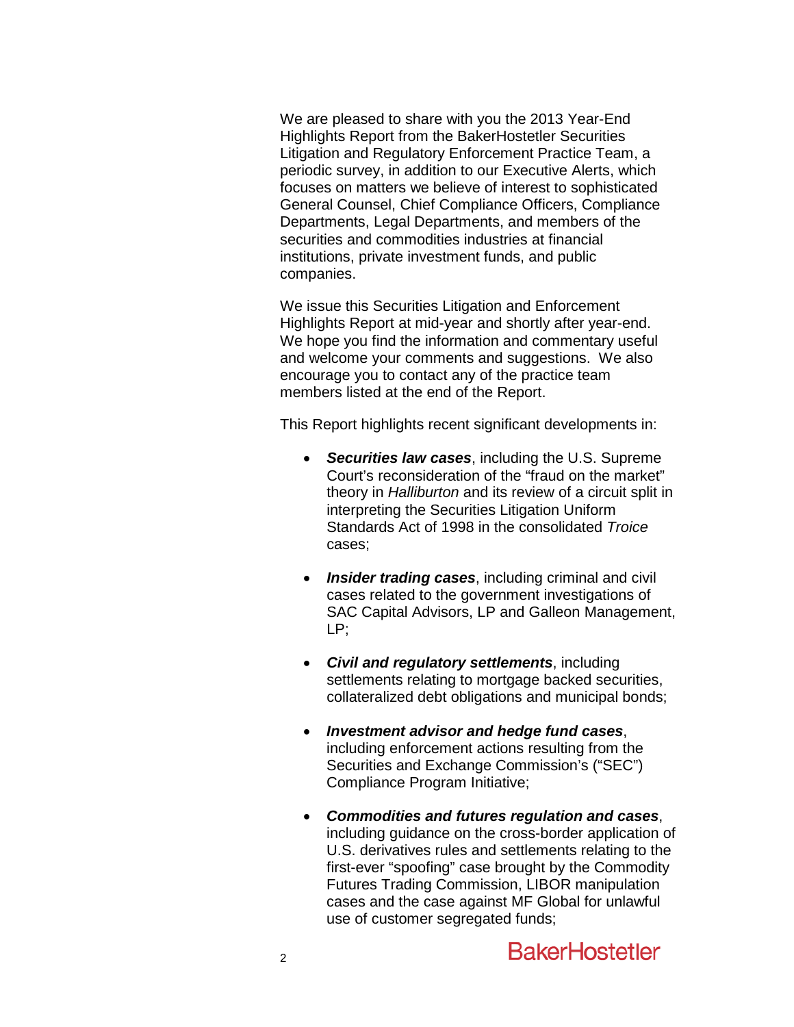We are pleased to share with you the 2013 Year-End Highlights Report from the BakerHostetler Securities Litigation and Regulatory Enforcement Practice Team, a periodic survey, in addition to our Executive Alerts, which focuses on matters we believe of interest to sophisticated General Counsel, Chief Compliance Officers, Compliance Departments, Legal Departments, and members of the securities and commodities industries at financial institutions, private investment funds, and public companies.

We issue this Securities Litigation and Enforcement Highlights Report at mid-year and shortly after year-end. We hope you find the information and commentary useful and welcome your comments and suggestions. We also encourage you to contact any of the practice team members listed at the end of the Report.

This Report highlights recent significant developments in:

- ***Securities law cases***, including the U.S. Supreme Court's reconsideration of the "fraud on the market" theory in *Halliburton* and its review of a circuit split in interpreting the Securities Litigation Uniform Standards Act of 1998 in the consolidated *Troice* cases;

- ***Insider trading cases***, including criminal and civil cases related to the government investigations of SAC Capital Advisors, LP and Galleon Management, LP;

- ***Civil and regulatory settlements***, including settlements relating to mortgage backed securities, collateralized debt obligations and municipal bonds;

- ***Investment advisor and hedge fund cases***, including enforcement actions resulting from the Securities and Exchange Commission's ("SEC") Compliance Program Initiative;

- ***Commodities and futures regulation and cases***, including guidance on the cross-border application of U.S. derivatives rules and settlements relating to the first-ever "spoofing" case brought by the Commodity Futures Trading Commission, LIBOR manipulation cases and the case against MF Global for unlawful use of customer segregated funds;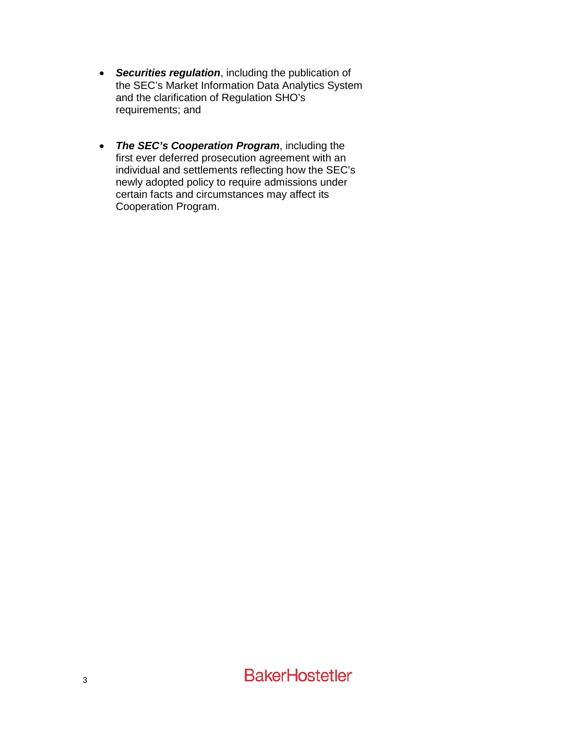- ***Securities regulation***, including the publication of the SEC's Market Information Data Analytics System and the clarification of Regulation SHO's requirements; and

- ***The SEC's Cooperation Program***, including the first ever deferred prosecution agreement with an individual and settlements reflecting how the SEC's newly adopted policy to require admissions under certain facts and circumstances may affect its Cooperation Program.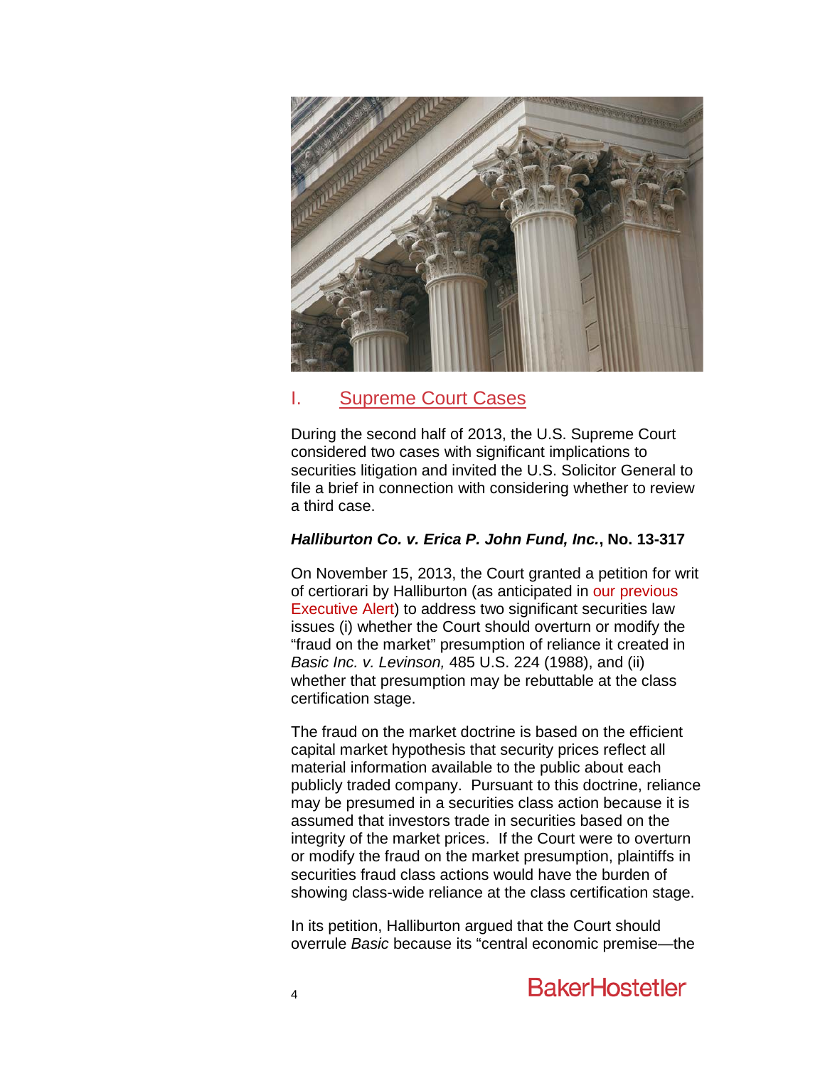## I. Supreme Court Cases

During the second half of 2013, the U.S. Supreme Court considered two cases with significant implications to securities litigation and invited the U.S. Solicitor General to file a brief in connection with considering whether to review a third case.

### ***Halliburton Co. v. Erica P. John Fund, Inc.*, No. 13-317**

On November 15, 2013, the Court granted a petition for writ of certiorari by Halliburton (as anticipated in our previous Executive Alert) to address two significant securities law issues (i) whether the Court should overturn or modify the "fraud on the market" presumption of reliance it created in *Basic Inc. v. Levinson,* 485 U.S. 224 (1988), and (ii) whether that presumption may be rebuttable at the class certification stage.

The fraud on the market doctrine is based on the efficient capital market hypothesis that security prices reflect all material information available to the public about each publicly traded company. Pursuant to this doctrine, reliance may be presumed in a securities class action because it is assumed that investors trade in securities based on the integrity of the market prices. If the Court were to overturn or modify the fraud on the market presumption, plaintiffs in securities fraud class actions would have the burden of showing class-wide reliance at the class certification stage.

In its petition, Halliburton argued that the Court should overrule *Basic* because its "central economic premise—the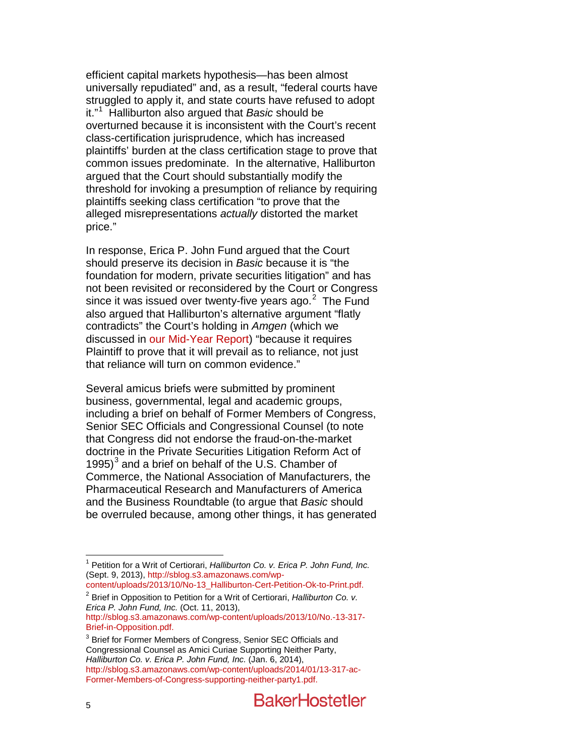efficient capital markets hypothesis—has been almost universally repudiated" and, as a result, "federal courts have struggled to apply it, and state courts have refused to adopt it."[1] Halliburton also argued that *Basic* should be overturned because it is inconsistent with the Court's recent class-certification jurisprudence, which has increased plaintiffs' burden at the class certification stage to prove that common issues predominate. In the alternative, Halliburton argued that the Court should substantially modify the threshold for invoking a presumption of reliance by requiring plaintiffs seeking class certification "to prove that the alleged misrepresentations *actually* distorted the market price."

In response, Erica P. John Fund argued that the Court should preserve its decision in *Basic* because it is "the foundation for modern, private securities litigation" and has not been revisited or reconsidered by the Court or Congress since it was issued over twenty-five years ago.[2] The Fund also argued that Halliburton's alternative argument "flatly contradicts" the Court's holding in *Amgen* (which we discussed in our Mid-Year Report) "because it requires Plaintiff to prove that it will prevail as to reliance, not just that reliance will turn on common evidence."

Several amicus briefs were submitted by prominent business, governmental, legal and academic groups, including a brief on behalf of Former Members of Congress, Senior SEC Officials and Congressional Counsel (to note that Congress did not endorse the fraud-on-the-market doctrine in the Private Securities Litigation Reform Act of 1995)[3] and a brief on behalf of the U.S. Chamber of Commerce, the National Association of Manufacturers, the Pharmaceutical Research and Manufacturers of America and the Business Roundtable (to argue that *Basic* should be overruled because, among other things, it has generated

---

[1] Petition for a Writ of Certiorari, *Halliburton Co. v. Erica P. John Fund, Inc.* (Sept. 9, 2013), http://sblog.s3.amazonaws.com/wp-content/uploads/2013/10/No-13_Halliburton-Cert-Petition-Ok-to-Print.pdf.

[2] Brief in Opposition to Petition for a Writ of Certiorari, *Halliburton Co. v. Erica P. John Fund, Inc.* (Oct. 11, 2013), http://sblog.s3.amazonaws.com/wp-content/uploads/2013/10/No.-13-317-Brief-in-Opposition.pdf.

[3] Brief for Former Members of Congress, Senior SEC Officials and Congressional Counsel as Amici Curiae Supporting Neither Party, *Halliburton Co. v. Erica P. John Fund, Inc.* (Jan. 6, 2014), http://sblog.s3.amazonaws.com/wp-content/uploads/2014/01/13-317-ac-Former-Members-of-Congress-supporting-neither-party1.pdf.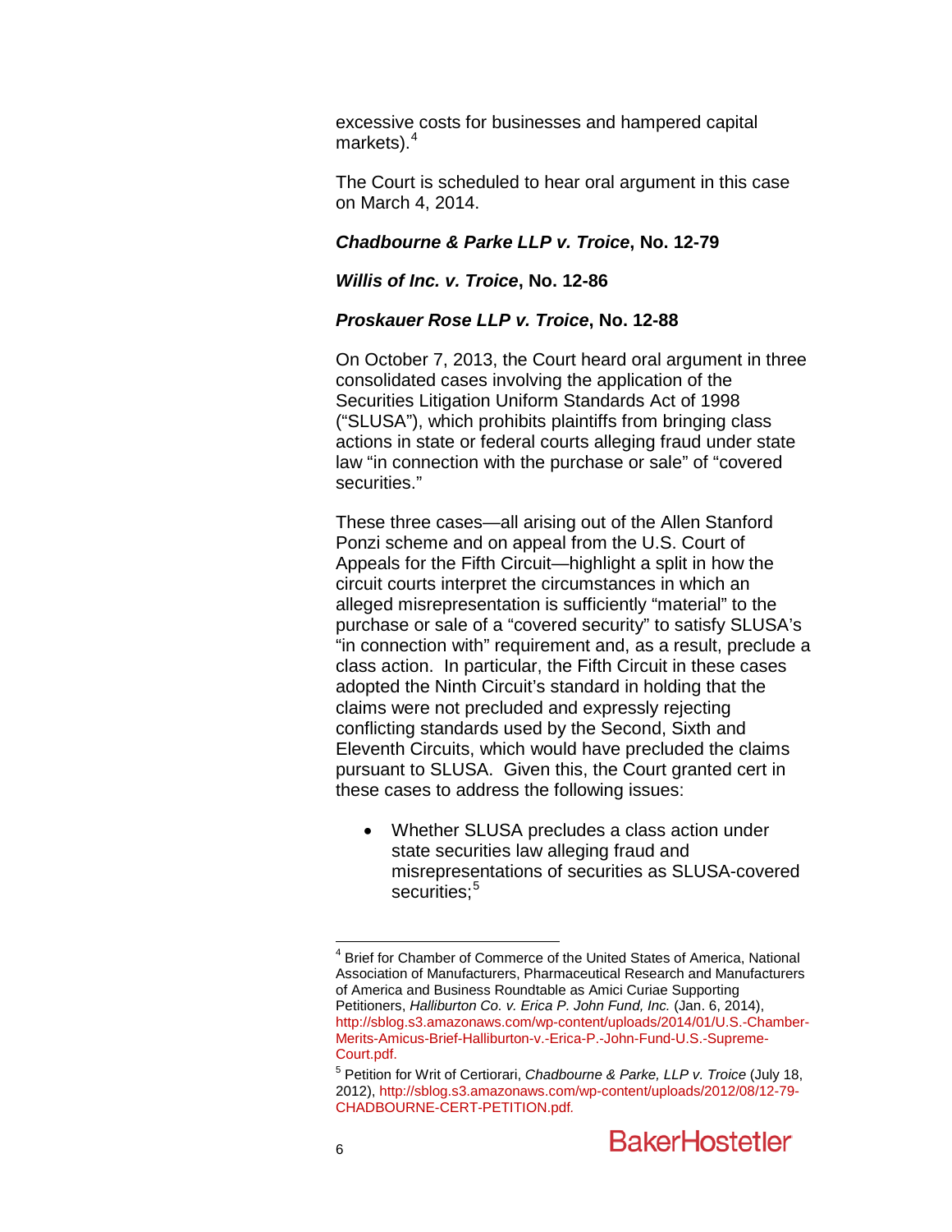excessive costs for businesses and hampered capital markets).[4]

The Court is scheduled to hear oral argument in this case on March 4, 2014.

***Chadbourne & Parke LLP v. Troice*, No. 12-79**

***Willis of Inc. v. Troice*, No. 12-86**

***Proskauer Rose LLP v. Troice*, No. 12-88**

On October 7, 2013, the Court heard oral argument in three consolidated cases involving the application of the Securities Litigation Uniform Standards Act of 1998 ("SLUSA"), which prohibits plaintiffs from bringing class actions in state or federal courts alleging fraud under state law "in connection with the purchase or sale" of "covered securities."

These three cases—all arising out of the Allen Stanford Ponzi scheme and on appeal from the U.S. Court of Appeals for the Fifth Circuit—highlight a split in how the circuit courts interpret the circumstances in which an alleged misrepresentation is sufficiently "material" to the purchase or sale of a "covered security" to satisfy SLUSA's "in connection with" requirement and, as a result, preclude a class action. In particular, the Fifth Circuit in these cases adopted the Ninth Circuit's standard in holding that the claims were not precluded and expressly rejecting conflicting standards used by the Second, Sixth and Eleventh Circuits, which would have precluded the claims pursuant to SLUSA. Given this, the Court granted cert in these cases to address the following issues:

- Whether SLUSA precludes a class action under state securities law alleging fraud and misrepresentations of securities as SLUSA-covered securities;[5]

---

[4] Brief for Chamber of Commerce of the United States of America, National Association of Manufacturers, Pharmaceutical Research and Manufacturers of America and Business Roundtable as Amici Curiae Supporting Petitioners, *Halliburton Co. v. Erica P. John Fund, Inc.* (Jan. 6, 2014), http://sblog.s3.amazonaws.com/wp-content/uploads/2014/01/U.S.-Chamber-Merits-Amicus-Brief-Halliburton-v.-Erica-P.-John-Fund-U.S.-Supreme-Court.pdf.

[5] Petition for Writ of Certiorari, *Chadbourne & Parke, LLP v. Troice* (July 18, 2012), http://sblog.s3.amazonaws.com/wp-content/uploads/2012/08/12-79-CHADBOURNE-CERT-PETITION.pdf.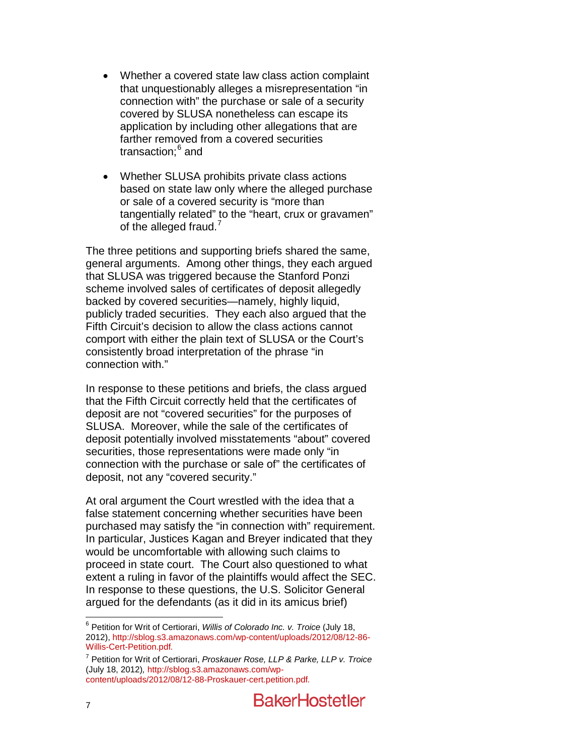- Whether a covered state law class action complaint that unquestionably alleges a misrepresentation "in connection with" the purchase or sale of a security covered by SLUSA nonetheless can escape its application by including other allegations that are farther removed from a covered securities transaction;[6] and

- Whether SLUSA prohibits private class actions based on state law only where the alleged purchase or sale of a covered security is "more than tangentially related" to the "heart, crux or gravamen" of the alleged fraud.[7]

The three petitions and supporting briefs shared the same, general arguments. Among other things, they each argued that SLUSA was triggered because the Stanford Ponzi scheme involved sales of certificates of deposit allegedly backed by covered securities—namely, highly liquid, publicly traded securities. They each also argued that the Fifth Circuit's decision to allow the class actions cannot comport with either the plain text of SLUSA or the Court's consistently broad interpretation of the phrase "in connection with."

In response to these petitions and briefs, the class argued that the Fifth Circuit correctly held that the certificates of deposit are not "covered securities" for the purposes of SLUSA. Moreover, while the sale of the certificates of deposit potentially involved misstatements "about" covered securities, those representations were made only "in connection with the purchase or sale of" the certificates of deposit, not any "covered security."

At oral argument the Court wrestled with the idea that a false statement concerning whether securities have been purchased may satisfy the "in connection with" requirement. In particular, Justices Kagan and Breyer indicated that they would be uncomfortable with allowing such claims to proceed in state court. The Court also questioned to what extent a ruling in favor of the plaintiffs would affect the SEC. In response to these questions, the U.S. Solicitor General argued for the defendants (as it did in its amicus brief)

---

[6] Petition for Writ of Certiorari, *Willis of Colorado Inc. v. Troice* (July 18, 2012), http://sblog.s3.amazonaws.com/wp-content/uploads/2012/08/12-86-Willis-Cert-Petition.pdf.

[7] Petition for Writ of Certiorari, *Proskauer Rose, LLP & Parke, LLP v. Troice* (July 18, 2012), http://sblog.s3.amazonaws.com/wp-content/uploads/2012/08/12-88-Proskauer-cert.petition.pdf.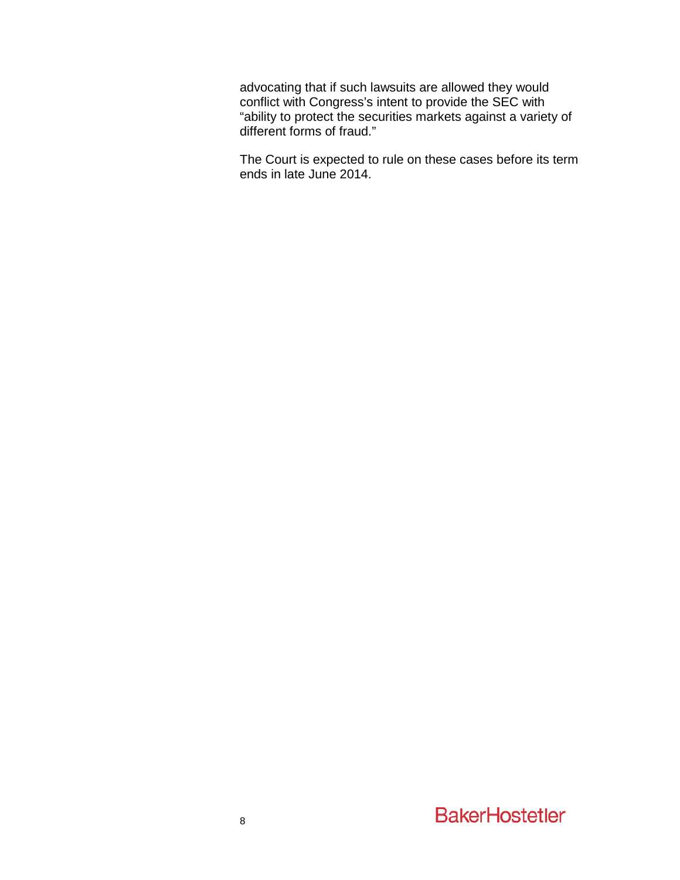advocating that if such lawsuits are allowed they would conflict with Congress's intent to provide the SEC with "ability to protect the securities markets against a variety of different forms of fraud."

The Court is expected to rule on these cases before its term ends in late June 2014.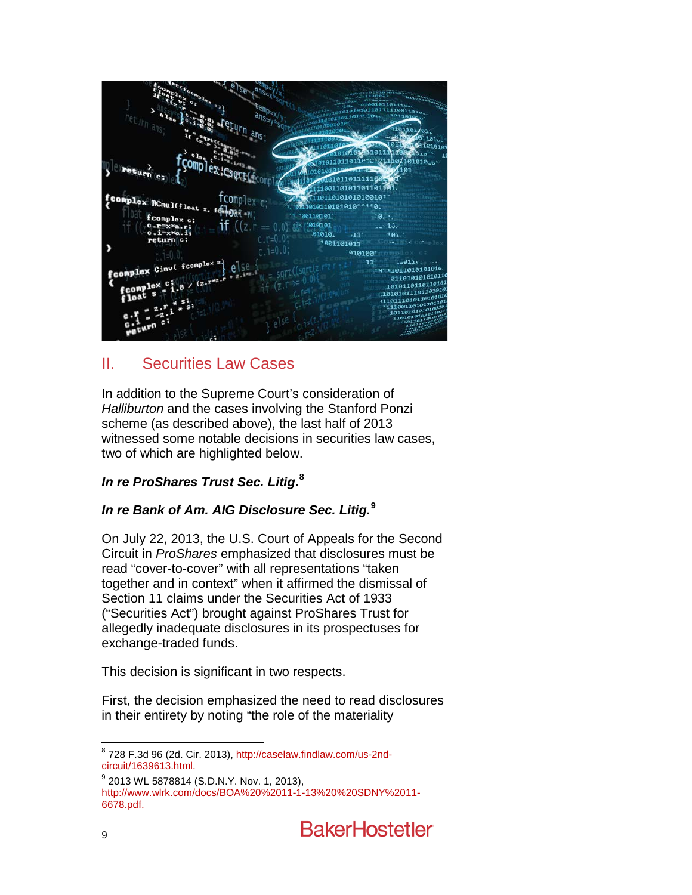## II. Securities Law Cases

In addition to the Supreme Court's consideration of *Halliburton* and the cases involving the Stanford Ponzi scheme (as described above), the last half of 2013 witnessed some notable decisions in securities law cases, two of which are highlighted below.

### ***In re ProShares Trust Sec. Litig.***[8]

### ***In re Bank of Am. AIG Disclosure Sec. Litig.***[9]

On July 22, 2013, the U.S. Court of Appeals for the Second Circuit in *ProShares* emphasized that disclosures must be read "cover-to-cover" with all representations "taken together and in context" when it affirmed the dismissal of Section 11 claims under the Securities Act of 1933 ("Securities Act") brought against ProShares Trust for allegedly inadequate disclosures in its prospectuses for exchange-traded funds.

This decision is significant in two respects.

First, the decision emphasized the need to read disclosures in their entirety by noting "the role of the materiality

---

[8] 728 F.3d 96 (2d. Cir. 2013), http://caselaw.findlaw.com/us-2nd-circuit/1639613.html.

[9] 2013 WL 5878814 (S.D.N.Y. Nov. 1, 2013), http://www.wlrk.com/docs/BOA%20%2011-1-13%20%20SDNY%2011-6678.pdf.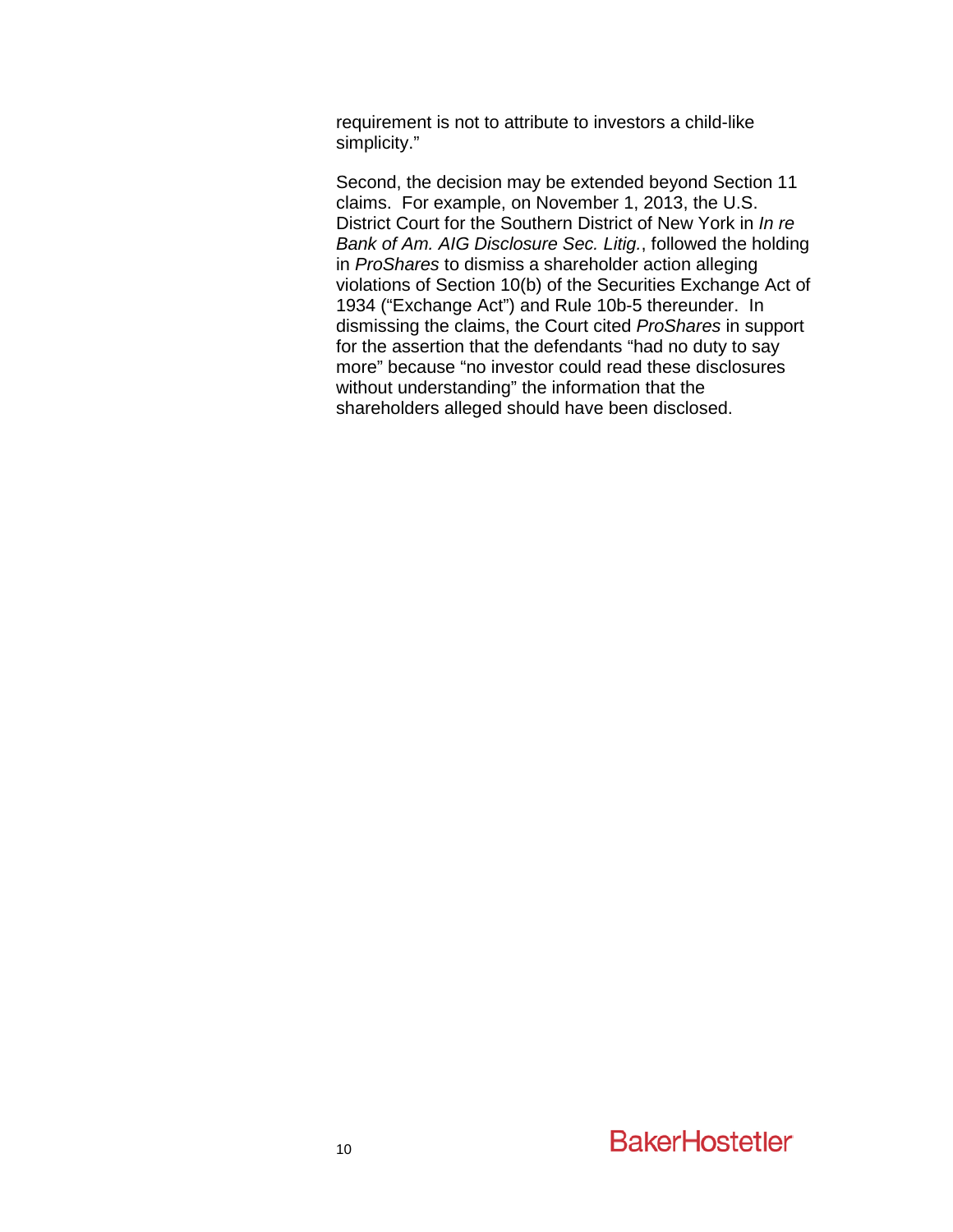requirement is not to attribute to investors a child-like simplicity."

Second, the decision may be extended beyond Section 11 claims. For example, on November 1, 2013, the U.S. District Court for the Southern District of New York in *In re Bank of Am. AIG Disclosure Sec. Litig.*, followed the holding in *ProShares* to dismiss a shareholder action alleging violations of Section 10(b) of the Securities Exchange Act of 1934 ("Exchange Act") and Rule 10b-5 thereunder. In dismissing the claims, the Court cited *ProShares* in support for the assertion that the defendants "had no duty to say more" because "no investor could read these disclosures without understanding" the information that the shareholders alleged should have been disclosed.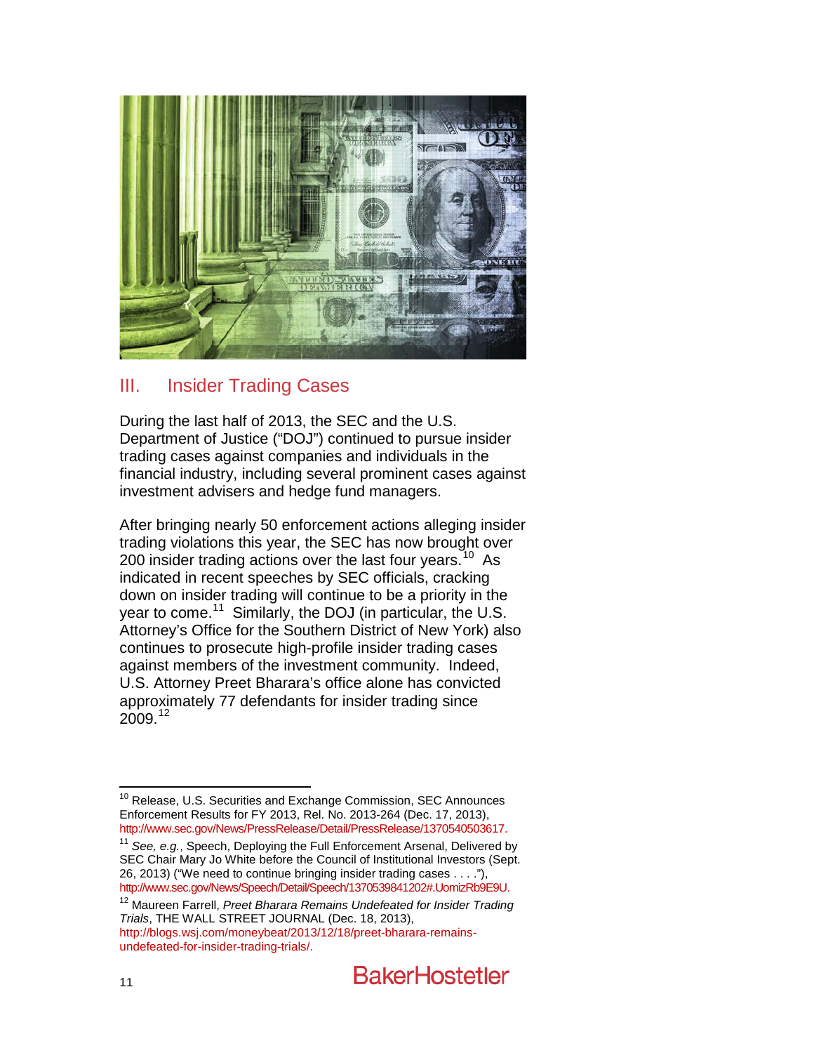## III. Insider Trading Cases

During the last half of 2013, the SEC and the U.S. Department of Justice ("DOJ") continued to pursue insider trading cases against companies and individuals in the financial industry, including several prominent cases against investment advisers and hedge fund managers.

After bringing nearly 50 enforcement actions alleging insider trading violations this year, the SEC has now brought over 200 insider trading actions over the last four years.[10] As indicated in recent speeches by SEC officials, cracking down on insider trading will continue to be a priority in the year to come.[11] Similarly, the DOJ (in particular, the U.S. Attorney's Office for the Southern District of New York) also continues to prosecute high-profile insider trading cases against members of the investment community. Indeed, U.S. Attorney Preet Bharara's office alone has convicted approximately 77 defendants for insider trading since 2009.[12]

---

[10] Release, U.S. Securities and Exchange Commission, SEC Announces Enforcement Results for FY 2013, Rel. No. 2013-264 (Dec. 17, 2013), http://www.sec.gov/News/PressRelease/Detail/PressRelease/1370540503617.

[11] *See, e.g.*, Speech, Deploying the Full Enforcement Arsenal, Delivered by SEC Chair Mary Jo White before the Council of Institutional Investors (Sept. 26, 2013) ("We need to continue bringing insider trading cases . . . ."), http://www.sec.gov/News/Speech/Detail/Speech/1370539841202#.UomizRb9E9U.

[12] Maureen Farrell, *Preet Bharara Remains Undefeated for Insider Trading Trials*, THE WALL STREET JOURNAL (Dec. 18, 2013), http://blogs.wsj.com/moneybeat/2013/12/18/preet-bharara-remains-undefeated-for-insider-trading-trials/.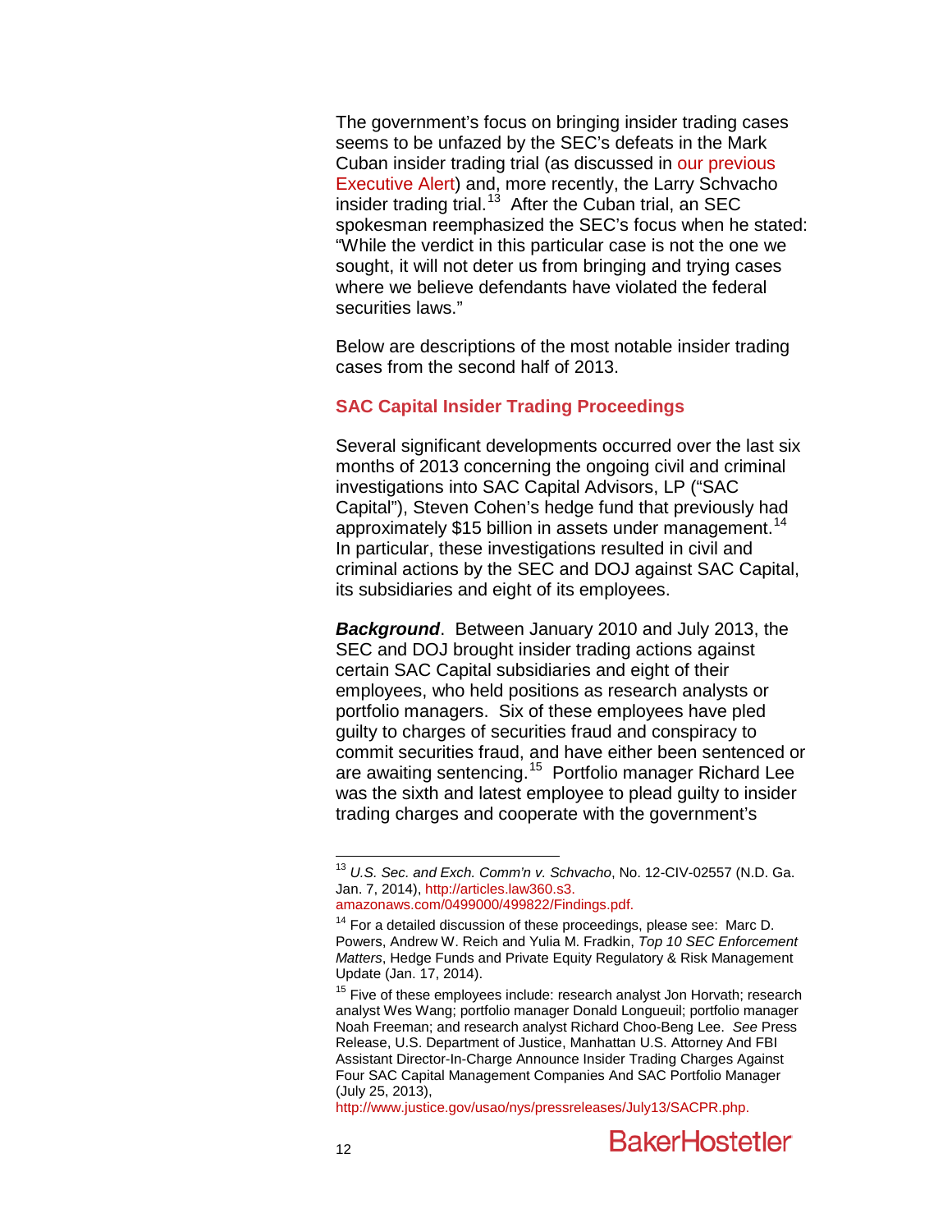The government's focus on bringing insider trading cases seems to be unfazed by the SEC's defeats in the Mark Cuban insider trading trial (as discussed in our previous Executive Alert) and, more recently, the Larry Schvacho insider trading trial.[13] After the Cuban trial, an SEC spokesman reemphasized the SEC's focus when he stated: "While the verdict in this particular case is not the one we sought, it will not deter us from bringing and trying cases where we believe defendants have violated the federal securities laws."

Below are descriptions of the most notable insider trading cases from the second half of 2013.

### SAC Capital Insider Trading Proceedings

Several significant developments occurred over the last six months of 2013 concerning the ongoing civil and criminal investigations into SAC Capital Advisors, LP ("SAC Capital"), Steven Cohen's hedge fund that previously had approximately $15 billion in assets under management.[14] In particular, these investigations resulted in civil and criminal actions by the SEC and DOJ against SAC Capital, its subsidiaries and eight of its employees.

***Background***. Between January 2010 and July 2013, the SEC and DOJ brought insider trading actions against certain SAC Capital subsidiaries and eight of their employees, who held positions as research analysts or portfolio managers. Six of these employees have pled guilty to charges of securities fraud and conspiracy to commit securities fraud, and have either been sentenced or are awaiting sentencing.[15] Portfolio manager Richard Lee was the sixth and latest employee to plead guilty to insider trading charges and cooperate with the government's

---

[13] *U.S. Sec. and Exch. Comm'n v. Schvacho*, No. 12-CIV-02557 (N.D. Ga. Jan. 7, 2014), http://articles.law360.s3.amazonaws.com/0499000/499822/Findings.pdf.

[14] For a detailed discussion of these proceedings, please see: Marc D. Powers, Andrew W. Reich and Yulia M. Fradkin, *Top 10 SEC Enforcement Matters*, Hedge Funds and Private Equity Regulatory & Risk Management Update (Jan. 17, 2014).

[15] Five of these employees include: research analyst Jon Horvath; research analyst Wes Wang; portfolio manager Donald Longueuil; portfolio manager Noah Freeman; and research analyst Richard Choo-Beng Lee. *See* Press Release, U.S. Department of Justice, Manhattan U.S. Attorney And FBI Assistant Director-In-Charge Announce Insider Trading Charges Against Four SAC Capital Management Companies And SAC Portfolio Manager (July 25, 2013), http://www.justice.gov/usao/nys/pressreleases/July13/SACPR.php.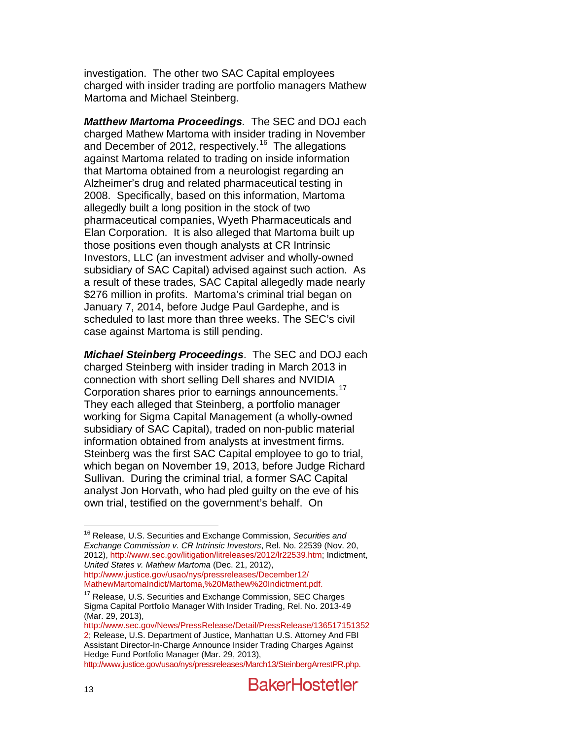investigation. The other two SAC Capital employees charged with insider trading are portfolio managers Mathew Martoma and Michael Steinberg.

***Matthew Martoma Proceedings****.* The SEC and DOJ each charged Mathew Martoma with insider trading in November and December of 2012, respectively.[16] The allegations against Martoma related to trading on inside information that Martoma obtained from a neurologist regarding an Alzheimer's drug and related pharmaceutical testing in 2008. Specifically, based on this information, Martoma allegedly built a long position in the stock of two pharmaceutical companies, Wyeth Pharmaceuticals and Elan Corporation. It is also alleged that Martoma built up those positions even though analysts at CR Intrinsic Investors, LLC (an investment adviser and wholly-owned subsidiary of SAC Capital) advised against such action. As a result of these trades, SAC Capital allegedly made nearly $276 million in profits. Martoma's criminal trial began on January 7, 2014, before Judge Paul Gardephe, and is scheduled to last more than three weeks. The SEC's civil case against Martoma is still pending.

***Michael Steinberg Proceedings***. The SEC and DOJ each charged Steinberg with insider trading in March 2013 in connection with short selling Dell shares and NVIDIA Corporation shares prior to earnings announcements.[17] They each alleged that Steinberg, a portfolio manager working for Sigma Capital Management (a wholly-owned subsidiary of SAC Capital), traded on non-public material information obtained from analysts at investment firms. Steinberg was the first SAC Capital employee to go to trial, which began on November 19, 2013, before Judge Richard Sullivan. During the criminal trial, a former SAC Capital analyst Jon Horvath, who had pled guilty on the eve of his own trial, testified on the government's behalf. On

---

[16] Release, U.S. Securities and Exchange Commission, *Securities and Exchange Commission v. CR Intrinsic Investors*, Rel. No. 22539 (Nov. 20, 2012), http://www.sec.gov/litigation/litreleases/2012/lr22539.htm; Indictment, *United States v. Mathew Martoma* (Dec. 21, 2012), http://www.justice.gov/usao/nys/pressreleases/December12/MathewMartomaIndict/Martoma,%20Mathew%20Indictment.pdf.

[17] Release, U.S. Securities and Exchange Commission, SEC Charges Sigma Capital Portfolio Manager With Insider Trading, Rel. No. 2013-49 (Mar. 29, 2013), http://www.sec.gov/News/PressRelease/Detail/PressRelease/1365171513522; Release, U.S. Department of Justice, Manhattan U.S. Attorney And FBI Assistant Director-In-Charge Announce Insider Trading Charges Against Hedge Fund Portfolio Manager (Mar. 29, 2013), http://www.justice.gov/usao/nys/pressreleases/March13/SteinbergArrestPR.php.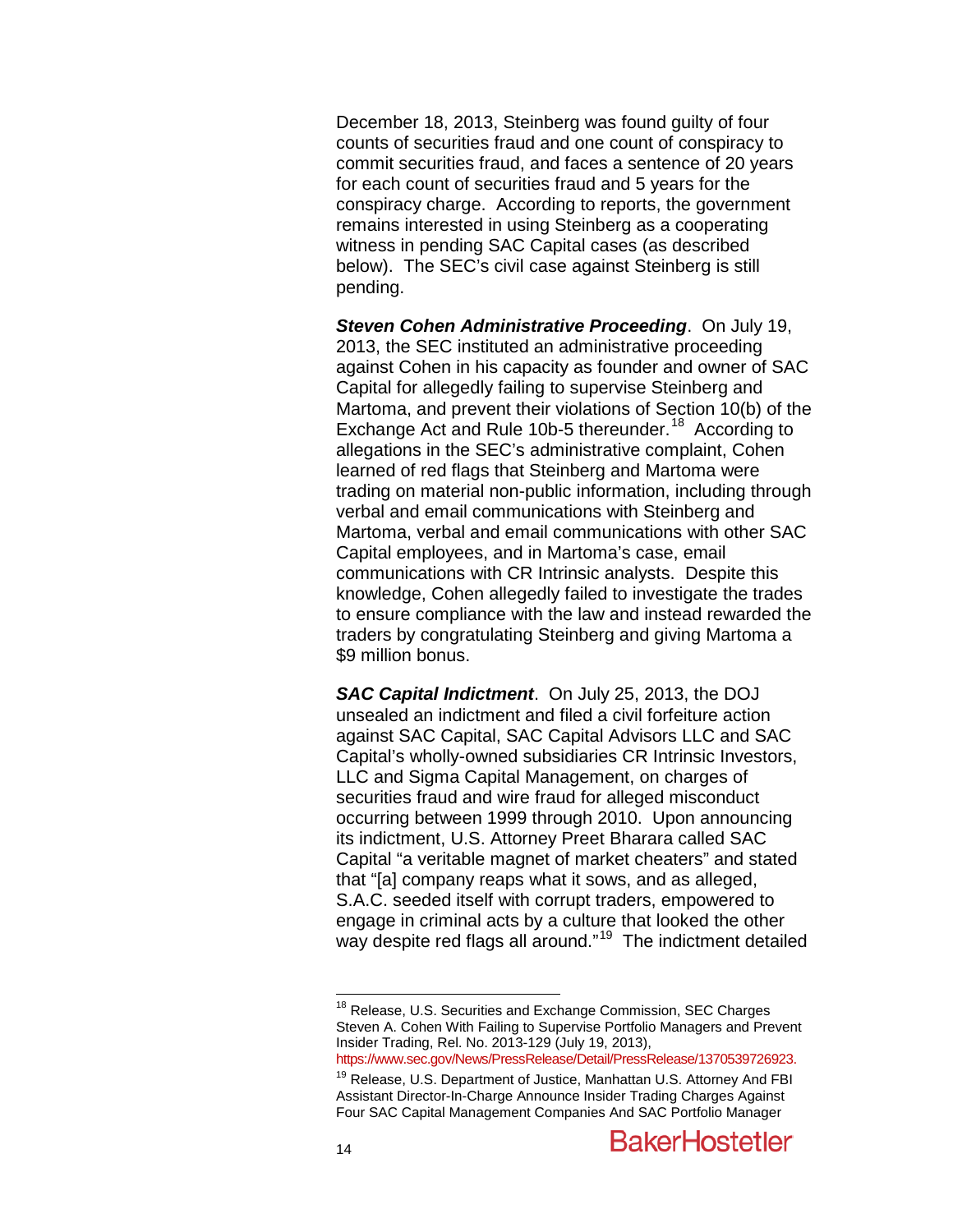December 18, 2013, Steinberg was found guilty of four counts of securities fraud and one count of conspiracy to commit securities fraud, and faces a sentence of 20 years for each count of securities fraud and 5 years for the conspiracy charge. According to reports, the government remains interested in using Steinberg as a cooperating witness in pending SAC Capital cases (as described below). The SEC's civil case against Steinberg is still pending.

***Steven Cohen Administrative Proceeding***. On July 19, 2013, the SEC instituted an administrative proceeding against Cohen in his capacity as founder and owner of SAC Capital for allegedly failing to supervise Steinberg and Martoma, and prevent their violations of Section 10(b) of the Exchange Act and Rule 10b-5 thereunder.[18] According to allegations in the SEC's administrative complaint, Cohen learned of red flags that Steinberg and Martoma were trading on material non-public information, including through verbal and email communications with Steinberg and Martoma, verbal and email communications with other SAC Capital employees, and in Martoma's case, email communications with CR Intrinsic analysts. Despite this knowledge, Cohen allegedly failed to investigate the trades to ensure compliance with the law and instead rewarded the traders by congratulating Steinberg and giving Martoma a $9 million bonus.

***SAC Capital Indictment***. On July 25, 2013, the DOJ unsealed an indictment and filed a civil forfeiture action against SAC Capital, SAC Capital Advisors LLC and SAC Capital's wholly-owned subsidiaries CR Intrinsic Investors, LLC and Sigma Capital Management, on charges of securities fraud and wire fraud for alleged misconduct occurring between 1999 through 2010. Upon announcing its indictment, U.S. Attorney Preet Bharara called SAC Capital "a veritable magnet of market cheaters" and stated that "[a] company reaps what it sows, and as alleged, S.A.C. seeded itself with corrupt traders, empowered to engage in criminal acts by a culture that looked the other way despite red flags all around."[19] The indictment detailed

---

[18] Release, U.S. Securities and Exchange Commission, SEC Charges Steven A. Cohen With Failing to Supervise Portfolio Managers and Prevent Insider Trading, Rel. No. 2013-129 (July 19, 2013), https://www.sec.gov/News/PressRelease/Detail/PressRelease/1370539726923.

[19] Release, U.S. Department of Justice, Manhattan U.S. Attorney And FBI Assistant Director-In-Charge Announce Insider Trading Charges Against Four SAC Capital Management Companies And SAC Portfolio Manager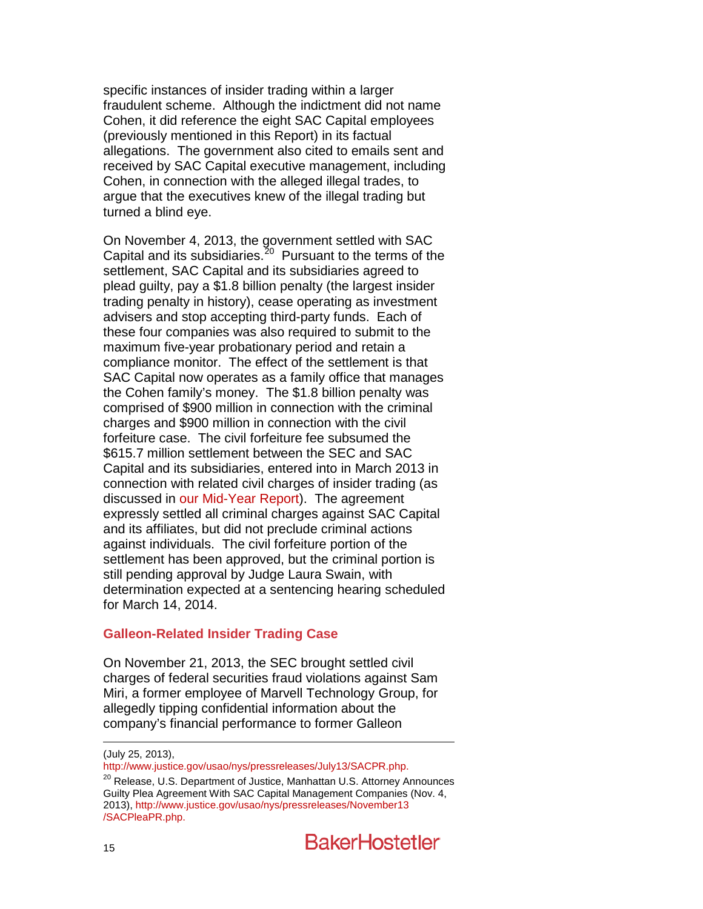specific instances of insider trading within a larger fraudulent scheme. Although the indictment did not name Cohen, it did reference the eight SAC Capital employees (previously mentioned in this Report) in its factual allegations. The government also cited to emails sent and received by SAC Capital executive management, including Cohen, in connection with the alleged illegal trades, to argue that the executives knew of the illegal trading but turned a blind eye.

On November 4, 2013, the government settled with SAC Capital and its subsidiaries.[20] Pursuant to the terms of the settlement, SAC Capital and its subsidiaries agreed to plead guilty, pay a $1.8 billion penalty (the largest insider trading penalty in history), cease operating as investment advisers and stop accepting third-party funds. Each of these four companies was also required to submit to the maximum five-year probationary period and retain a compliance monitor. The effect of the settlement is that SAC Capital now operates as a family office that manages the Cohen family's money. The $1.8 billion penalty was comprised of $900 million in connection with the criminal charges and $900 million in connection with the civil forfeiture case. The civil forfeiture fee subsumed the $615.7 million settlement between the SEC and SAC Capital and its subsidiaries, entered into in March 2013 in connection with related civil charges of insider trading (as discussed in our Mid-Year Report). The agreement expressly settled all criminal charges against SAC Capital and its affiliates, but did not preclude criminal actions against individuals. The civil forfeiture portion of the settlement has been approved, but the criminal portion is still pending approval by Judge Laura Swain, with determination expected at a sentencing hearing scheduled for March 14, 2014.

### Galleon-Related Insider Trading Case

On November 21, 2013, the SEC brought settled civil charges of federal securities fraud violations against Sam Miri, a former employee of Marvell Technology Group, for allegedly tipping confidential information about the company's financial performance to former Galleon

---

(July 25, 2013), http://www.justice.gov/usao/nys/pressreleases/July13/SACPR.php.

[20] Release, U.S. Department of Justice, Manhattan U.S. Attorney Announces Guilty Plea Agreement With SAC Capital Management Companies (Nov. 4, 2013), http://www.justice.gov/usao/nys/pressreleases/November13/SACPleaPR.php.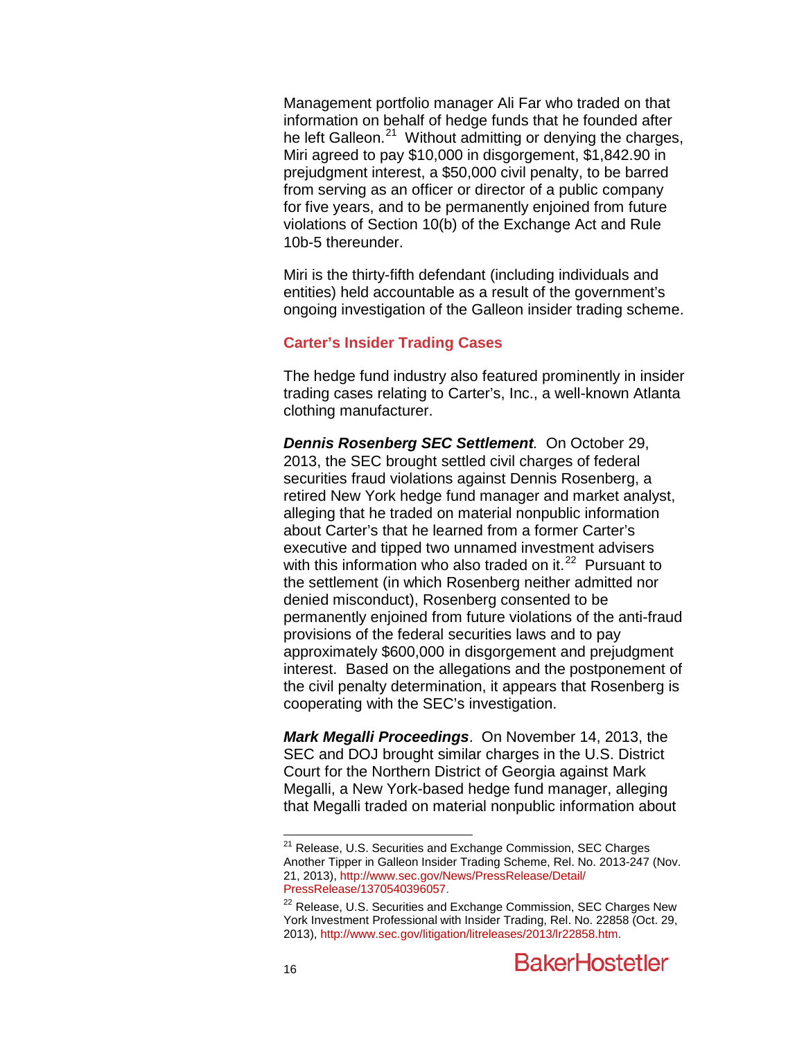Management portfolio manager Ali Far who traded on that information on behalf of hedge funds that he founded after he left Galleon.[21] Without admitting or denying the charges, Miri agreed to pay $10,000 in disgorgement, $1,842.90 in prejudgment interest, a $50,000 civil penalty, to be barred from serving as an officer or director of a public company for five years, and to be permanently enjoined from future violations of Section 10(b) of the Exchange Act and Rule 10b-5 thereunder.

Miri is the thirty-fifth defendant (including individuals and entities) held accountable as a result of the government's ongoing investigation of the Galleon insider trading scheme.

### Carter's Insider Trading Cases

The hedge fund industry also featured prominently in insider trading cases relating to Carter's, Inc., a well-known Atlanta clothing manufacturer.

***Dennis Rosenberg SEC Settlement***. On October 29, 2013, the SEC brought settled civil charges of federal securities fraud violations against Dennis Rosenberg, a retired New York hedge fund manager and market analyst, alleging that he traded on material nonpublic information about Carter's that he learned from a former Carter's executive and tipped two unnamed investment advisers with this information who also traded on it.[22] Pursuant to the settlement (in which Rosenberg neither admitted nor denied misconduct), Rosenberg consented to be permanently enjoined from future violations of the anti-fraud provisions of the federal securities laws and to pay approximately $600,000 in disgorgement and prejudgment interest. Based on the allegations and the postponement of the civil penalty determination, it appears that Rosenberg is cooperating with the SEC's investigation.

***Mark Megalli Proceedings***. On November 14, 2013, the SEC and DOJ brought similar charges in the U.S. District Court for the Northern District of Georgia against Mark Megalli, a New York-based hedge fund manager, alleging that Megalli traded on material nonpublic information about

---

[21] Release, U.S. Securities and Exchange Commission, SEC Charges Another Tipper in Galleon Insider Trading Scheme, Rel. No. 2013-247 (Nov. 21, 2013), http://www.sec.gov/News/PressRelease/Detail/PressRelease/1370540396057.

[22] Release, U.S. Securities and Exchange Commission, SEC Charges New York Investment Professional with Insider Trading, Rel. No. 22858 (Oct. 29, 2013), http://www.sec.gov/litigation/litreleases/2013/lr22858.htm.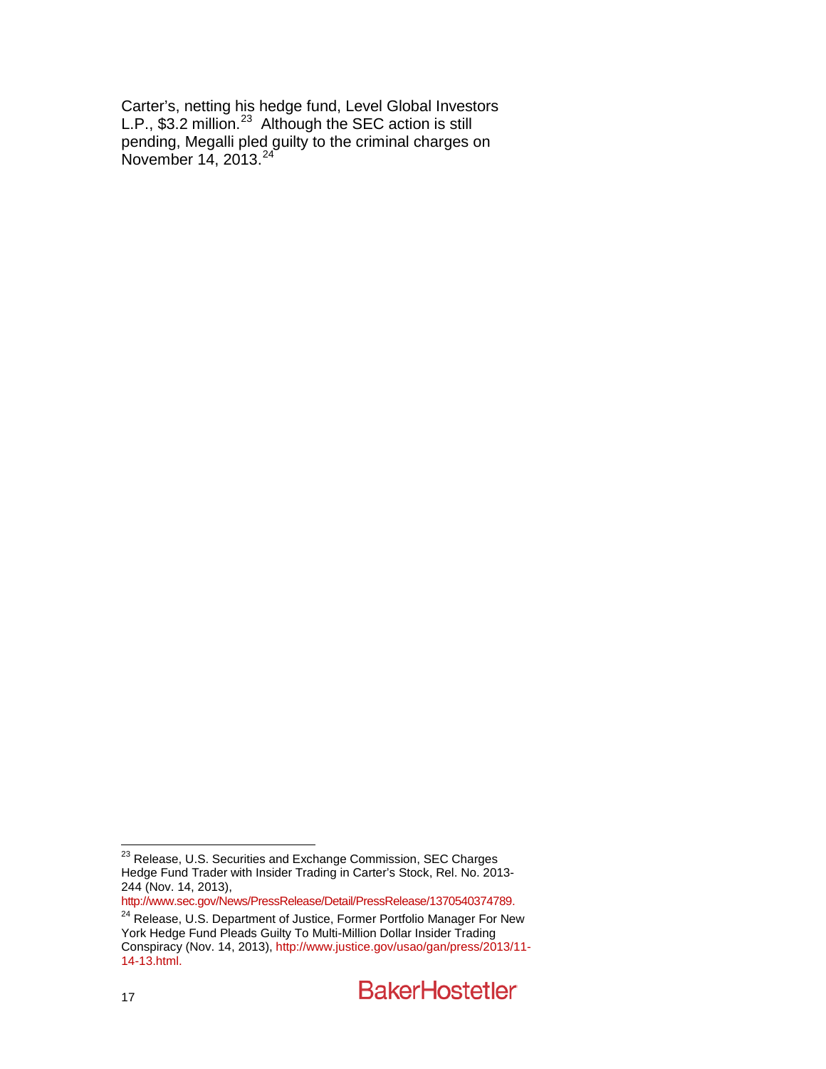Carter's, netting his hedge fund, Level Global Investors L.P., $3.2 million.[23] Although the SEC action is still pending, Megalli pled guilty to the criminal charges on November 14, 2013.[24]

[23] Release, U.S. Securities and Exchange Commission, SEC Charges Hedge Fund Trader with Insider Trading in Carter's Stock, Rel. No. 2013-244 (Nov. 14, 2013), http://www.sec.gov/News/PressRelease/Detail/PressRelease/1370540374789.

[24] Release, U.S. Department of Justice, Former Portfolio Manager For New York Hedge Fund Pleads Guilty To Multi-Million Dollar Insider Trading Conspiracy (Nov. 14, 2013), http://www.justice.gov/usao/gan/press/2013/11-14-13.html.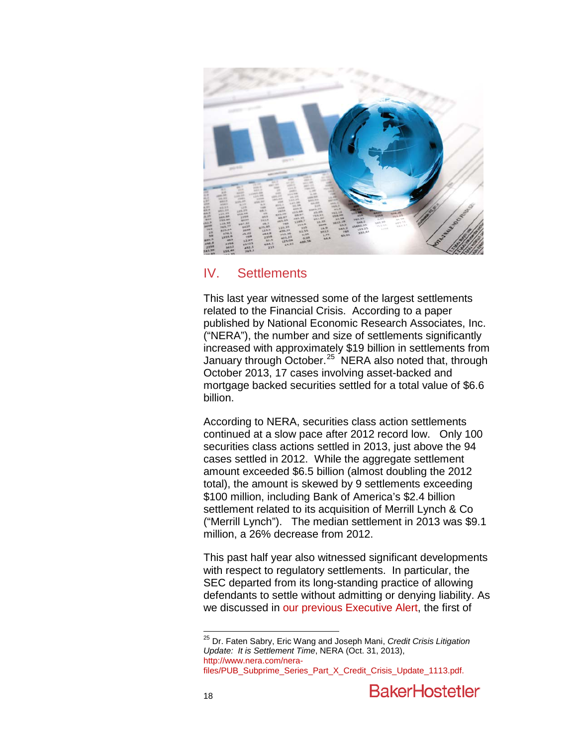## IV. Settlements

This last year witnessed some of the largest settlements related to the Financial Crisis. According to a paper published by National Economic Research Associates, Inc. ("NERA"), the number and size of settlements significantly increased with approximately $19 billion in settlements from January through October.[25] NERA also noted that, through October 2013, 17 cases involving asset-backed and mortgage backed securities settled for a total value of $6.6 billion.

According to NERA, securities class action settlements continued at a slow pace after 2012 record low. Only 100 securities class actions settled in 2013, just above the 94 cases settled in 2012. While the aggregate settlement amount exceeded $6.5 billion (almost doubling the 2012 total), the amount is skewed by 9 settlements exceeding $100 million, including Bank of America's $2.4 billion settlement related to its acquisition of Merrill Lynch & Co ("Merrill Lynch"). The median settlement in 2013 was $9.1 million, a 26% decrease from 2012.

This past half year also witnessed significant developments with respect to regulatory settlements. In particular, the SEC departed from its long-standing practice of allowing defendants to settle without admitting or denying liability. As we discussed in our previous Executive Alert, the first of

---

[25] Dr. Faten Sabry, Eric Wang and Joseph Mani, *Credit Crisis Litigation Update: It is Settlement Time*, NERA (Oct. 31, 2013), http://www.nera.com/nera-files/PUB_Subprime_Series_Part_X_Credit_Crisis_Update_1113.pdf.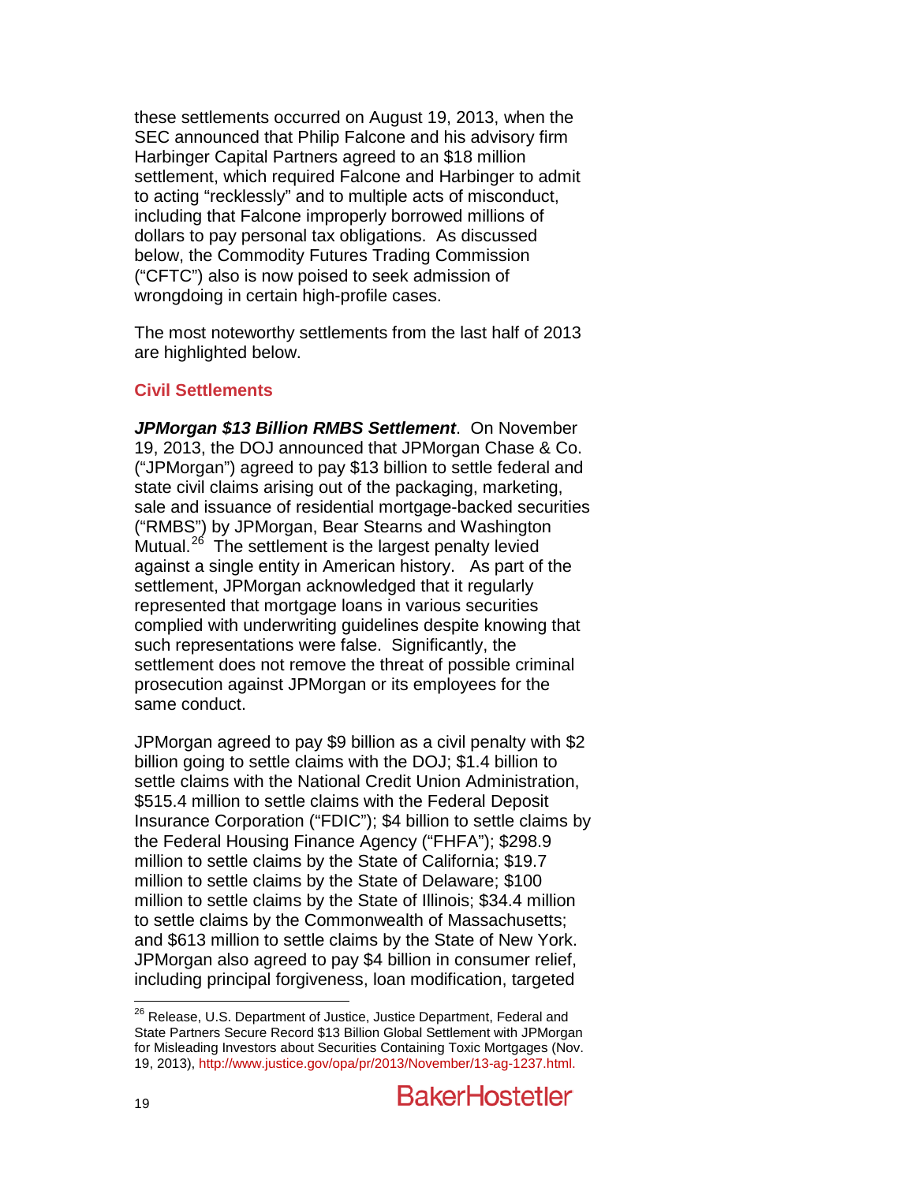these settlements occurred on August 19, 2013, when the SEC announced that Philip Falcone and his advisory firm Harbinger Capital Partners agreed to an $18 million settlement, which required Falcone and Harbinger to admit to acting "recklessly" and to multiple acts of misconduct, including that Falcone improperly borrowed millions of dollars to pay personal tax obligations. As discussed below, the Commodity Futures Trading Commission ("CFTC") also is now poised to seek admission of wrongdoing in certain high-profile cases.

The most noteworthy settlements from the last half of 2013 are highlighted below.

### Civil Settlements

***JPMorgan $13 Billion RMBS Settlement***. On November 19, 2013, the DOJ announced that JPMorgan Chase & Co. ("JPMorgan") agreed to pay $13 billion to settle federal and state civil claims arising out of the packaging, marketing, sale and issuance of residential mortgage-backed securities ("RMBS") by JPMorgan, Bear Stearns and Washington Mutual.[26] The settlement is the largest penalty levied against a single entity in American history. As part of the settlement, JPMorgan acknowledged that it regularly represented that mortgage loans in various securities complied with underwriting guidelines despite knowing that such representations were false. Significantly, the settlement does not remove the threat of possible criminal prosecution against JPMorgan or its employees for the same conduct.

JPMorgan agreed to pay $9 billion as a civil penalty with $2 billion going to settle claims with the DOJ; $1.4 billion to settle claims with the National Credit Union Administration, $515.4 million to settle claims with the Federal Deposit Insurance Corporation ("FDIC"); $4 billion to settle claims by the Federal Housing Finance Agency ("FHFA"); $298.9 million to settle claims by the State of California; $19.7 million to settle claims by the State of Delaware; $100 million to settle claims by the State of Illinois; $34.4 million to settle claims by the Commonwealth of Massachusetts; and $613 million to settle claims by the State of New York. JPMorgan also agreed to pay $4 billion in consumer relief, including principal forgiveness, loan modification, targeted

---

[26] Release, U.S. Department of Justice, Justice Department, Federal and State Partners Secure Record $13 Billion Global Settlement with JPMorgan for Misleading Investors about Securities Containing Toxic Mortgages (Nov. 19, 2013), http://www.justice.gov/opa/pr/2013/November/13-ag-1237.html.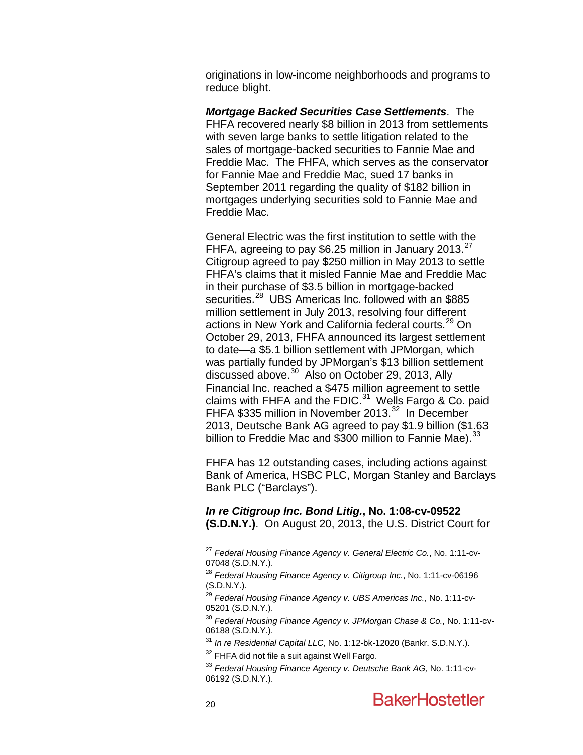originations in low-income neighborhoods and programs to reduce blight.

***Mortgage Backed Securities Case Settlements***. The FHFA recovered nearly $8 billion in 2013 from settlements with seven large banks to settle litigation related to the sales of mortgage-backed securities to Fannie Mae and Freddie Mac. The FHFA, which serves as the conservator for Fannie Mae and Freddie Mac, sued 17 banks in September 2011 regarding the quality of $182 billion in mortgages underlying securities sold to Fannie Mae and Freddie Mac.

General Electric was the first institution to settle with the FHFA, agreeing to pay $6.25 million in January 2013.[27] Citigroup agreed to pay $250 million in May 2013 to settle FHFA's claims that it misled Fannie Mae and Freddie Mac in their purchase of $3.5 billion in mortgage-backed securities.[28] UBS Americas Inc. followed with an $885 million settlement in July 2013, resolving four different actions in New York and California federal courts.[29] On October 29, 2013, FHFA announced its largest settlement to date—a $5.1 billion settlement with JPMorgan, which was partially funded by JPMorgan's $13 billion settlement discussed above.[30] Also on October 29, 2013, Ally Financial Inc. reached a $475 million agreement to settle claims with FHFA and the FDIC.[31] Wells Fargo & Co. paid FHFA $335 million in November 2013.[32] In December 2013, Deutsche Bank AG agreed to pay $1.9 billion ($1.63 billion to Freddie Mac and $300 million to Fannie Mae).[33]

FHFA has 12 outstanding cases, including actions against Bank of America, HSBC PLC, Morgan Stanley and Barclays Bank PLC ("Barclays").

***In re Citigroup Inc. Bond Litig.*, No. 1:08-cv-09522 (S.D.N.Y.)**. On August 20, 2013, the U.S. District Court for

---

[27] *Federal Housing Finance Agency v. General Electric Co.*, No. 1:11-cv-07048 (S.D.N.Y.).

[28] *Federal Housing Finance Agency v. Citigroup Inc.*, No. 1:11-cv-06196 (S.D.N.Y.).

[29] *Federal Housing Finance Agency v. UBS Americas Inc.*, No. 1:11-cv-05201 (S.D.N.Y.).

[30] *Federal Housing Finance Agency v. JPMorgan Chase & Co.*, No. 1:11-cv-06188 (S.D.N.Y.).

[31] *In re Residential Capital LLC*, No. 1:12-bk-12020 (Bankr. S.D.N.Y.).

[32] FHFA did not file a suit against Well Fargo.

[33] *Federal Housing Finance Agency v. Deutsche Bank AG,* No. 1:11-cv-06192 (S.D.N.Y.).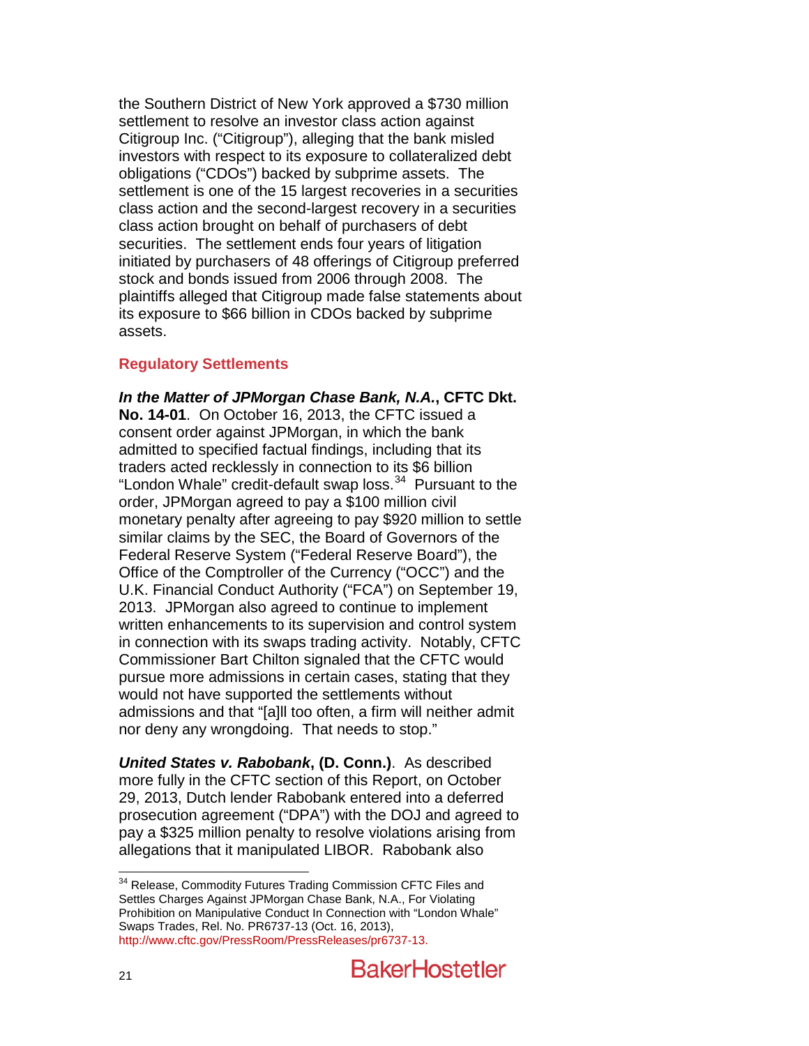the Southern District of New York approved a $730 million settlement to resolve an investor class action against Citigroup Inc. ("Citigroup"), alleging that the bank misled investors with respect to its exposure to collateralized debt obligations ("CDOs") backed by subprime assets. The settlement is one of the 15 largest recoveries in a securities class action and the second-largest recovery in a securities class action brought on behalf of purchasers of debt securities. The settlement ends four years of litigation initiated by purchasers of 48 offerings of Citigroup preferred stock and bonds issued from 2006 through 2008. The plaintiffs alleged that Citigroup made false statements about its exposure to $66 billion in CDOs backed by subprime assets.

### Regulatory Settlements

***In the Matter of JPMorgan Chase Bank, N.A.*, CFTC Dkt. No. 14-01**. On October 16, 2013, the CFTC issued a consent order against JPMorgan, in which the bank admitted to specified factual findings, including that its traders acted recklessly in connection to its $6 billion "London Whale" credit-default swap loss.[34] Pursuant to the order, JPMorgan agreed to pay a $100 million civil monetary penalty after agreeing to pay $920 million to settle similar claims by the SEC, the Board of Governors of the Federal Reserve System ("Federal Reserve Board"), the Office of the Comptroller of the Currency ("OCC") and the U.K. Financial Conduct Authority ("FCA") on September 19, 2013. JPMorgan also agreed to continue to implement written enhancements to its supervision and control system in connection with its swaps trading activity. Notably, CFTC Commissioner Bart Chilton signaled that the CFTC would pursue more admissions in certain cases, stating that they would not have supported the settlements without admissions and that "[a]ll too often, a firm will neither admit nor deny any wrongdoing. That needs to stop."

***United States v. Rabobank*, (D. Conn.)**. As described more fully in the CFTC section of this Report, on October 29, 2013, Dutch lender Rabobank entered into a deferred prosecution agreement ("DPA") with the DOJ and agreed to pay a $325 million penalty to resolve violations arising from allegations that it manipulated LIBOR. Rabobank also

---

[34] Release, Commodity Futures Trading Commission CFTC Files and Settles Charges Against JPMorgan Chase Bank, N.A., For Violating Prohibition on Manipulative Conduct In Connection with "London Whale" Swaps Trades, Rel. No. PR6737-13 (Oct. 16, 2013), http://www.cftc.gov/PressRoom/PressReleases/pr6737-13.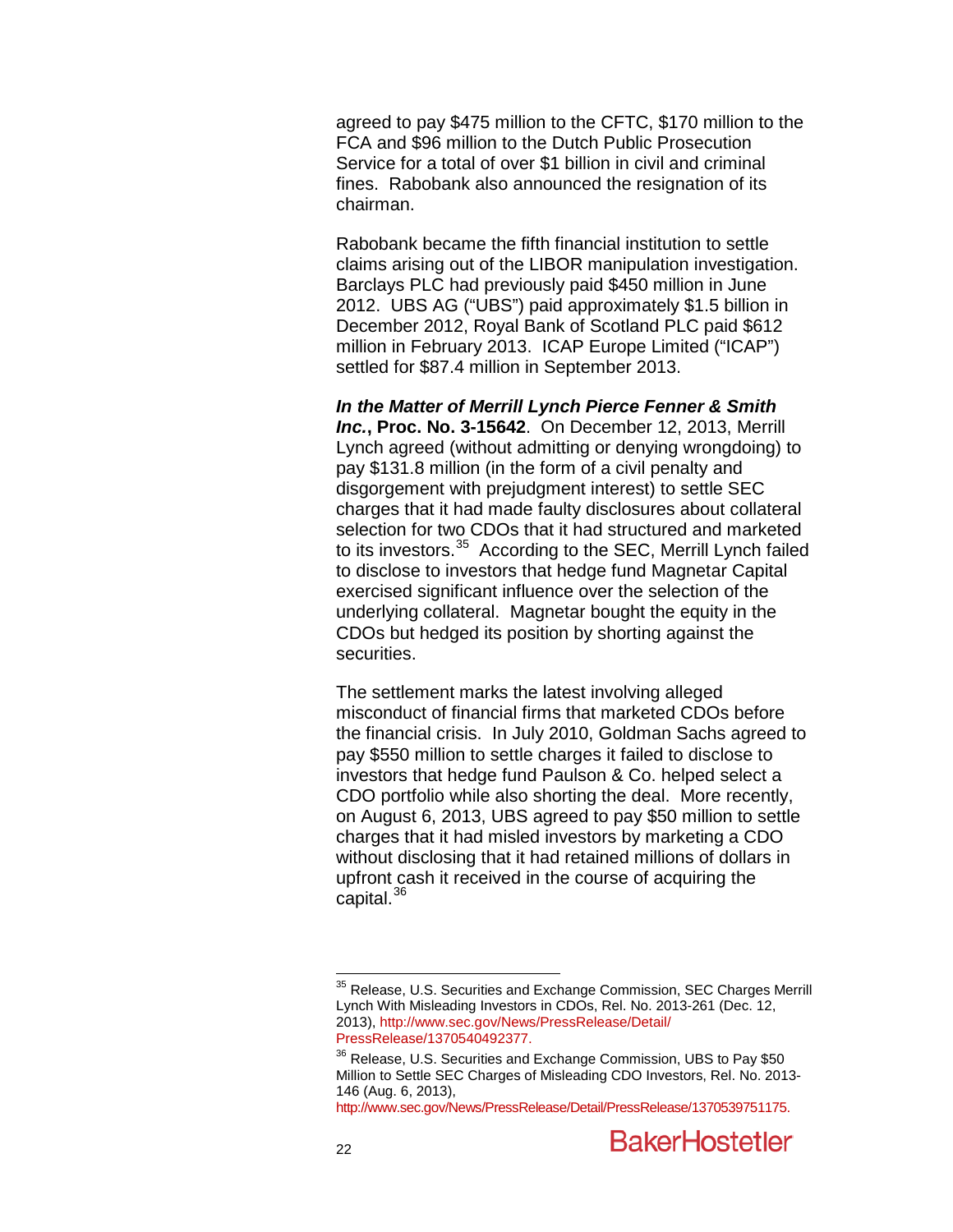agreed to pay $475 million to the CFTC, $170 million to the FCA and $96 million to the Dutch Public Prosecution Service for a total of over $1 billion in civil and criminal fines. Rabobank also announced the resignation of its chairman.

Rabobank became the fifth financial institution to settle claims arising out of the LIBOR manipulation investigation. Barclays PLC had previously paid $450 million in June 2012. UBS AG ("UBS") paid approximately $1.5 billion in December 2012, Royal Bank of Scotland PLC paid $612 million in February 2013. ICAP Europe Limited ("ICAP") settled for $87.4 million in September 2013.

***In the Matter of Merrill Lynch Pierce Fenner & Smith Inc.*****, Proc. No. 3-15642**. On December 12, 2013, Merrill Lynch agreed (without admitting or denying wrongdoing) to pay $131.8 million (in the form of a civil penalty and disgorgement with prejudgment interest) to settle SEC charges that it had made faulty disclosures about collateral selection for two CDOs that it had structured and marketed to its investors.[35] According to the SEC, Merrill Lynch failed to disclose to investors that hedge fund Magnetar Capital exercised significant influence over the selection of the underlying collateral. Magnetar bought the equity in the CDOs but hedged its position by shorting against the securities.

The settlement marks the latest involving alleged misconduct of financial firms that marketed CDOs before the financial crisis. In July 2010, Goldman Sachs agreed to pay $550 million to settle charges it failed to disclose to investors that hedge fund Paulson & Co. helped select a CDO portfolio while also shorting the deal. More recently, on August 6, 2013, UBS agreed to pay $50 million to settle charges that it had misled investors by marketing a CDO without disclosing that it had retained millions of dollars in upfront cash it received in the course of acquiring the capital.[36]

---

[35] Release, U.S. Securities and Exchange Commission, SEC Charges Merrill Lynch With Misleading Investors in CDOs, Rel. No. 2013-261 (Dec. 12, 2013), http://www.sec.gov/News/PressRelease/Detail/PressRelease/1370540492377.

[36] Release, U.S. Securities and Exchange Commission, UBS to Pay $50 Million to Settle SEC Charges of Misleading CDO Investors, Rel. No. 2013-146 (Aug. 6, 2013), http://www.sec.gov/News/PressRelease/Detail/PressRelease/1370539751175.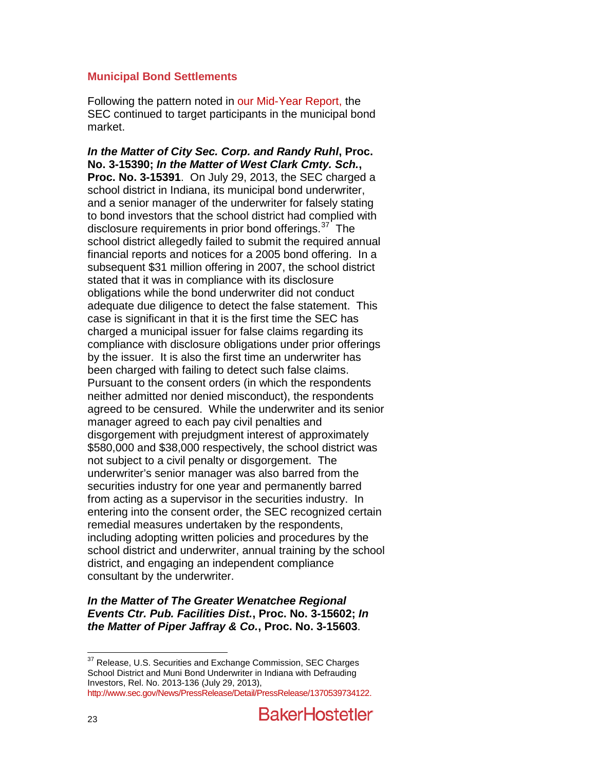## Municipal Bond Settlements

Following the pattern noted in our Mid-Year Report, the SEC continued to target participants in the municipal bond market.

***In the Matter of City Sec. Corp. and Randy Ruhl*, Proc. No. 3-15390; *In the Matter of West Clark Cmty. Sch.*, Proc. No. 3-15391**. On July 29, 2013, the SEC charged a school district in Indiana, its municipal bond underwriter, and a senior manager of the underwriter for falsely stating to bond investors that the school district had complied with disclosure requirements in prior bond offerings.[37] The school district allegedly failed to submit the required annual financial reports and notices for a 2005 bond offering. In a subsequent $31 million offering in 2007, the school district stated that it was in compliance with its disclosure obligations while the bond underwriter did not conduct adequate due diligence to detect the false statement. This case is significant in that it is the first time the SEC has charged a municipal issuer for false claims regarding its compliance with disclosure obligations under prior offerings by the issuer. It is also the first time an underwriter has been charged with failing to detect such false claims. Pursuant to the consent orders (in which the respondents neither admitted nor denied misconduct), the respondents agreed to be censured. While the underwriter and its senior manager agreed to each pay civil penalties and disgorgement with prejudgment interest of approximately $580,000 and $38,000 respectively, the school district was not subject to a civil penalty or disgorgement. The underwriter's senior manager was also barred from the securities industry for one year and permanently barred from acting as a supervisor in the securities industry. In entering into the consent order, the SEC recognized certain remedial measures undertaken by the respondents, including adopting written policies and procedures by the school district and underwriter, annual training by the school district, and engaging an independent compliance consultant by the underwriter.

***In the Matter of The Greater Wenatchee Regional Events Ctr. Pub. Facilities Dist.*, Proc. No. 3-15602; *In the Matter of Piper Jaffray & Co.*, Proc. No. 3-15603**.

---

[37] Release, U.S. Securities and Exchange Commission, SEC Charges School District and Muni Bond Underwriter in Indiana with Defrauding Investors, Rel. No. 2013-136 (July 29, 2013), http://www.sec.gov/News/PressRelease/Detail/PressRelease/1370539734122.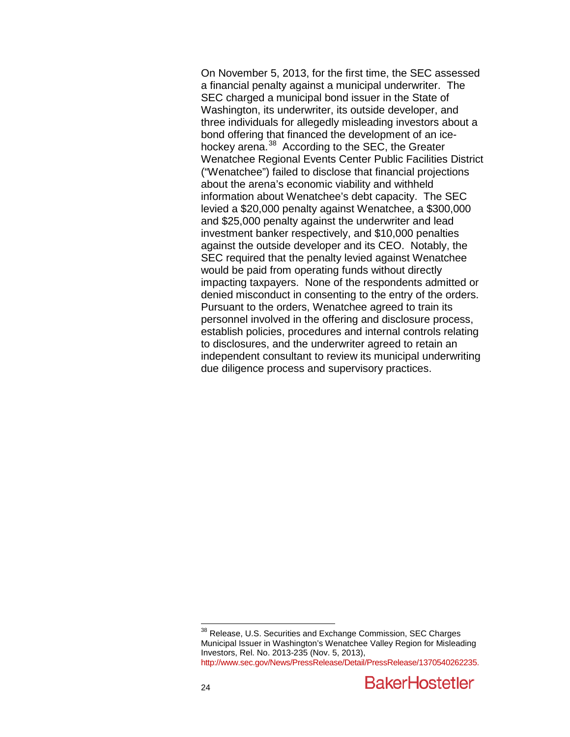On November 5, 2013, for the first time, the SEC assessed a financial penalty against a municipal underwriter. The SEC charged a municipal bond issuer in the State of Washington, its underwriter, its outside developer, and three individuals for allegedly misleading investors about a bond offering that financed the development of an ice-hockey arena.[38] According to the SEC, the Greater Wenatchee Regional Events Center Public Facilities District ("Wenatchee") failed to disclose that financial projections about the arena's economic viability and withheld information about Wenatchee's debt capacity. The SEC levied a $20,000 penalty against Wenatchee, a $300,000 and $25,000 penalty against the underwriter and lead investment banker respectively, and $10,000 penalties against the outside developer and its CEO. Notably, the SEC required that the penalty levied against Wenatchee would be paid from operating funds without directly impacting taxpayers. None of the respondents admitted or denied misconduct in consenting to the entry of the orders. Pursuant to the orders, Wenatchee agreed to train its personnel involved in the offering and disclosure process, establish policies, procedures and internal controls relating to disclosures, and the underwriter agreed to retain an independent consultant to review its municipal underwriting due diligence process and supervisory practices.

---

[38] Release, U.S. Securities and Exchange Commission, SEC Charges Municipal Issuer in Washington's Wenatchee Valley Region for Misleading Investors, Rel. No. 2013-235 (Nov. 5, 2013), http://www.sec.gov/News/PressRelease/Detail/PressRelease/1370540262235.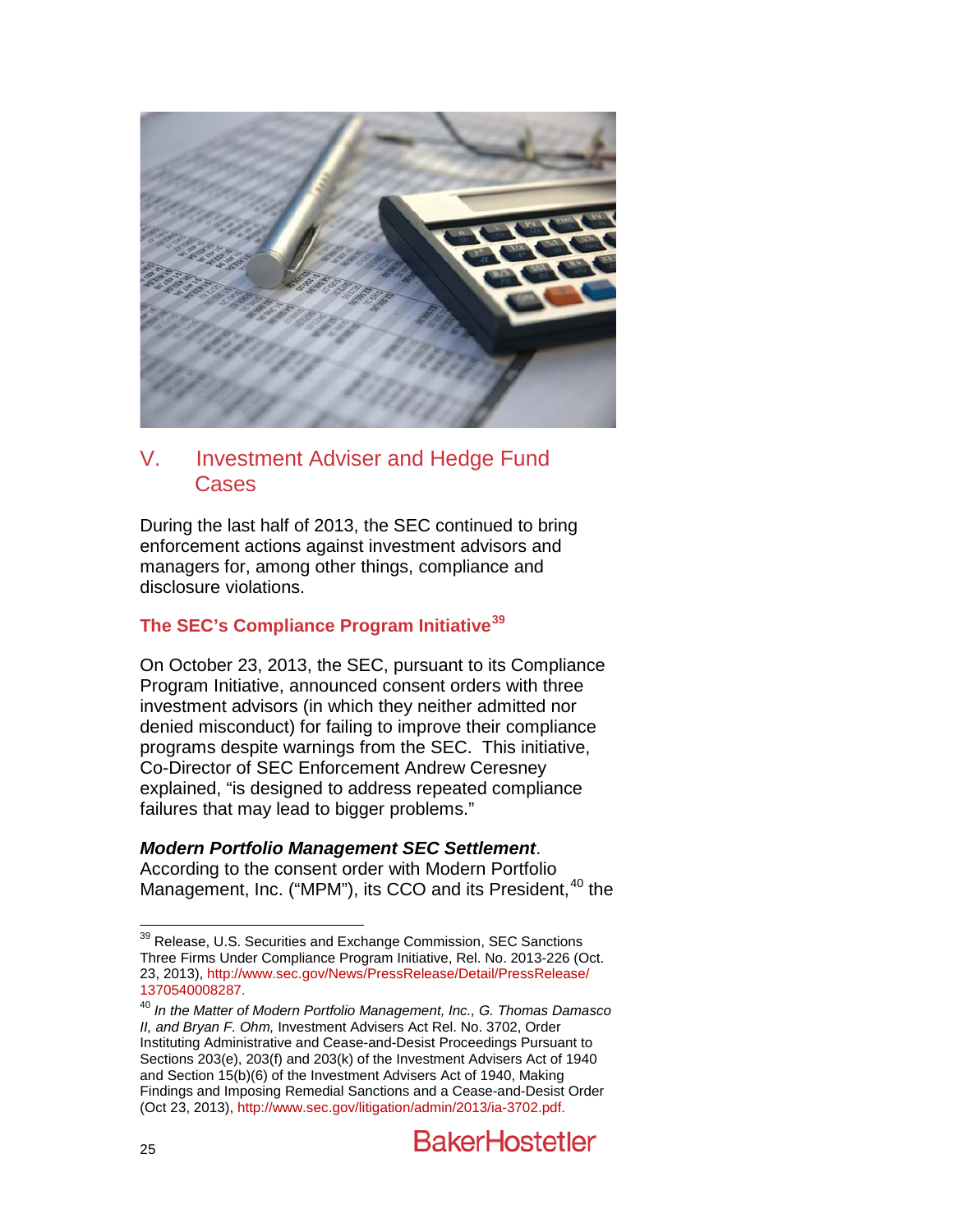## V. Investment Adviser and Hedge Fund Cases

During the last half of 2013, the SEC continued to bring enforcement actions against investment advisors and managers for, among other things, compliance and disclosure violations.

### The SEC's Compliance Program Initiative[39]

On October 23, 2013, the SEC, pursuant to its Compliance Program Initiative, announced consent orders with three investment advisors (in which they neither admitted nor denied misconduct) for failing to improve their compliance programs despite warnings from the SEC. This initiative, Co-Director of SEC Enforcement Andrew Ceresney explained, "is designed to address repeated compliance failures that may lead to bigger problems."

***Modern Portfolio Management SEC Settlement***. According to the consent order with Modern Portfolio Management, Inc. ("MPM"), its CCO and its President,[40] the

---

[39] Release, U.S. Securities and Exchange Commission, SEC Sanctions Three Firms Under Compliance Program Initiative, Rel. No. 2013-226 (Oct. 23, 2013), http://www.sec.gov/News/PressRelease/Detail/PressRelease/1370540008287.

[40] *In the Matter of Modern Portfolio Management, Inc., G. Thomas Damasco II, and Bryan F. Ohm,* Investment Advisers Act Rel. No. 3702, Order Instituting Administrative and Cease-and-Desist Proceedings Pursuant to Sections 203(e), 203(f) and 203(k) of the Investment Advisers Act of 1940 and Section 15(b)(6) of the Investment Advisers Act of 1940, Making Findings and Imposing Remedial Sanctions and a Cease-and-Desist Order (Oct 23, 2013), http://www.sec.gov/litigation/admin/2013/ia-3702.pdf.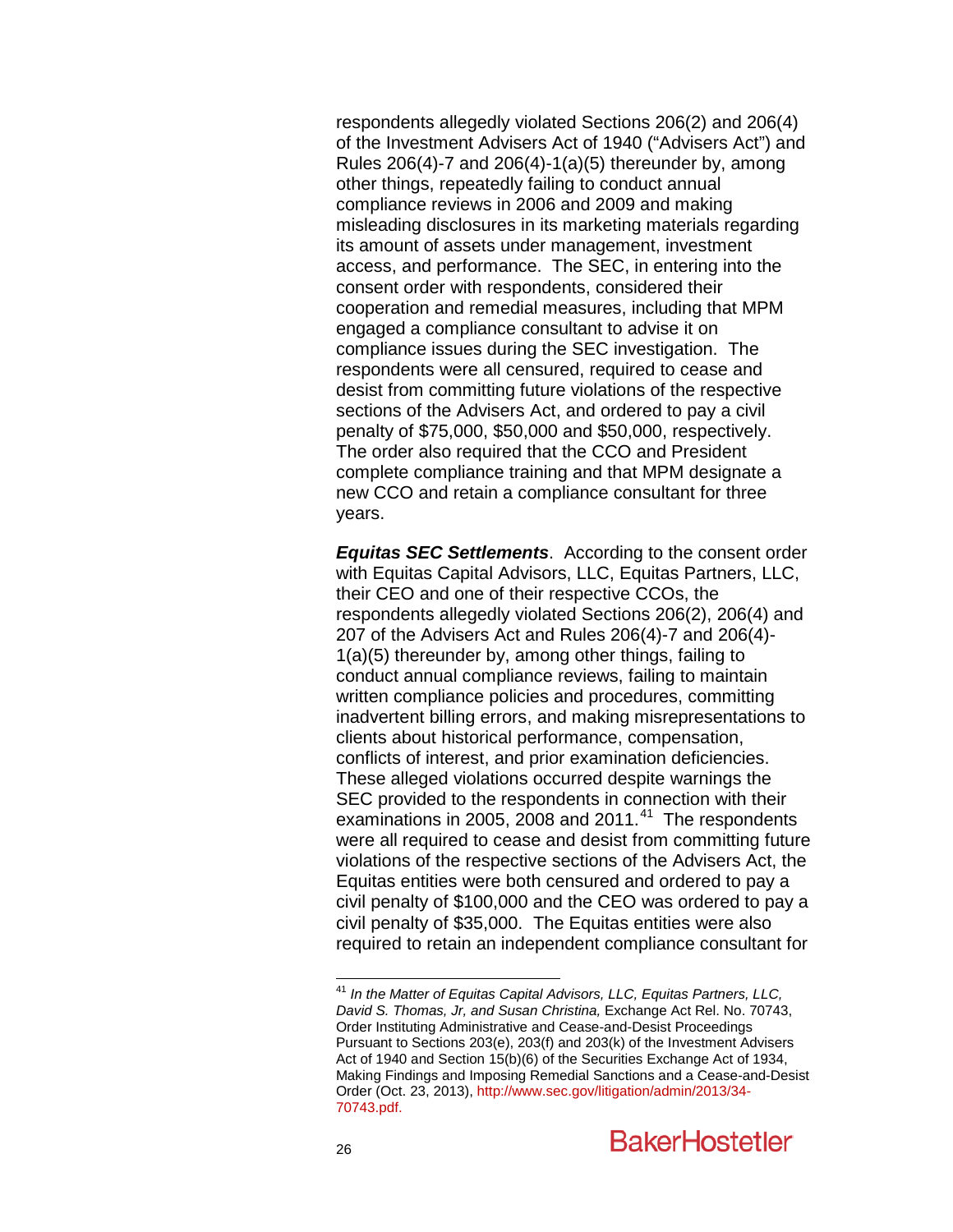respondents allegedly violated Sections 206(2) and 206(4) of the Investment Advisers Act of 1940 (“Advisers Act”) and Rules 206(4)-7 and 206(4)-1(a)(5) thereunder by, among other things, repeatedly failing to conduct annual compliance reviews in 2006 and 2009 and making misleading disclosures in its marketing materials regarding its amount of assets under management, investment access, and performance. The SEC, in entering into the consent order with respondents, considered their cooperation and remedial measures, including that MPM engaged a compliance consultant to advise it on compliance issues during the SEC investigation. The respondents were all censured, required to cease and desist from committing future violations of the respective sections of the Advisers Act, and ordered to pay a civil penalty of $75,000, $50,000 and $50,000, respectively. The order also required that the CCO and President complete compliance training and that MPM designate a new CCO and retain a compliance consultant for three years.

***Equitas SEC Settlements***. According to the consent order with Equitas Capital Advisors, LLC, Equitas Partners, LLC, their CEO and one of their respective CCOs, the respondents allegedly violated Sections 206(2), 206(4) and 207 of the Advisers Act and Rules 206(4)-7 and 206(4)-1(a)(5) thereunder by, among other things, failing to conduct annual compliance reviews, failing to maintain written compliance policies and procedures, committing inadvertent billing errors, and making misrepresentations to clients about historical performance, compensation, conflicts of interest, and prior examination deficiencies. These alleged violations occurred despite warnings the SEC provided to the respondents in connection with their examinations in 2005, 2008 and 2011.[41] The respondents were all required to cease and desist from committing future violations of the respective sections of the Advisers Act, the Equitas entities were both censured and ordered to pay a civil penalty of $100,000 and the CEO was ordered to pay a civil penalty of $35,000. The Equitas entities were also required to retain an independent compliance consultant for

---

[41] *In the Matter of Equitas Capital Advisors, LLC, Equitas Partners, LLC, David S. Thomas, Jr, and Susan Christina,* Exchange Act Rel. No. 70743, Order Instituting Administrative and Cease-and-Desist Proceedings Pursuant to Sections 203(e), 203(f) and 203(k) of the Investment Advisers Act of 1940 and Section 15(b)(6) of the Securities Exchange Act of 1934, Making Findings and Imposing Remedial Sanctions and a Cease-and-Desist Order (Oct. 23, 2013), http://www.sec.gov/litigation/admin/2013/34-70743.pdf.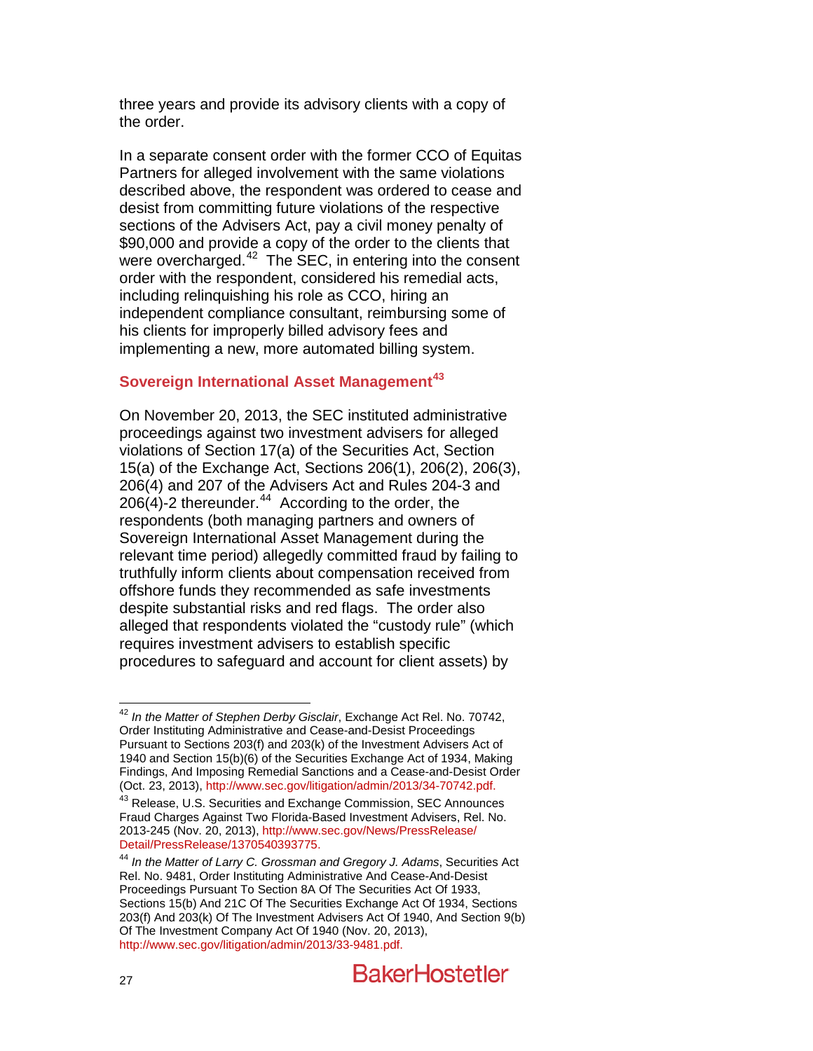three years and provide its advisory clients with a copy of the order.

In a separate consent order with the former CCO of Equitas Partners for alleged involvement with the same violations described above, the respondent was ordered to cease and desist from committing future violations of the respective sections of the Advisers Act, pay a civil money penalty of $90,000 and provide a copy of the order to the clients that were overcharged.[42] The SEC, in entering into the consent order with the respondent, considered his remedial acts, including relinquishing his role as CCO, hiring an independent compliance consultant, reimbursing some of his clients for improperly billed advisory fees and implementing a new, more automated billing system.

### Sovereign International Asset Management[43]

On November 20, 2013, the SEC instituted administrative proceedings against two investment advisers for alleged violations of Section 17(a) of the Securities Act, Section 15(a) of the Exchange Act, Sections 206(1), 206(2), 206(3), 206(4) and 207 of the Advisers Act and Rules 204-3 and 206(4)-2 thereunder.[44] According to the order, the respondents (both managing partners and owners of Sovereign International Asset Management during the relevant time period) allegedly committed fraud by failing to truthfully inform clients about compensation received from offshore funds they recommended as safe investments despite substantial risks and red flags. The order also alleged that respondents violated the "custody rule" (which requires investment advisers to establish specific procedures to safeguard and account for client assets) by

---

[42] *In the Matter of Stephen Derby Gisclair*, Exchange Act Rel. No. 70742, Order Instituting Administrative and Cease-and-Desist Proceedings Pursuant to Sections 203(f) and 203(k) of the Investment Advisers Act of 1940 and Section 15(b)(6) of the Securities Exchange Act of 1934, Making Findings, And Imposing Remedial Sanctions and a Cease-and-Desist Order (Oct. 23, 2013), http://www.sec.gov/litigation/admin/2013/34-70742.pdf.

[43] Release, U.S. Securities and Exchange Commission, SEC Announces Fraud Charges Against Two Florida-Based Investment Advisers, Rel. No. 2013-245 (Nov. 20, 2013), http://www.sec.gov/News/PressRelease/Detail/PressRelease/1370540393775.

[44] *In the Matter of Larry C. Grossman and Gregory J. Adams*, Securities Act Rel. No. 9481, Order Instituting Administrative And Cease-And-Desist Proceedings Pursuant To Section 8A Of The Securities Act Of 1933, Sections 15(b) And 21C Of The Securities Exchange Act Of 1934, Sections 203(f) And 203(k) Of The Investment Advisers Act Of 1940, And Section 9(b) Of The Investment Company Act Of 1940 (Nov. 20, 2013), http://www.sec.gov/litigation/admin/2013/33-9481.pdf.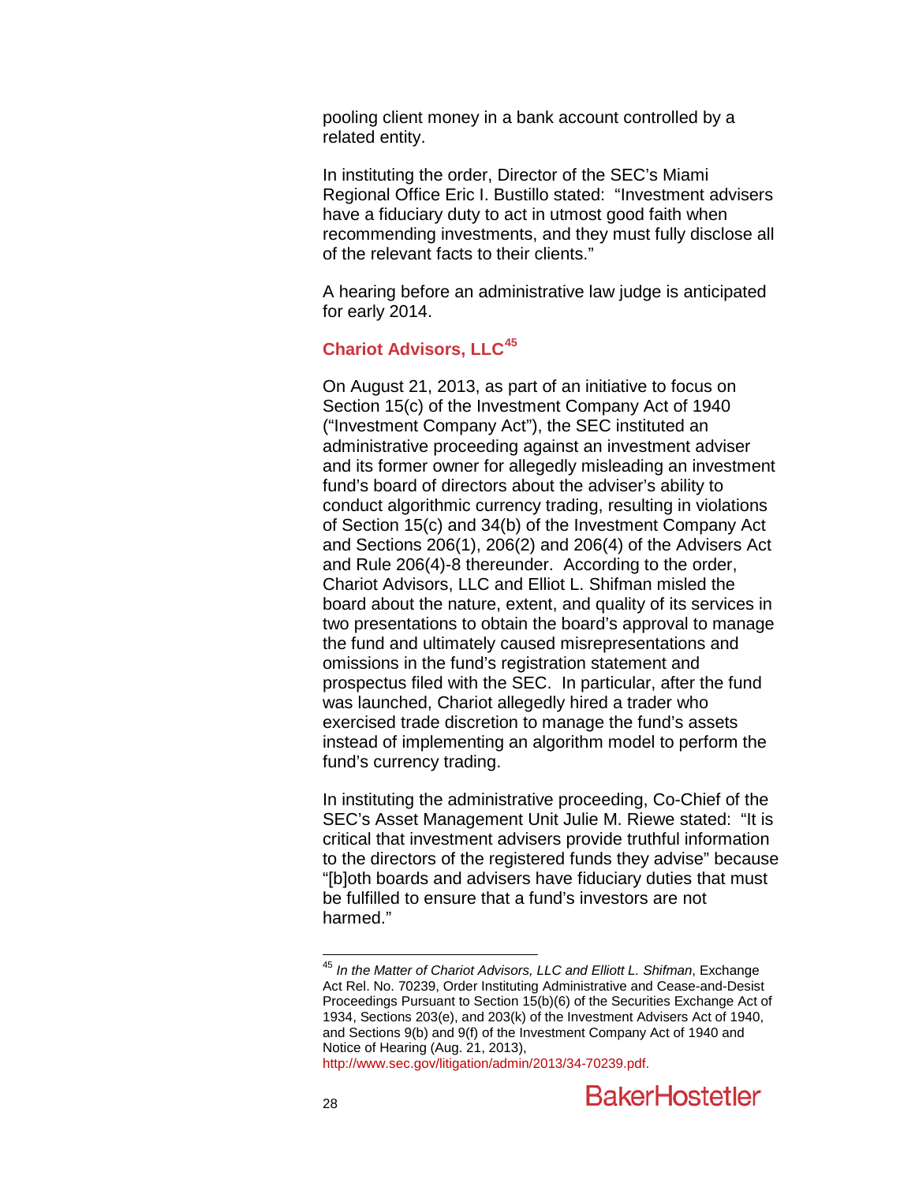pooling client money in a bank account controlled by a related entity.

In instituting the order, Director of the SEC's Miami Regional Office Eric I. Bustillo stated: "Investment advisers have a fiduciary duty to act in utmost good faith when recommending investments, and they must fully disclose all of the relevant facts to their clients."

A hearing before an administrative law judge is anticipated for early 2014.

### Chariot Advisors, LLC[45]

On August 21, 2013, as part of an initiative to focus on Section 15(c) of the Investment Company Act of 1940 ("Investment Company Act"), the SEC instituted an administrative proceeding against an investment adviser and its former owner for allegedly misleading an investment fund's board of directors about the adviser's ability to conduct algorithmic currency trading, resulting in violations of Section 15(c) and 34(b) of the Investment Company Act and Sections 206(1), 206(2) and 206(4) of the Advisers Act and Rule 206(4)-8 thereunder. According to the order, Chariot Advisors, LLC and Elliot L. Shifman misled the board about the nature, extent, and quality of its services in two presentations to obtain the board's approval to manage the fund and ultimately caused misrepresentations and omissions in the fund's registration statement and prospectus filed with the SEC. In particular, after the fund was launched, Chariot allegedly hired a trader who exercised trade discretion to manage the fund's assets instead of implementing an algorithm model to perform the fund's currency trading.

In instituting the administrative proceeding, Co-Chief of the SEC's Asset Management Unit Julie M. Riewe stated: "It is critical that investment advisers provide truthful information to the directors of the registered funds they advise" because "[b]oth boards and advisers have fiduciary duties that must be fulfilled to ensure that a fund's investors are not harmed."

---

[45] *In the Matter of Chariot Advisors, LLC and Elliott L. Shifman*, Exchange Act Rel. No. 70239, Order Instituting Administrative and Cease-and-Desist Proceedings Pursuant to Section 15(b)(6) of the Securities Exchange Act of 1934, Sections 203(e), and 203(k) of the Investment Advisers Act of 1940, and Sections 9(b) and 9(f) of the Investment Company Act of 1940 and Notice of Hearing (Aug. 21, 2013), http://www.sec.gov/litigation/admin/2013/34-70239.pdf.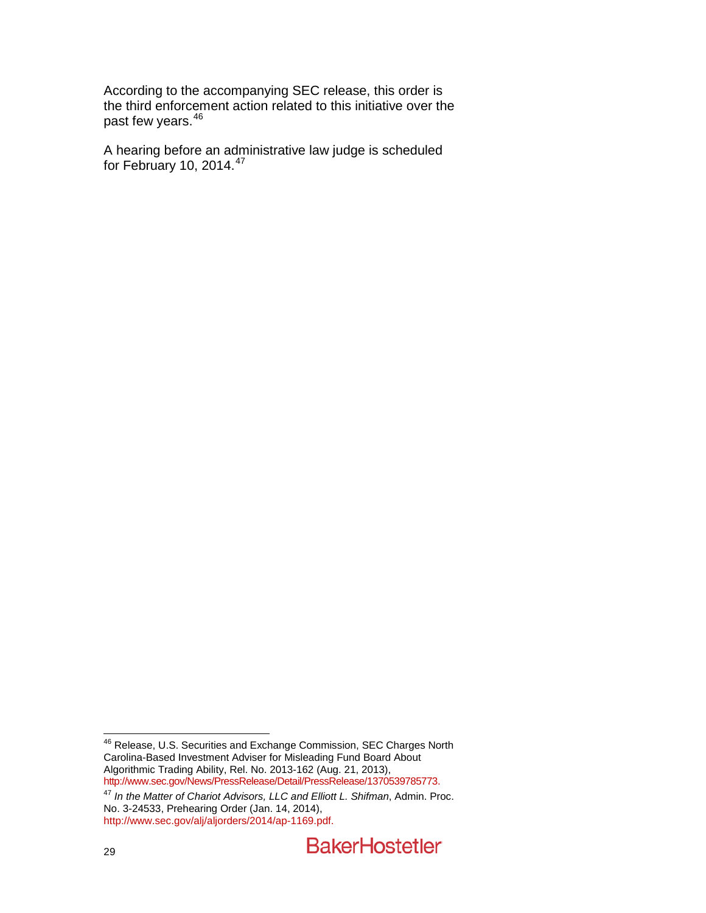According to the accompanying SEC release, this order is the third enforcement action related to this initiative over the past few years.[46]

A hearing before an administrative law judge is scheduled for February 10, 2014.[47]

---

[46] Release, U.S. Securities and Exchange Commission, SEC Charges North Carolina-Based Investment Adviser for Misleading Fund Board About Algorithmic Trading Ability, Rel. No. 2013-162 (Aug. 21, 2013), http://www.sec.gov/News/PressRelease/Detail/PressRelease/1370539785773.

[47] *In the Matter of Chariot Advisors, LLC and Elliott L. Shifman*, Admin. Proc. No. 3-24533, Prehearing Order (Jan. 14, 2014), http://www.sec.gov/alj/aljorders/2014/ap-1169.pdf.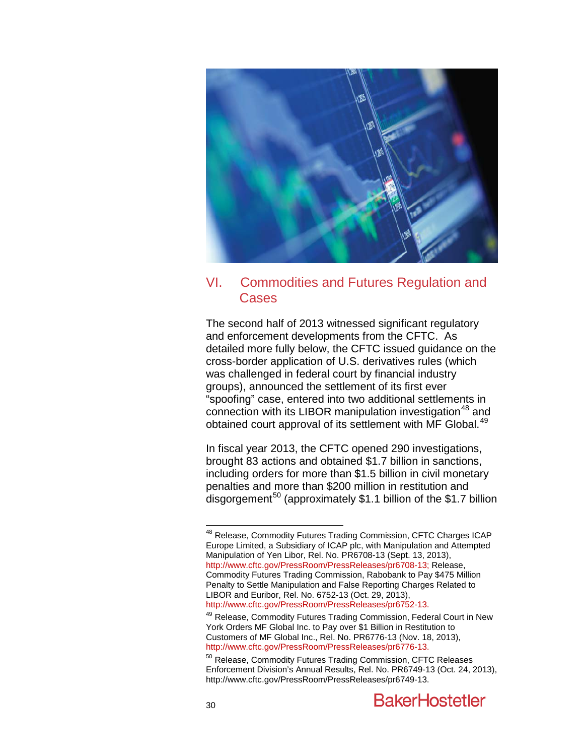## VI. Commodities and Futures Regulation and Cases

The second half of 2013 witnessed significant regulatory and enforcement developments from the CFTC. As detailed more fully below, the CFTC issued guidance on the cross-border application of U.S. derivatives rules (which was challenged in federal court by financial industry groups), announced the settlement of its first ever "spoofing" case, entered into two additional settlements in connection with its LIBOR manipulation investigation[48] and obtained court approval of its settlement with MF Global.[49]

In fiscal year 2013, the CFTC opened 290 investigations, brought 83 actions and obtained $1.7 billion in sanctions, including orders for more than $1.5 billion in civil monetary penalties and more than $200 million in restitution and disgorgement[50] (approximately $1.1 billion of the $1.7 billion

---

[48] Release, Commodity Futures Trading Commission, CFTC Charges ICAP Europe Limited, a Subsidiary of ICAP plc, with Manipulation and Attempted Manipulation of Yen Libor, Rel. No. PR6708-13 (Sept. 13, 2013), http://www.cftc.gov/PressRoom/PressReleases/pr6708-13; Release, Commodity Futures Trading Commission, Rabobank to Pay $475 Million Penalty to Settle Manipulation and False Reporting Charges Related to LIBOR and Euribor, Rel. No. 6752-13 (Oct. 29, 2013), http://www.cftc.gov/PressRoom/PressReleases/pr6752-13.

[49] Release, Commodity Futures Trading Commission, Federal Court in New York Orders MF Global Inc. to Pay over $1 Billion in Restitution to Customers of MF Global Inc., Rel. No. PR6776-13 (Nov. 18, 2013), http://www.cftc.gov/PressRoom/PressReleases/pr6776-13.

[50] Release, Commodity Futures Trading Commission, CFTC Releases Enforcement Division's Annual Results, Rel. No. PR6749-13 (Oct. 24, 2013), http://www.cftc.gov/PressRoom/PressReleases/pr6749-13.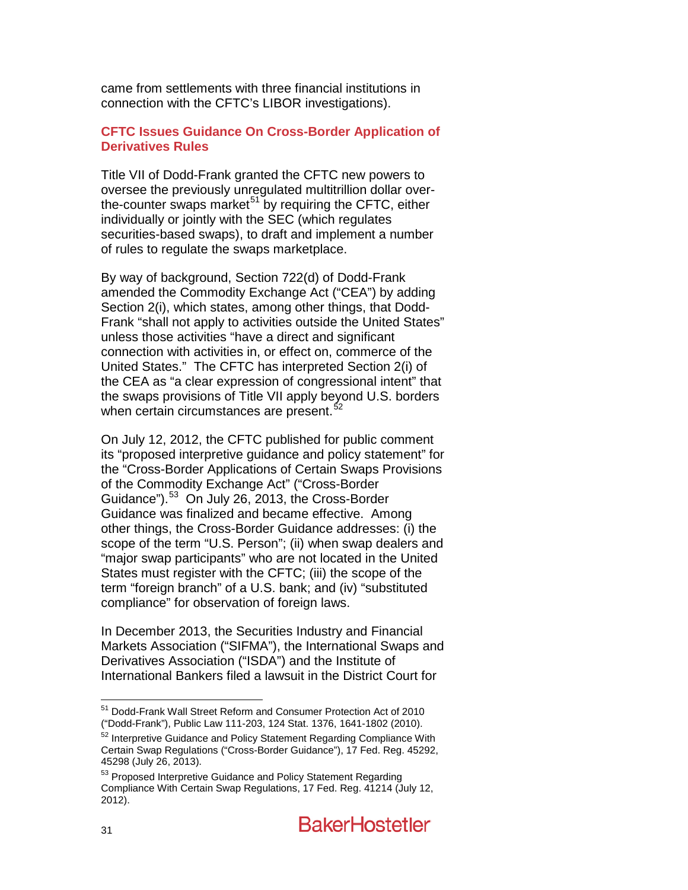came from settlements with three financial institutions in connection with the CFTC's LIBOR investigations).

### CFTC Issues Guidance On Cross-Border Application of Derivatives Rules

Title VII of Dodd-Frank granted the CFTC new powers to oversee the previously unregulated multitrillion dollar over-the-counter swaps market[51] by requiring the CFTC, either individually or jointly with the SEC (which regulates securities-based swaps), to draft and implement a number of rules to regulate the swaps marketplace.

By way of background, Section 722(d) of Dodd-Frank amended the Commodity Exchange Act ("CEA") by adding Section 2(i), which states, among other things, that Dodd-Frank "shall not apply to activities outside the United States" unless those activities "have a direct and significant connection with activities in, or effect on, commerce of the United States." The CFTC has interpreted Section 2(i) of the CEA as "a clear expression of congressional intent" that the swaps provisions of Title VII apply beyond U.S. borders when certain circumstances are present.[52]

On July 12, 2012, the CFTC published for public comment its "proposed interpretive guidance and policy statement" for the "Cross-Border Applications of Certain Swaps Provisions of the Commodity Exchange Act" ("Cross-Border Guidance").[53] On July 26, 2013, the Cross-Border Guidance was finalized and became effective. Among other things, the Cross-Border Guidance addresses: (i) the scope of the term "U.S. Person"; (ii) when swap dealers and "major swap participants" who are not located in the United States must register with the CFTC; (iii) the scope of the term "foreign branch" of a U.S. bank; and (iv) "substituted compliance" for observation of foreign laws.

In December 2013, the Securities Industry and Financial Markets Association ("SIFMA"), the International Swaps and Derivatives Association ("ISDA") and the Institute of International Bankers filed a lawsuit in the District Court for

---

[51] Dodd-Frank Wall Street Reform and Consumer Protection Act of 2010 ("Dodd-Frank"), Public Law 111-203, 124 Stat. 1376, 1641-1802 (2010).

[52] Interpretive Guidance and Policy Statement Regarding Compliance With Certain Swap Regulations ("Cross-Border Guidance"), 17 Fed. Reg. 45292, 45298 (July 26, 2013).

[53] Proposed Interpretive Guidance and Policy Statement Regarding Compliance With Certain Swap Regulations, 17 Fed. Reg. 41214 (July 12, 2012).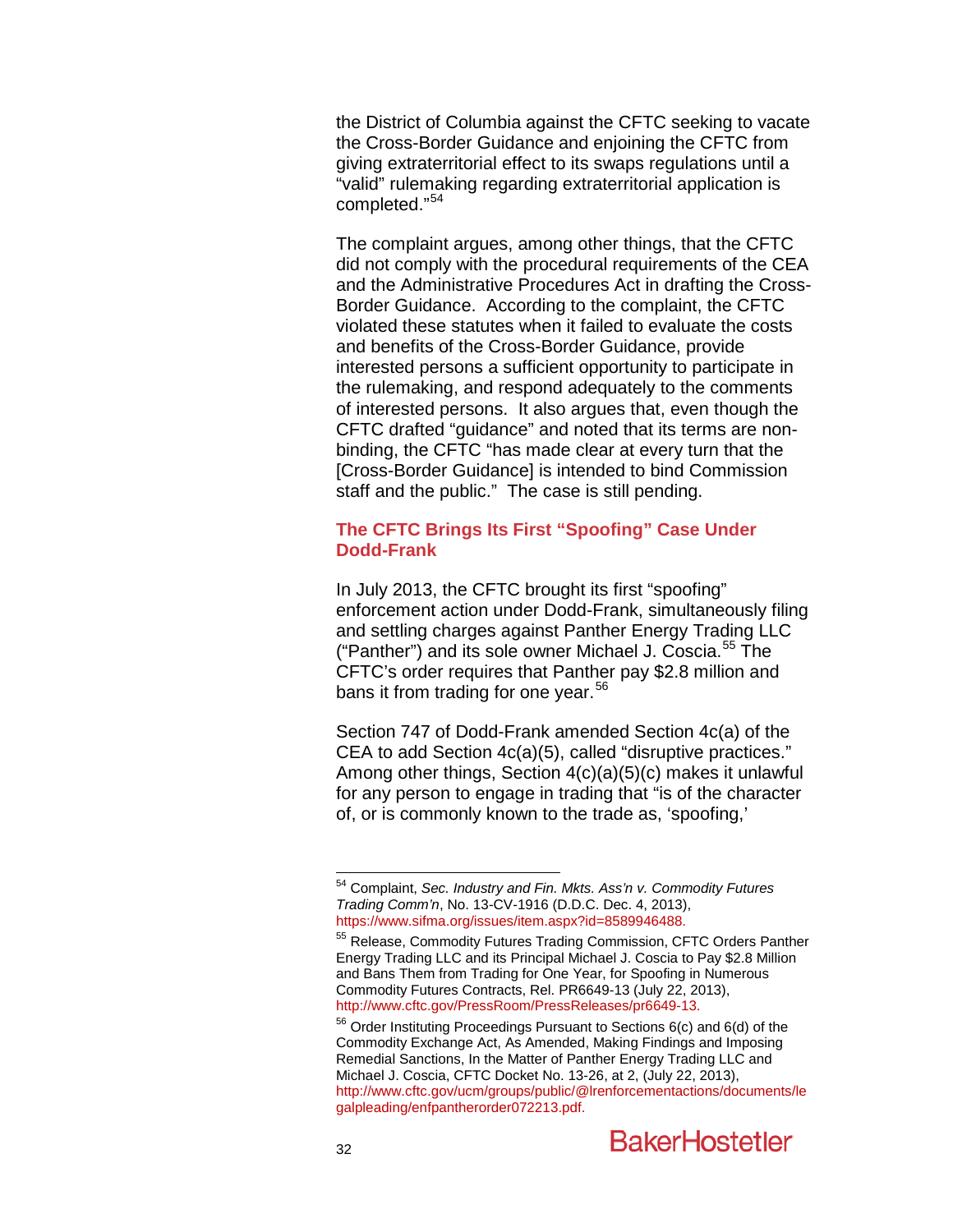the District of Columbia against the CFTC seeking to vacate the Cross-Border Guidance and enjoining the CFTC from giving extraterritorial effect to its swaps regulations until a "valid" rulemaking regarding extraterritorial application is completed."[54]

The complaint argues, among other things, that the CFTC did not comply with the procedural requirements of the CEA and the Administrative Procedures Act in drafting the Cross-Border Guidance. According to the complaint, the CFTC violated these statutes when it failed to evaluate the costs and benefits of the Cross-Border Guidance, provide interested persons a sufficient opportunity to participate in the rulemaking, and respond adequately to the comments of interested persons. It also argues that, even though the CFTC drafted "guidance" and noted that its terms are non-binding, the CFTC "has made clear at every turn that the [Cross-Border Guidance] is intended to bind Commission staff and the public." The case is still pending.

### The CFTC Brings Its First "Spoofing" Case Under Dodd-Frank

In July 2013, the CFTC brought its first "spoofing" enforcement action under Dodd-Frank, simultaneously filing and settling charges against Panther Energy Trading LLC ("Panther") and its sole owner Michael J. Coscia.[55] The CFTC's order requires that Panther pay $2.8 million and bans it from trading for one year.[56]

Section 747 of Dodd-Frank amended Section 4c(a) of the CEA to add Section 4c(a)(5), called "disruptive practices." Among other things, Section 4(c)(a)(5)(c) makes it unlawful for any person to engage in trading that "is of the character of, or is commonly known to the trade as, 'spoofing,'

---

[54] Complaint, *Sec. Industry and Fin. Mkts. Ass'n v. Commodity Futures Trading Comm'n*, No. 13-CV-1916 (D.D.C. Dec. 4, 2013), https://www.sifma.org/issues/item.aspx?id=8589946488.

[55] Release, Commodity Futures Trading Commission, CFTC Orders Panther Energy Trading LLC and its Principal Michael J. Coscia to Pay $2.8 Million and Bans Them from Trading for One Year, for Spoofing in Numerous Commodity Futures Contracts, Rel. PR6649-13 (July 22, 2013), http://www.cftc.gov/PressRoom/PressReleases/pr6649-13.

[56] Order Instituting Proceedings Pursuant to Sections 6(c) and 6(d) of the Commodity Exchange Act, As Amended, Making Findings and Imposing Remedial Sanctions, In the Matter of Panther Energy Trading LLC and Michael J. Coscia, CFTC Docket No. 13-26, at 2, (July 22, 2013), http://www.cftc.gov/ucm/groups/public/@lrenforcementactions/documents/legalpleading/enfpantherorder072213.pdf.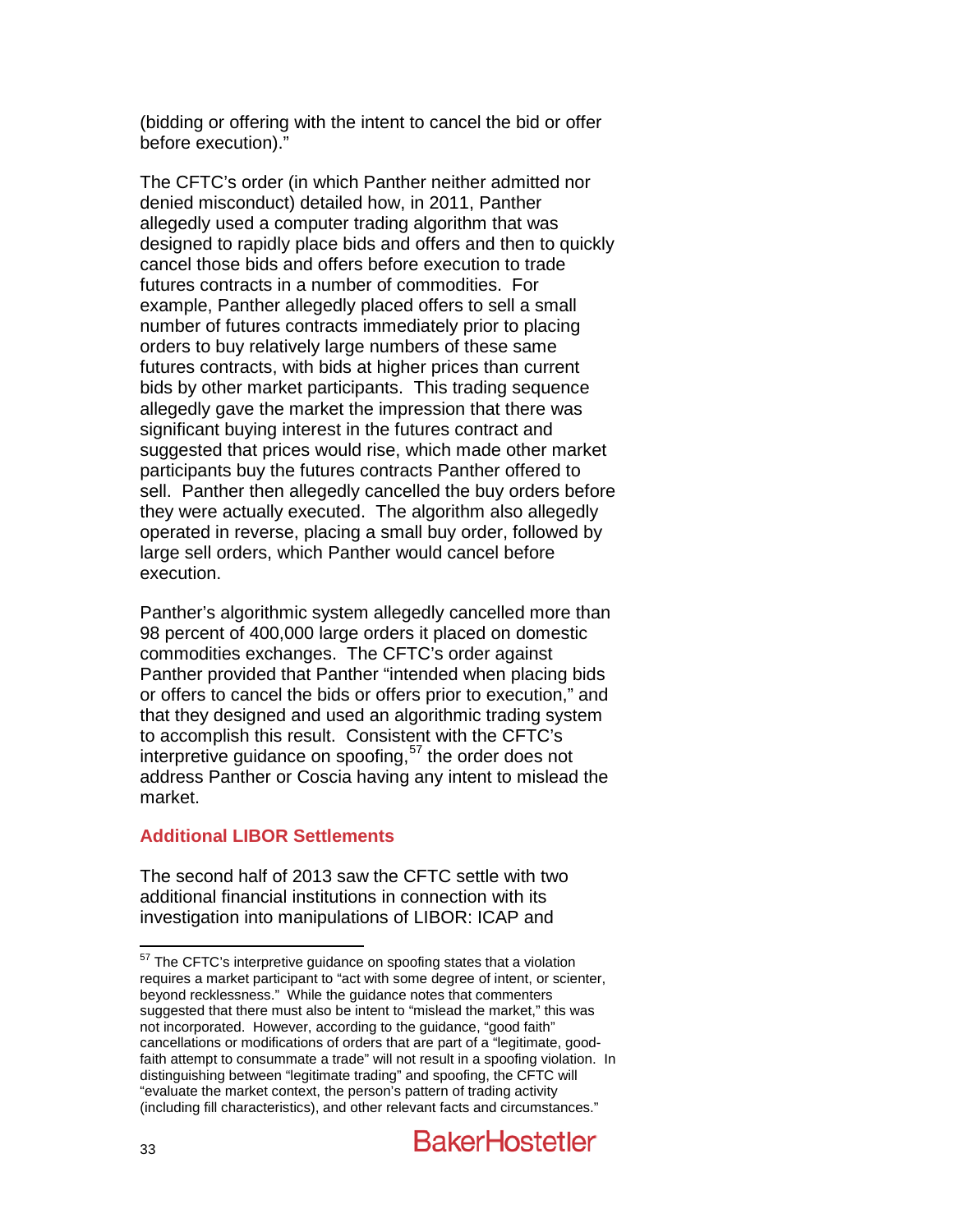(bidding or offering with the intent to cancel the bid or offer before execution)."

The CFTC's order (in which Panther neither admitted nor denied misconduct) detailed how, in 2011, Panther allegedly used a computer trading algorithm that was designed to rapidly place bids and offers and then to quickly cancel those bids and offers before execution to trade futures contracts in a number of commodities. For example, Panther allegedly placed offers to sell a small number of futures contracts immediately prior to placing orders to buy relatively large numbers of these same futures contracts, with bids at higher prices than current bids by other market participants. This trading sequence allegedly gave the market the impression that there was significant buying interest in the futures contract and suggested that prices would rise, which made other market participants buy the futures contracts Panther offered to sell. Panther then allegedly cancelled the buy orders before they were actually executed. The algorithm also allegedly operated in reverse, placing a small buy order, followed by large sell orders, which Panther would cancel before execution.

Panther's algorithmic system allegedly cancelled more than 98 percent of 400,000 large orders it placed on domestic commodities exchanges. The CFTC's order against Panther provided that Panther "intended when placing bids or offers to cancel the bids or offers prior to execution," and that they designed and used an algorithmic trading system to accomplish this result. Consistent with the CFTC's interpretive guidance on spoofing,[57] the order does not address Panther or Coscia having any intent to mislead the market.

## Additional LIBOR Settlements

The second half of 2013 saw the CFTC settle with two additional financial institutions in connection with its investigation into manipulations of LIBOR: ICAP and

[57] The CFTC's interpretive guidance on spoofing states that a violation requires a market participant to "act with some degree of intent, or scienter, beyond recklessness." While the guidance notes that commenters suggested that there must also be intent to "mislead the market," this was not incorporated. However, according to the guidance, "good faith" cancellations or modifications of orders that are part of a "legitimate, good-faith attempt to consummate a trade" will not result in a spoofing violation. In distinguishing between "legitimate trading" and spoofing, the CFTC will "evaluate the market context, the person's pattern of trading activity (including fill characteristics), and other relevant facts and circumstances."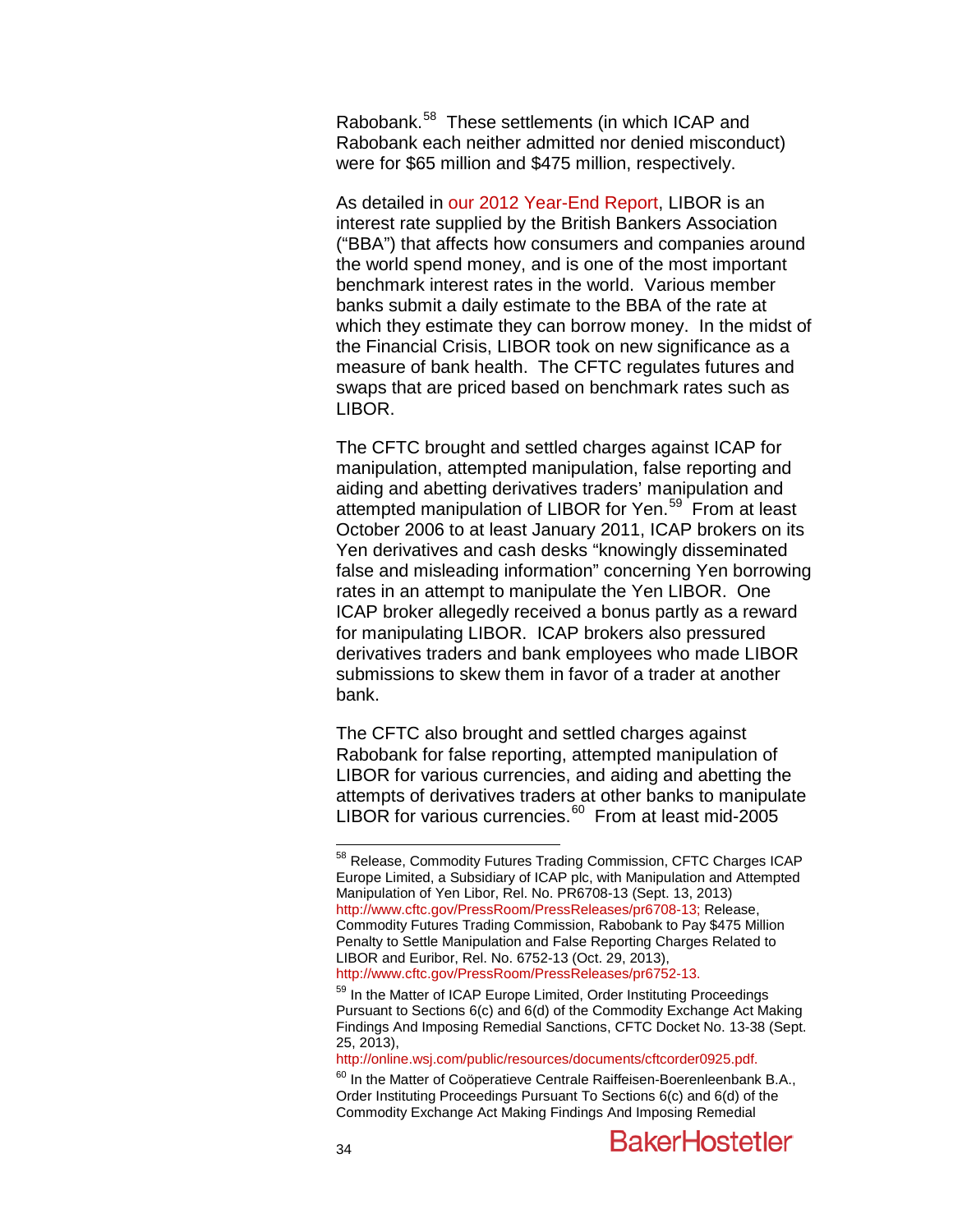Rabobank.[58] These settlements (in which ICAP and Rabobank each neither admitted nor denied misconduct) were for $65 million and $475 million, respectively.

As detailed in our 2012 Year-End Report, LIBOR is an interest rate supplied by the British Bankers Association ("BBA") that affects how consumers and companies around the world spend money, and is one of the most important benchmark interest rates in the world. Various member banks submit a daily estimate to the BBA of the rate at which they estimate they can borrow money. In the midst of the Financial Crisis, LIBOR took on new significance as a measure of bank health. The CFTC regulates futures and swaps that are priced based on benchmark rates such as LIBOR.

The CFTC brought and settled charges against ICAP for manipulation, attempted manipulation, false reporting and aiding and abetting derivatives traders' manipulation and attempted manipulation of LIBOR for Yen.[59] From at least October 2006 to at least January 2011, ICAP brokers on its Yen derivatives and cash desks "knowingly disseminated false and misleading information" concerning Yen borrowing rates in an attempt to manipulate the Yen LIBOR. One ICAP broker allegedly received a bonus partly as a reward for manipulating LIBOR. ICAP brokers also pressured derivatives traders and bank employees who made LIBOR submissions to skew them in favor of a trader at another bank.

The CFTC also brought and settled charges against Rabobank for false reporting, attempted manipulation of LIBOR for various currencies, and aiding and abetting the attempts of derivatives traders at other banks to manipulate LIBOR for various currencies.[60] From at least mid-2005

---

[58] Release, Commodity Futures Trading Commission, CFTC Charges ICAP Europe Limited, a Subsidiary of ICAP plc, with Manipulation and Attempted Manipulation of Yen Libor, Rel. No. PR6708-13 (Sept. 13, 2013) http://www.cftc.gov/PressRoom/PressReleases/pr6708-13; Release, Commodity Futures Trading Commission, Rabobank to Pay $475 Million Penalty to Settle Manipulation and False Reporting Charges Related to LIBOR and Euribor, Rel. No. 6752-13 (Oct. 29, 2013), http://www.cftc.gov/PressRoom/PressReleases/pr6752-13.

[59] In the Matter of ICAP Europe Limited, Order Instituting Proceedings Pursuant to Sections 6(c) and 6(d) of the Commodity Exchange Act Making Findings And Imposing Remedial Sanctions, CFTC Docket No. 13-38 (Sept. 25, 2013), http://online.wsj.com/public/resources/documents/cftcorder0925.pdf.

[60] In the Matter of Coöperatieve Centrale Raiffeisen-Boerenleenbank B.A., Order Instituting Proceedings Pursuant To Sections 6(c) and 6(d) of the Commodity Exchange Act Making Findings And Imposing Remedial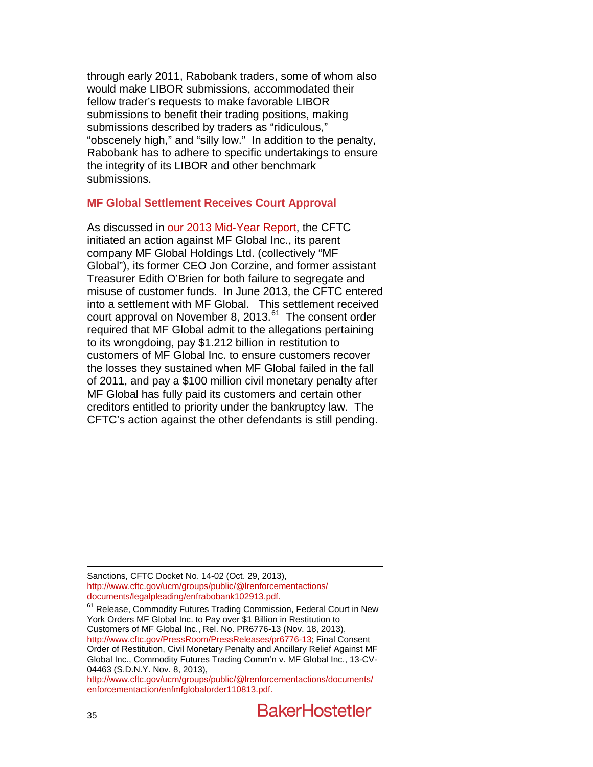through early 2011, Rabobank traders, some of whom also would make LIBOR submissions, accommodated their fellow trader's requests to make favorable LIBOR submissions to benefit their trading positions, making submissions described by traders as "ridiculous," "obscenely high," and "silly low." In addition to the penalty, Rabobank has to adhere to specific undertakings to ensure the integrity of its LIBOR and other benchmark submissions.

### MF Global Settlement Receives Court Approval

As discussed in our 2013 Mid-Year Report, the CFTC initiated an action against MF Global Inc., its parent company MF Global Holdings Ltd. (collectively "MF Global"), its former CEO Jon Corzine, and former assistant Treasurer Edith O'Brien for both failure to segregate and misuse of customer funds. In June 2013, the CFTC entered into a settlement with MF Global. This settlement received court approval on November 8, 2013.[61] The consent order required that MF Global admit to the allegations pertaining to its wrongdoing, pay $1.212 billion in restitution to customers of MF Global Inc. to ensure customers recover the losses they sustained when MF Global failed in the fall of 2011, and pay a $100 million civil monetary penalty after MF Global has fully paid its customers and certain other creditors entitled to priority under the bankruptcy law. The CFTC's action against the other defendants is still pending.

---

Sanctions, CFTC Docket No. 14-02 (Oct. 29, 2013), http://www.cftc.gov/ucm/groups/public/@lrenforcementactions/documents/legalpleading/enfrabobank102913.pdf.

[61] Release, Commodity Futures Trading Commission, Federal Court in New York Orders MF Global Inc. to Pay over $1 Billion in Restitution to Customers of MF Global Inc., Rel. No. PR6776-13 (Nov. 18, 2013), http://www.cftc.gov/PressRoom/PressReleases/pr6776-13; Final Consent Order of Restitution, Civil Monetary Penalty and Ancillary Relief Against MF Global Inc., Commodity Futures Trading Comm'n v. MF Global Inc., 13-CV-04463 (S.D.N.Y. Nov. 8, 2013), http://www.cftc.gov/ucm/groups/public/@lrenforcementactions/documents/enforcementaction/enfmfglobalorder110813.pdf.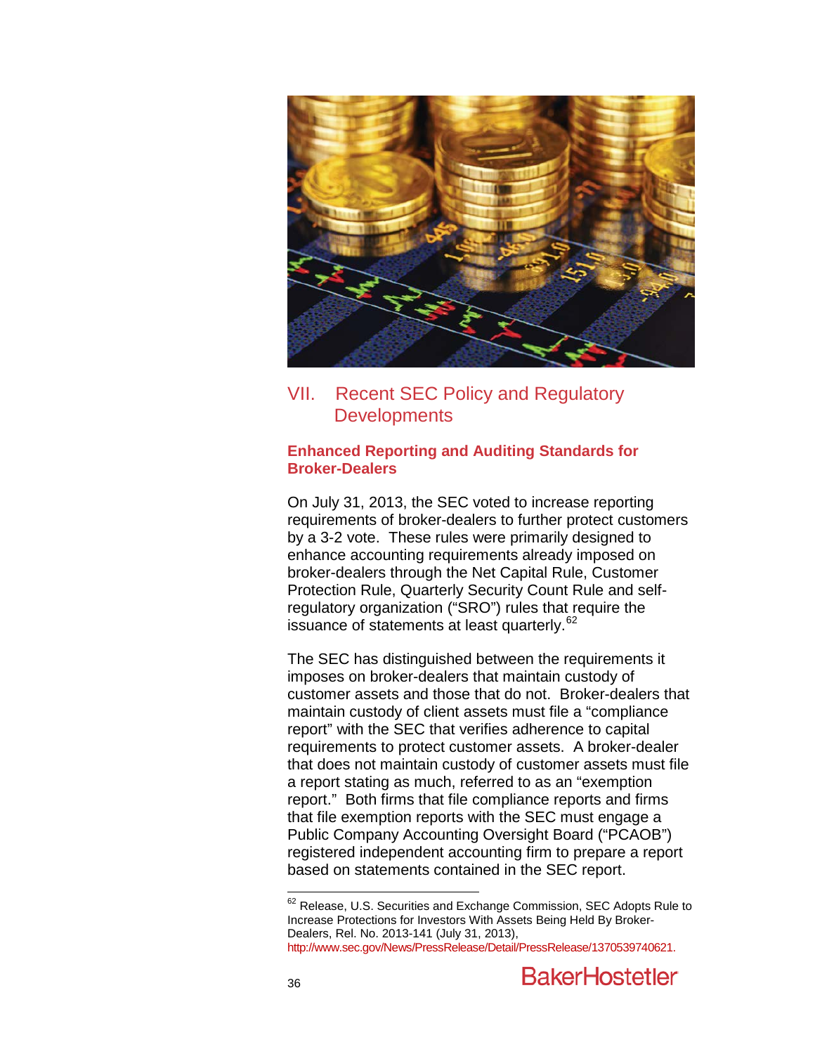## VII. Recent SEC Policy and Regulatory Developments

### Enhanced Reporting and Auditing Standards for Broker-Dealers

On July 31, 2013, the SEC voted to increase reporting requirements of broker-dealers to further protect customers by a 3-2 vote. These rules were primarily designed to enhance accounting requirements already imposed on broker-dealers through the Net Capital Rule, Customer Protection Rule, Quarterly Security Count Rule and self-regulatory organization ("SRO") rules that require the issuance of statements at least quarterly.[62]

The SEC has distinguished between the requirements it imposes on broker-dealers that maintain custody of customer assets and those that do not. Broker-dealers that maintain custody of client assets must file a "compliance report" with the SEC that verifies adherence to capital requirements to protect customer assets. A broker-dealer that does not maintain custody of customer assets must file a report stating as much, referred to as an "exemption report." Both firms that file compliance reports and firms that file exemption reports with the SEC must engage a Public Company Accounting Oversight Board ("PCAOB") registered independent accounting firm to prepare a report based on statements contained in the SEC report.

---

[62] Release, U.S. Securities and Exchange Commission, SEC Adopts Rule to Increase Protections for Investors With Assets Being Held By Broker-Dealers, Rel. No. 2013-141 (July 31, 2013), http://www.sec.gov/News/PressRelease/Detail/PressRelease/1370539740621.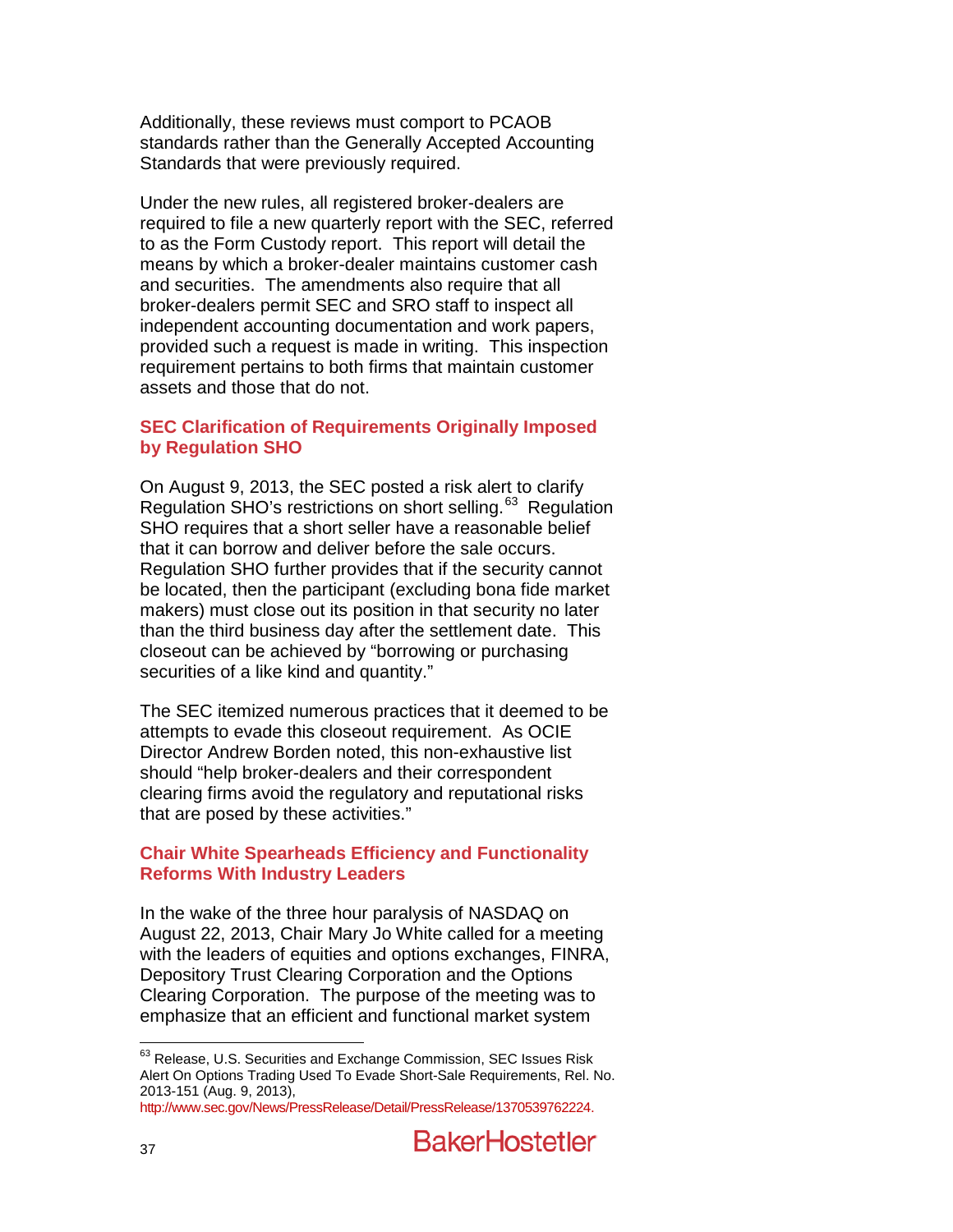Additionally, these reviews must comport to PCAOB standards rather than the Generally Accepted Accounting Standards that were previously required.

Under the new rules, all registered broker-dealers are required to file a new quarterly report with the SEC, referred to as the Form Custody report. This report will detail the means by which a broker-dealer maintains customer cash and securities. The amendments also require that all broker-dealers permit SEC and SRO staff to inspect all independent accounting documentation and work papers, provided such a request is made in writing. This inspection requirement pertains to both firms that maintain customer assets and those that do not.

### SEC Clarification of Requirements Originally Imposed by Regulation SHO

On August 9, 2013, the SEC posted a risk alert to clarify Regulation SHO's restrictions on short selling.[63] Regulation SHO requires that a short seller have a reasonable belief that it can borrow and deliver before the sale occurs. Regulation SHO further provides that if the security cannot be located, then the participant (excluding bona fide market makers) must close out its position in that security no later than the third business day after the settlement date. This closeout can be achieved by "borrowing or purchasing securities of a like kind and quantity."

The SEC itemized numerous practices that it deemed to be attempts to evade this closeout requirement. As OCIE Director Andrew Borden noted, this non-exhaustive list should "help broker-dealers and their correspondent clearing firms avoid the regulatory and reputational risks that are posed by these activities."

### Chair White Spearheads Efficiency and Functionality Reforms With Industry Leaders

In the wake of the three hour paralysis of NASDAQ on August 22, 2013, Chair Mary Jo White called for a meeting with the leaders of equities and options exchanges, FINRA, Depository Trust Clearing Corporation and the Options Clearing Corporation. The purpose of the meeting was to emphasize that an efficient and functional market system

---

[63] Release, U.S. Securities and Exchange Commission, SEC Issues Risk Alert On Options Trading Used To Evade Short-Sale Requirements, Rel. No. 2013-151 (Aug. 9, 2013), http://www.sec.gov/News/PressRelease/Detail/PressRelease/1370539762224.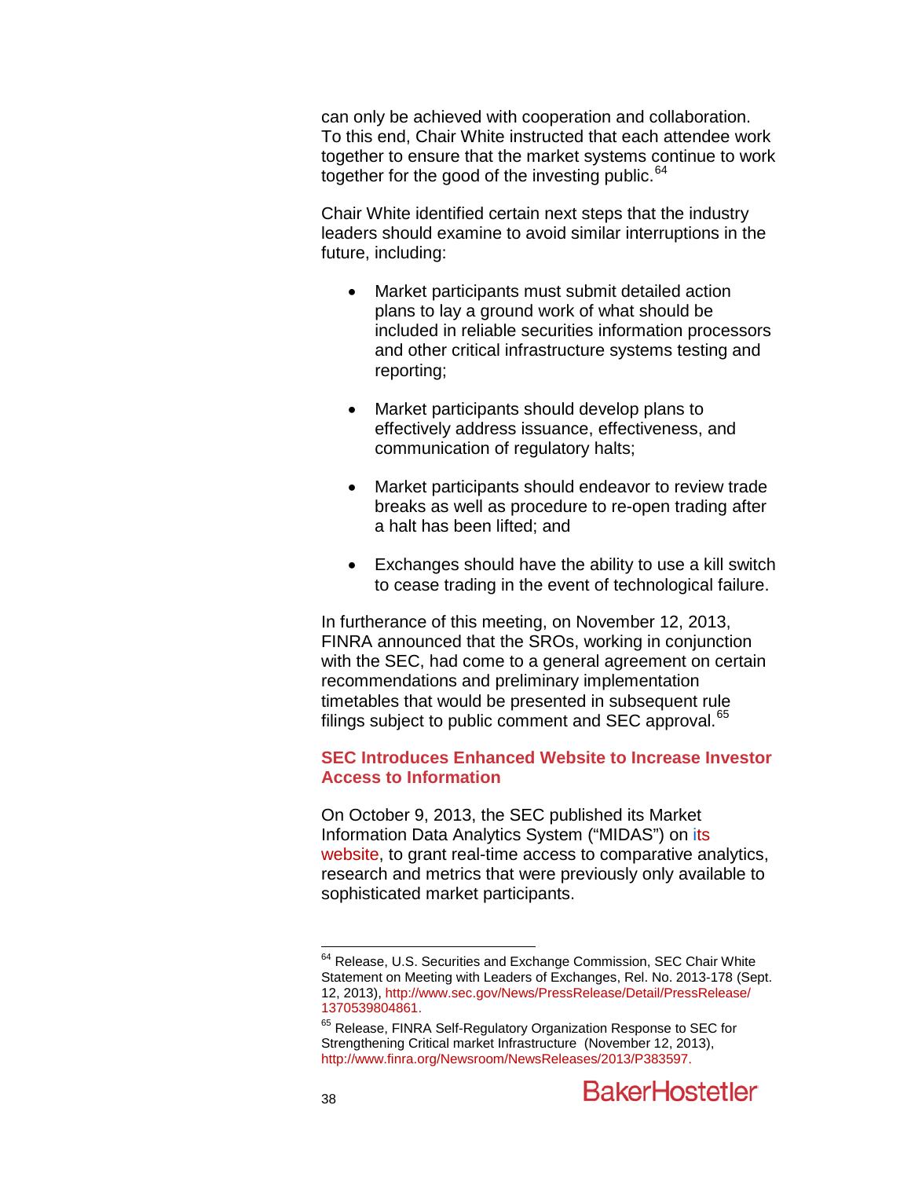can only be achieved with cooperation and collaboration. To this end, Chair White instructed that each attendee work together to ensure that the market systems continue to work together for the good of the investing public.[64]

Chair White identified certain next steps that the industry leaders should examine to avoid similar interruptions in the future, including:

- Market participants must submit detailed action plans to lay a ground work of what should be included in reliable securities information processors and other critical infrastructure systems testing and reporting;
- Market participants should develop plans to effectively address issuance, effectiveness, and communication of regulatory halts;
- Market participants should endeavor to review trade breaks as well as procedure to re-open trading after a halt has been lifted; and
- Exchanges should have the ability to use a kill switch to cease trading in the event of technological failure.

In furtherance of this meeting, on November 12, 2013, FINRA announced that the SROs, working in conjunction with the SEC, had come to a general agreement on certain recommendations and preliminary implementation timetables that would be presented in subsequent rule filings subject to public comment and SEC approval.[65]

### SEC Introduces Enhanced Website to Increase Investor Access to Information

On October 9, 2013, the SEC published its Market Information Data Analytics System ("MIDAS") on its website, to grant real-time access to comparative analytics, research and metrics that were previously only available to sophisticated market participants.

---

[64] Release, U.S. Securities and Exchange Commission, SEC Chair White Statement on Meeting with Leaders of Exchanges, Rel. No. 2013-178 (Sept. 12, 2013), http://www.sec.gov/News/PressRelease/Detail/PressRelease/1370539804861.

[65] Release, FINRA Self-Regulatory Organization Response to SEC for Strengthening Critical market Infrastructure (November 12, 2013), http://www.finra.org/Newsroom/NewsReleases/2013/P383597.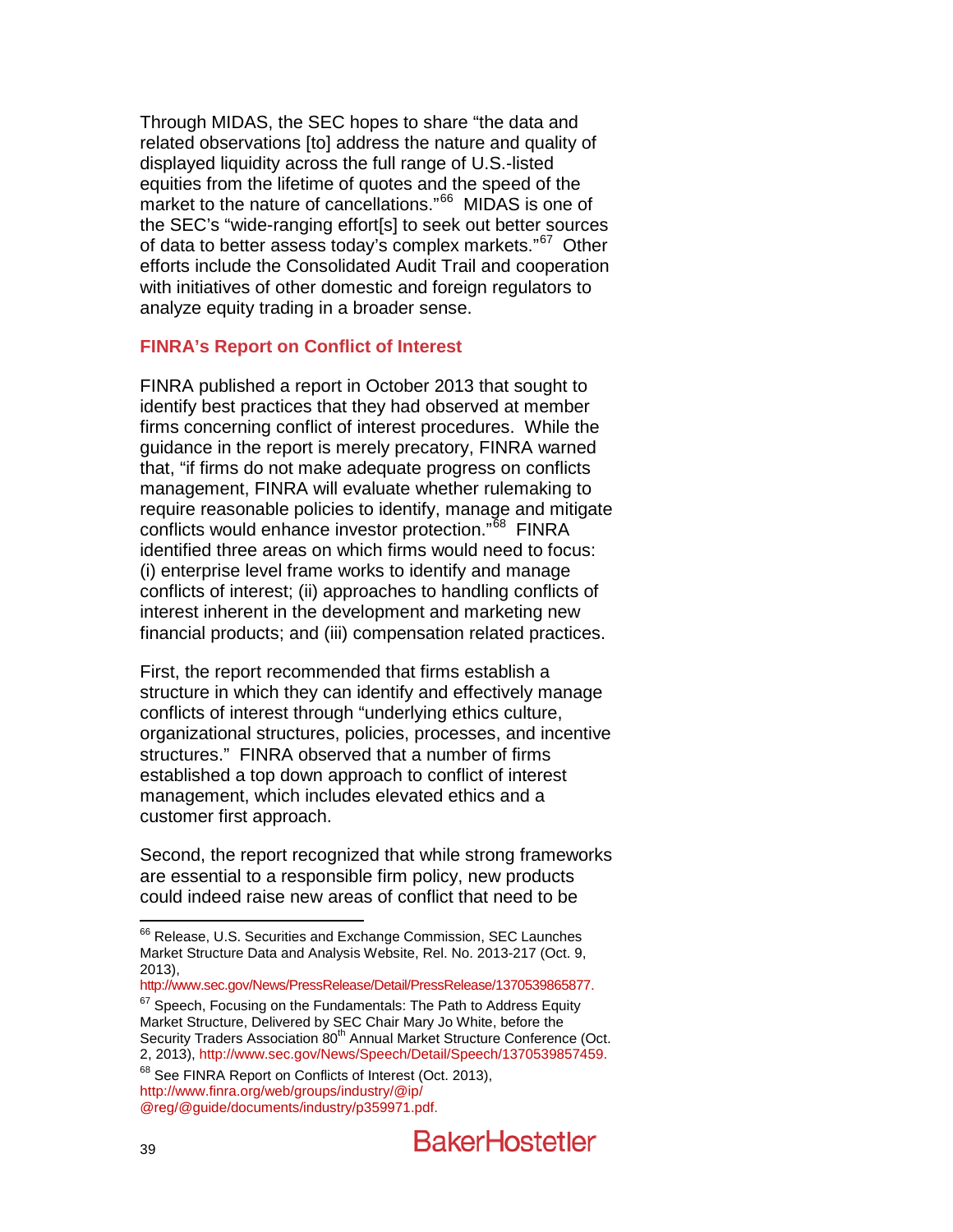Through MIDAS, the SEC hopes to share "the data and related observations [to] address the nature and quality of displayed liquidity across the full range of U.S.-listed equities from the lifetime of quotes and the speed of the market to the nature of cancellations."[66] MIDAS is one of the SEC's "wide-ranging effort[s] to seek out better sources of data to better assess today's complex markets."[67] Other efforts include the Consolidated Audit Trail and cooperation with initiatives of other domestic and foreign regulators to analyze equity trading in a broader sense.

### FINRA's Report on Conflict of Interest

FINRA published a report in October 2013 that sought to identify best practices that they had observed at member firms concerning conflict of interest procedures. While the guidance in the report is merely precatory, FINRA warned that, "if firms do not make adequate progress on conflicts management, FINRA will evaluate whether rulemaking to require reasonable policies to identify, manage and mitigate conflicts would enhance investor protection."[68] FINRA identified three areas on which firms would need to focus: (i) enterprise level frame works to identify and manage conflicts of interest; (ii) approaches to handling conflicts of interest inherent in the development and marketing new financial products; and (iii) compensation related practices.

First, the report recommended that firms establish a structure in which they can identify and effectively manage conflicts of interest through "underlying ethics culture, organizational structures, policies, processes, and incentive structures." FINRA observed that a number of firms established a top down approach to conflict of interest management, which includes elevated ethics and a customer first approach.

Second, the report recognized that while strong frameworks are essential to a responsible firm policy, new products could indeed raise new areas of conflict that need to be

---

[66] Release, U.S. Securities and Exchange Commission, SEC Launches Market Structure Data and Analysis Website, Rel. No. 2013-217 (Oct. 9, 2013), http://www.sec.gov/News/PressRelease/Detail/PressRelease/1370539865877.

[67] Speech, Focusing on the Fundamentals: The Path to Address Equity Market Structure, Delivered by SEC Chair Mary Jo White, before the Security Traders Association 80th Annual Market Structure Conference (Oct. 2, 2013), http://www.sec.gov/News/Speech/Detail/Speech/1370539857459.

[68] See FINRA Report on Conflicts of Interest (Oct. 2013), http://www.finra.org/web/groups/industry/@ip/@reg/@guide/documents/industry/p359971.pdf.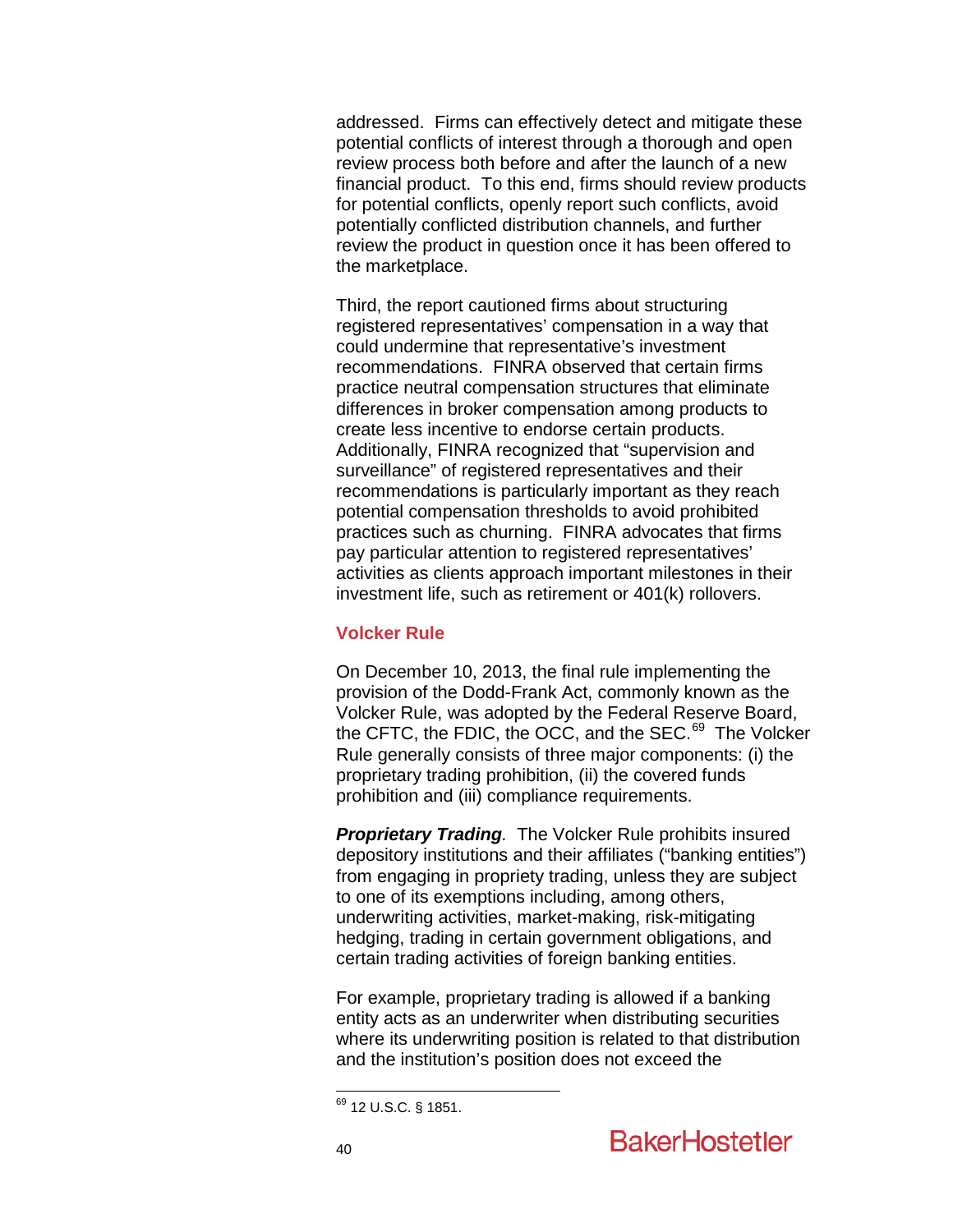addressed. Firms can effectively detect and mitigate these potential conflicts of interest through a thorough and open review process both before and after the launch of a new financial product. To this end, firms should review products for potential conflicts, openly report such conflicts, avoid potentially conflicted distribution channels, and further review the product in question once it has been offered to the marketplace.

Third, the report cautioned firms about structuring registered representatives' compensation in a way that could undermine that representative's investment recommendations. FINRA observed that certain firms practice neutral compensation structures that eliminate differences in broker compensation among products to create less incentive to endorse certain products. Additionally, FINRA recognized that "supervision and surveillance" of registered representatives and their recommendations is particularly important as they reach potential compensation thresholds to avoid prohibited practices such as churning. FINRA advocates that firms pay particular attention to registered representatives' activities as clients approach important milestones in their investment life, such as retirement or 401(k) rollovers.

### Volcker Rule

On December 10, 2013, the final rule implementing the provision of the Dodd-Frank Act, commonly known as the Volcker Rule, was adopted by the Federal Reserve Board, the CFTC, the FDIC, the OCC, and the SEC.[69] The Volcker Rule generally consists of three major components: (i) the proprietary trading prohibition, (ii) the covered funds prohibition and (iii) compliance requirements.

***Proprietary Trading***. The Volcker Rule prohibits insured depository institutions and their affiliates ("banking entities") from engaging in propriety trading, unless they are subject to one of its exemptions including, among others, underwriting activities, market-making, risk-mitigating hedging, trading in certain government obligations, and certain trading activities of foreign banking entities.

For example, proprietary trading is allowed if a banking entity acts as an underwriter when distributing securities where its underwriting position is related to that distribution and the institution's position does not exceed the

---

[69] 12 U.S.C. § 1851.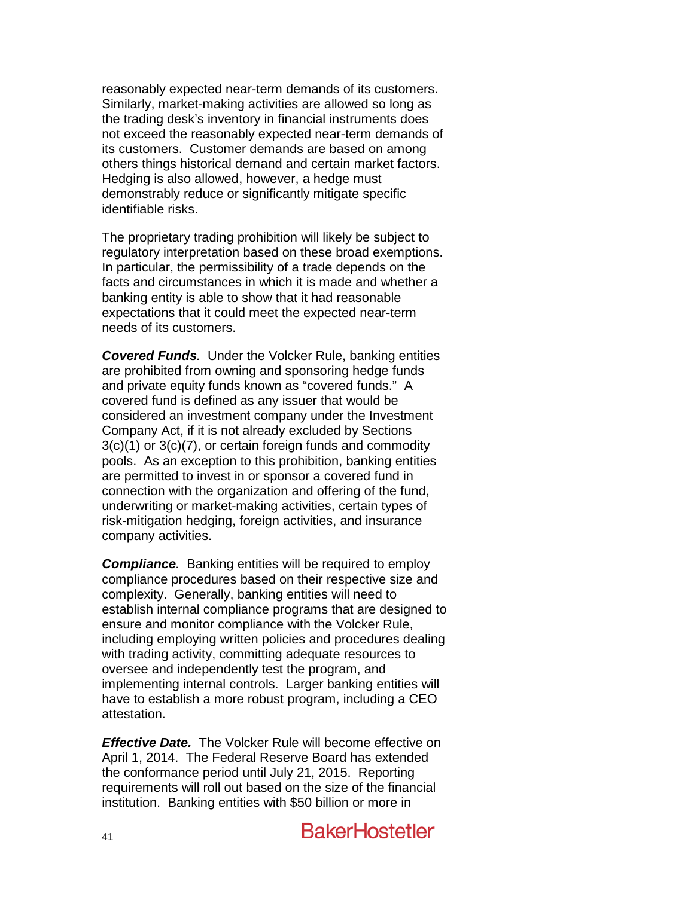reasonably expected near-term demands of its customers. Similarly, market-making activities are allowed so long as the trading desk's inventory in financial instruments does not exceed the reasonably expected near-term demands of its customers. Customer demands are based on among others things historical demand and certain market factors. Hedging is also allowed, however, a hedge must demonstrably reduce or significantly mitigate specific identifiable risks.

The proprietary trading prohibition will likely be subject to regulatory interpretation based on these broad exemptions. In particular, the permissibility of a trade depends on the facts and circumstances in which it is made and whether a banking entity is able to show that it had reasonable expectations that it could meet the expected near-term needs of its customers.

***Covered Funds**.* Under the Volcker Rule, banking entities are prohibited from owning and sponsoring hedge funds and private equity funds known as "covered funds." A covered fund is defined as any issuer that would be considered an investment company under the Investment Company Act, if it is not already excluded by Sections 3(c)(1) or 3(c)(7), or certain foreign funds and commodity pools. As an exception to this prohibition, banking entities are permitted to invest in or sponsor a covered fund in connection with the organization and offering of the fund, underwriting or market-making activities, certain types of risk-mitigation hedging, foreign activities, and insurance company activities.

***Compliance**.* Banking entities will be required to employ compliance procedures based on their respective size and complexity. Generally, banking entities will need to establish internal compliance programs that are designed to ensure and monitor compliance with the Volcker Rule, including employing written policies and procedures dealing with trading activity, committing adequate resources to oversee and independently test the program, and implementing internal controls. Larger banking entities will have to establish a more robust program, including a CEO attestation.

***Effective Date.*** The Volcker Rule will become effective on April 1, 2014. The Federal Reserve Board has extended the conformance period until July 21, 2015. Reporting requirements will roll out based on the size of the financial institution. Banking entities with $50 billion or more in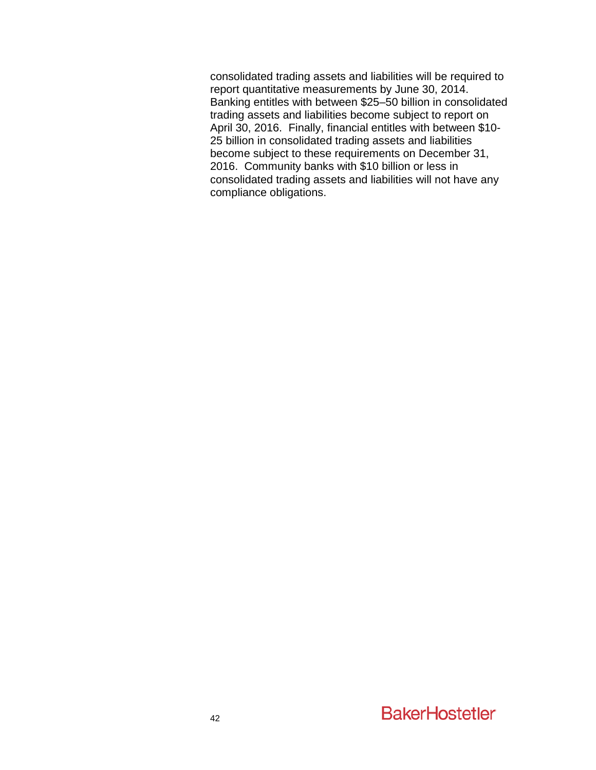consolidated trading assets and liabilities will be required to report quantitative measurements by June 30, 2014. Banking entitles with between $25–50 billion in consolidated trading assets and liabilities become subject to report on April 30, 2016. Finally, financial entitles with between $10-25 billion in consolidated trading assets and liabilities become subject to these requirements on December 31, 2016. Community banks with $10 billion or less in consolidated trading assets and liabilities will not have any compliance obligations.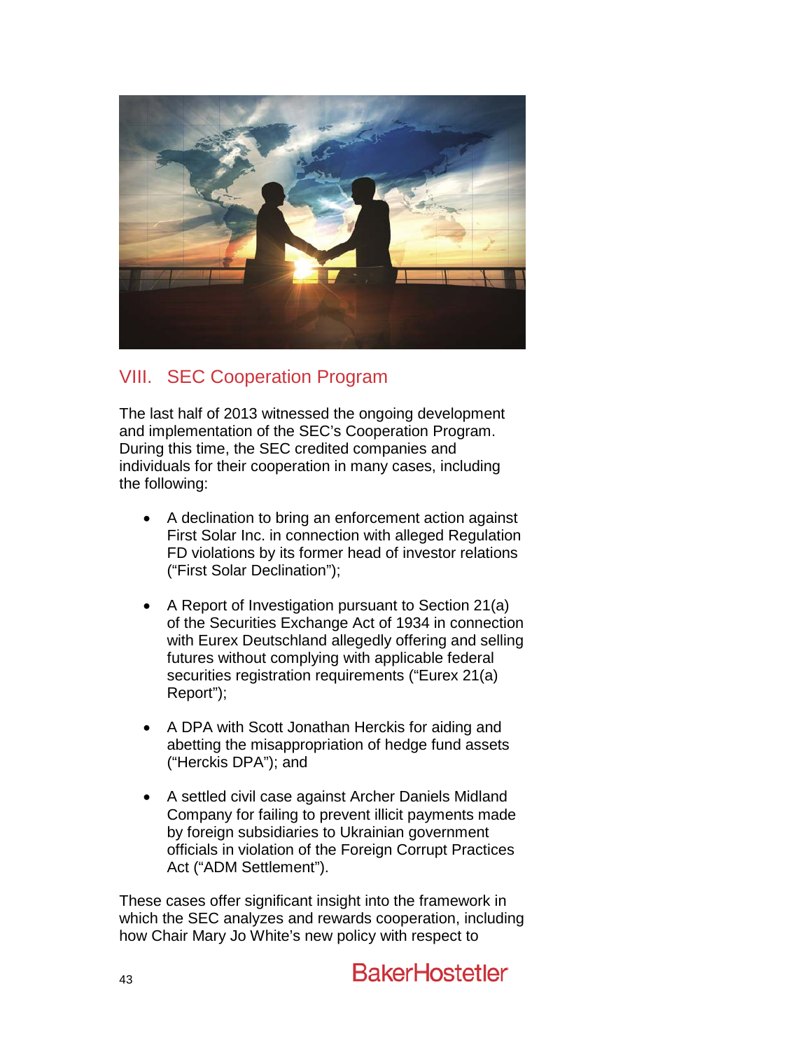## VIII. SEC Cooperation Program

The last half of 2013 witnessed the ongoing development and implementation of the SEC's Cooperation Program. During this time, the SEC credited companies and individuals for their cooperation in many cases, including the following:

- A declination to bring an enforcement action against First Solar Inc. in connection with alleged Regulation FD violations by its former head of investor relations ("First Solar Declination");
- A Report of Investigation pursuant to Section 21(a) of the Securities Exchange Act of 1934 in connection with Eurex Deutschland allegedly offering and selling futures without complying with applicable federal securities registration requirements ("Eurex 21(a) Report");
- A DPA with Scott Jonathan Herckis for aiding and abetting the misappropriation of hedge fund assets ("Herckis DPA"); and
- A settled civil case against Archer Daniels Midland Company for failing to prevent illicit payments made by foreign subsidiaries to Ukrainian government officials in violation of the Foreign Corrupt Practices Act ("ADM Settlement").

These cases offer significant insight into the framework in which the SEC analyzes and rewards cooperation, including how Chair Mary Jo White's new policy with respect to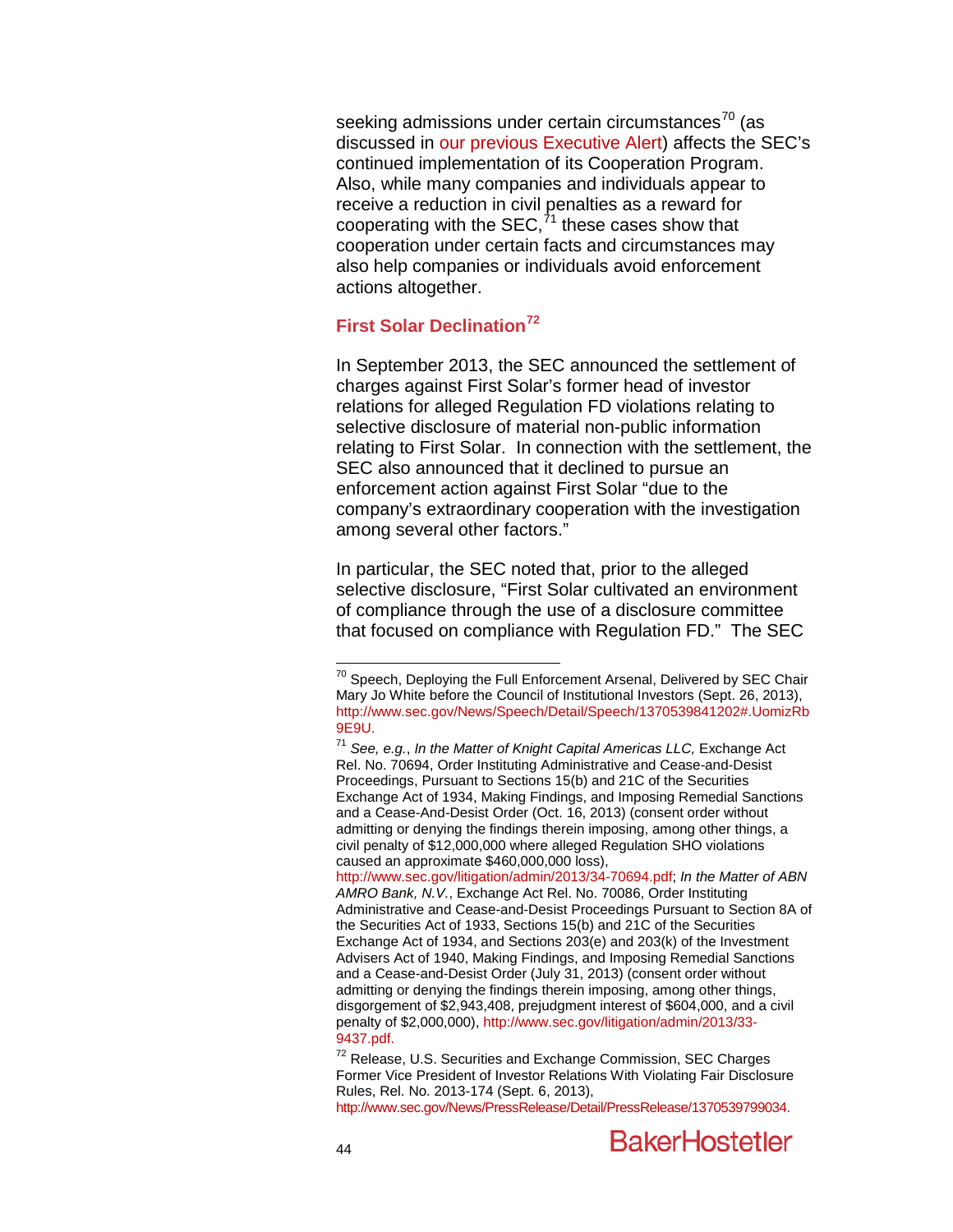seeking admissions under certain circumstances[70] (as discussed in our previous Executive Alert) affects the SEC's continued implementation of its Cooperation Program. Also, while many companies and individuals appear to receive a reduction in civil penalties as a reward for cooperating with the SEC,[71] these cases show that cooperation under certain facts and circumstances may also help companies or individuals avoid enforcement actions altogether.

### First Solar Declination[72]

In September 2013, the SEC announced the settlement of charges against First Solar's former head of investor relations for alleged Regulation FD violations relating to selective disclosure of material non-public information relating to First Solar. In connection with the settlement, the SEC also announced that it declined to pursue an enforcement action against First Solar "due to the company's extraordinary cooperation with the investigation among several other factors."

In particular, the SEC noted that, prior to the alleged selective disclosure, "First Solar cultivated an environment of compliance through the use of a disclosure committee that focused on compliance with Regulation FD." The SEC

---

[70] Speech, Deploying the Full Enforcement Arsenal, Delivered by SEC Chair Mary Jo White before the Council of Institutional Investors (Sept. 26, 2013), http://www.sec.gov/News/Speech/Detail/Speech/1370539841202#.UomizRb9E9U.

[71] *See, e.g.*, *In the Matter of Knight Capital Americas LLC,* Exchange Act Rel. No. 70694, Order Instituting Administrative and Cease-and-Desist Proceedings, Pursuant to Sections 15(b) and 21C of the Securities Exchange Act of 1934, Making Findings, and Imposing Remedial Sanctions and a Cease-And-Desist Order (Oct. 16, 2013) (consent order without admitting or denying the findings therein imposing, among other things, a civil penalty of $12,000,000 where alleged Regulation SHO violations caused an approximate $460,000,000 loss), http://www.sec.gov/litigation/admin/2013/34-70694.pdf; *In the Matter of ABN AMRO Bank, N.V.*, Exchange Act Rel. No. 70086, Order Instituting Administrative and Cease-and-Desist Proceedings Pursuant to Section 8A of the Securities Act of 1933, Sections 15(b) and 21C of the Securities Exchange Act of 1934, and Sections 203(e) and 203(k) of the Investment Advisers Act of 1940, Making Findings, and Imposing Remedial Sanctions and a Cease-and-Desist Order (July 31, 2013) (consent order without admitting or denying the findings therein imposing, among other things, disgorgement of $2,943,408, prejudgment interest of $604,000, and a civil penalty of $2,000,000), http://www.sec.gov/litigation/admin/2013/33-9437.pdf.

[72] Release, U.S. Securities and Exchange Commission, SEC Charges Former Vice President of Investor Relations With Violating Fair Disclosure Rules, Rel. No. 2013-174 (Sept. 6, 2013), http://www.sec.gov/News/PressRelease/Detail/PressRelease/1370539799034.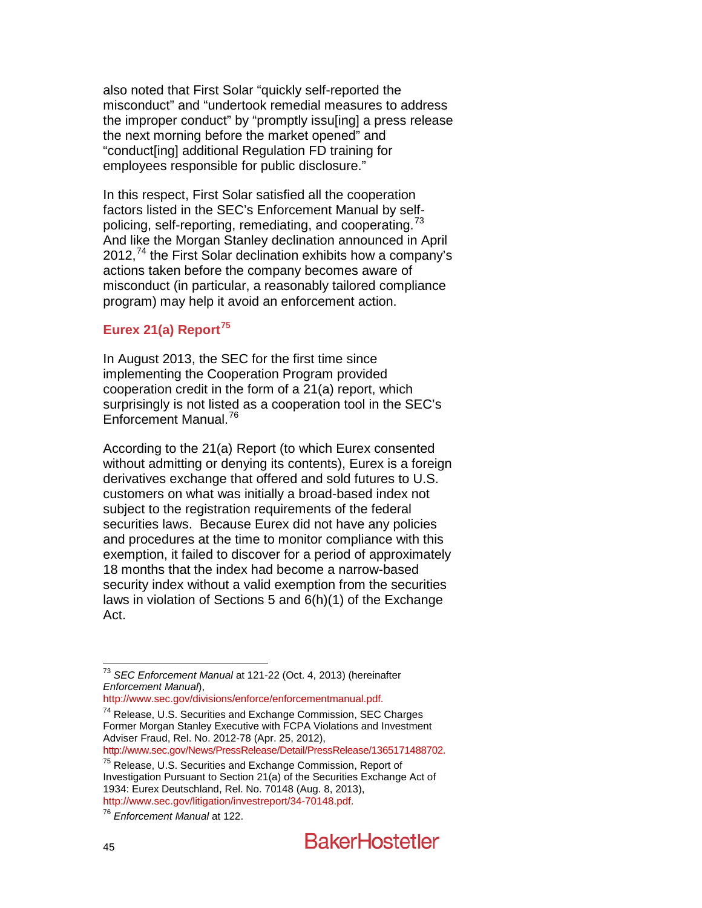also noted that First Solar "quickly self-reported the misconduct" and "undertook remedial measures to address the improper conduct" by "promptly issu[ing] a press release the next morning before the market opened" and "conduct[ing] additional Regulation FD training for employees responsible for public disclosure."

In this respect, First Solar satisfied all the cooperation factors listed in the SEC's Enforcement Manual by self-policing, self-reporting, remediating, and cooperating.[73] And like the Morgan Stanley declination announced in April 2012,[74] the First Solar declination exhibits how a company's actions taken before the company becomes aware of misconduct (in particular, a reasonably tailored compliance program) may help it avoid an enforcement action.

### Eurex 21(a) Report[75]

In August 2013, the SEC for the first time since implementing the Cooperation Program provided cooperation credit in the form of a 21(a) report, which surprisingly is not listed as a cooperation tool in the SEC's Enforcement Manual.[76]

According to the 21(a) Report (to which Eurex consented without admitting or denying its contents), Eurex is a foreign derivatives exchange that offered and sold futures to U.S. customers on what was initially a broad-based index not subject to the registration requirements of the federal securities laws. Because Eurex did not have any policies and procedures at the time to monitor compliance with this exemption, it failed to discover for a period of approximately 18 months that the index had become a narrow-based security index without a valid exemption from the securities laws in violation of Sections 5 and 6(h)(1) of the Exchange Act.

---

[73] *SEC Enforcement Manual* at 121-22 (Oct. 4, 2013) (hereinafter *Enforcement Manual*), http://www.sec.gov/divisions/enforce/enforcementmanual.pdf.

[74] Release, U.S. Securities and Exchange Commission, SEC Charges Former Morgan Stanley Executive with FCPA Violations and Investment Adviser Fraud, Rel. No. 2012-78 (Apr. 25, 2012), http://www.sec.gov/News/PressRelease/Detail/PressRelease/1365171488702.

[75] Release, U.S. Securities and Exchange Commission, Report of Investigation Pursuant to Section 21(a) of the Securities Exchange Act of 1934: Eurex Deutschland, Rel. No. 70148 (Aug. 8, 2013), http://www.sec.gov/litigation/investreport/34-70148.pdf.

[76] *Enforcement Manual* at 122.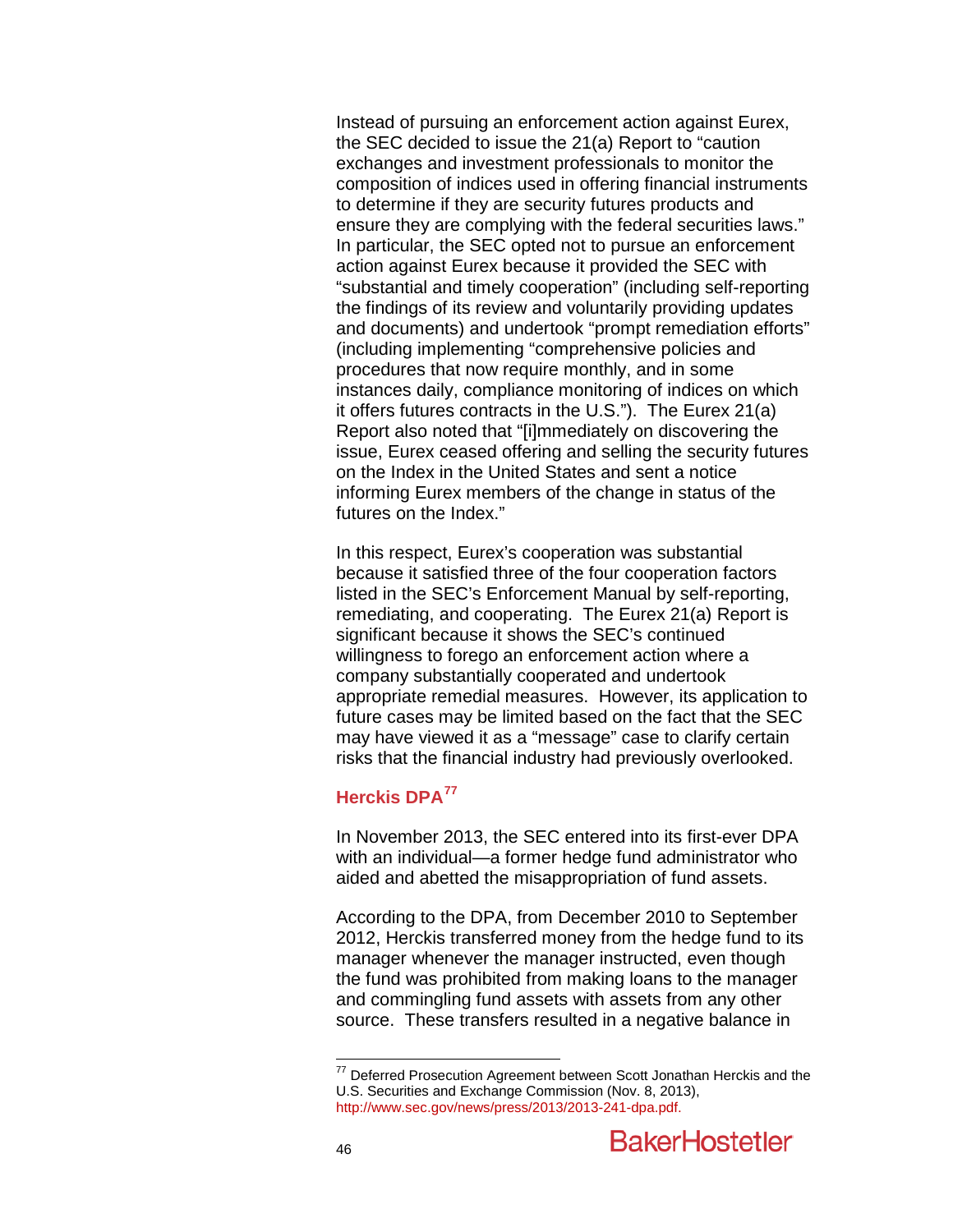Instead of pursuing an enforcement action against Eurex, the SEC decided to issue the 21(a) Report to "caution exchanges and investment professionals to monitor the composition of indices used in offering financial instruments to determine if they are security futures products and ensure they are complying with the federal securities laws." In particular, the SEC opted not to pursue an enforcement action against Eurex because it provided the SEC with "substantial and timely cooperation" (including self-reporting the findings of its review and voluntarily providing updates and documents) and undertook "prompt remediation efforts" (including implementing "comprehensive policies and procedures that now require monthly, and in some instances daily, compliance monitoring of indices on which it offers futures contracts in the U.S."). The Eurex 21(a) Report also noted that "[i]mmediately on discovering the issue, Eurex ceased offering and selling the security futures on the Index in the United States and sent a notice informing Eurex members of the change in status of the futures on the Index."

In this respect, Eurex's cooperation was substantial because it satisfied three of the four cooperation factors listed in the SEC's Enforcement Manual by self-reporting, remediating, and cooperating. The Eurex 21(a) Report is significant because it shows the SEC's continued willingness to forego an enforcement action where a company substantially cooperated and undertook appropriate remedial measures. However, its application to future cases may be limited based on the fact that the SEC may have viewed it as a "message" case to clarify certain risks that the financial industry had previously overlooked.

### Herckis DPA[77]

In November 2013, the SEC entered into its first-ever DPA with an individual—a former hedge fund administrator who aided and abetted the misappropriation of fund assets.

According to the DPA, from December 2010 to September 2012, Herckis transferred money from the hedge fund to its manager whenever the manager instructed, even though the fund was prohibited from making loans to the manager and commingling fund assets with assets from any other source. These transfers resulted in a negative balance in

[77] Deferred Prosecution Agreement between Scott Jonathan Herckis and the U.S. Securities and Exchange Commission (Nov. 8, 2013), http://www.sec.gov/news/press/2013/2013-241-dpa.pdf.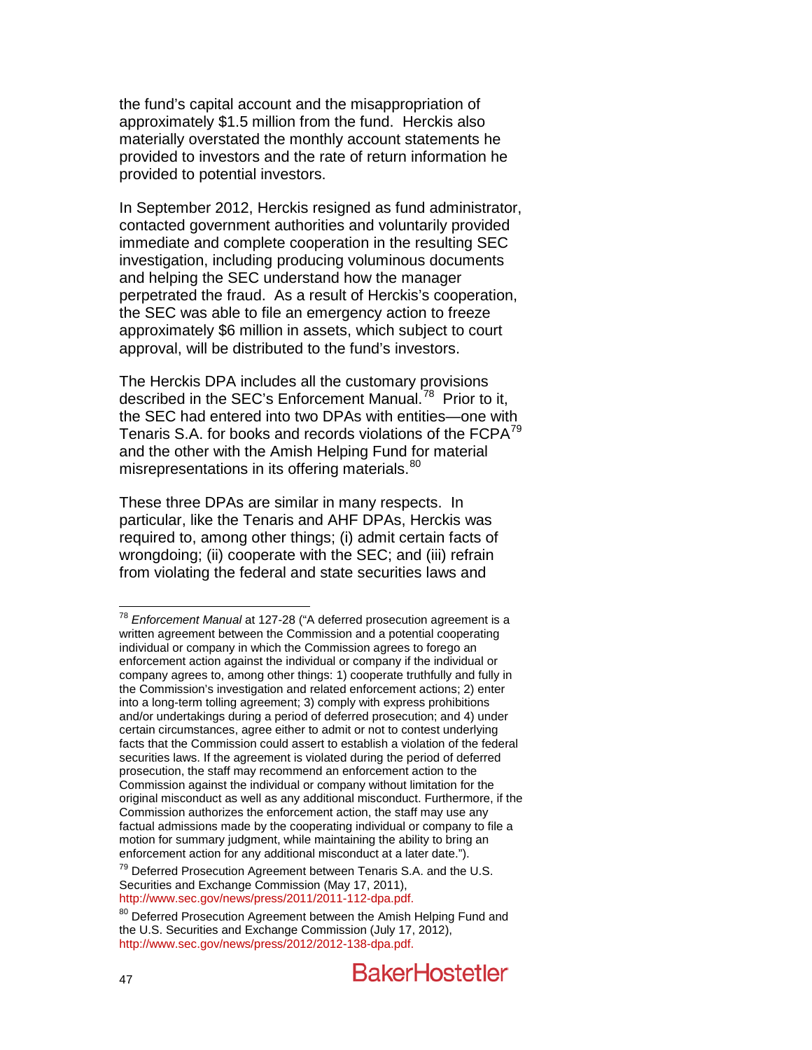the fund's capital account and the misappropriation of approximately $1.5 million from the fund. Herckis also materially overstated the monthly account statements he provided to investors and the rate of return information he provided to potential investors.

In September 2012, Herckis resigned as fund administrator, contacted government authorities and voluntarily provided immediate and complete cooperation in the resulting SEC investigation, including producing voluminous documents and helping the SEC understand how the manager perpetrated the fraud. As a result of Herckis's cooperation, the SEC was able to file an emergency action to freeze approximately $6 million in assets, which subject to court approval, will be distributed to the fund's investors.

The Herckis DPA includes all the customary provisions described in the SEC's Enforcement Manual.[78] Prior to it, the SEC had entered into two DPAs with entities—one with Tenaris S.A. for books and records violations of the FCPA[79] and the other with the Amish Helping Fund for material misrepresentations in its offering materials.[80]

These three DPAs are similar in many respects. In particular, like the Tenaris and AHF DPAs, Herckis was required to, among other things; (i) admit certain facts of wrongdoing; (ii) cooperate with the SEC; and (iii) refrain from violating the federal and state securities laws and

---

[78] *Enforcement Manual* at 127-28 ("A deferred prosecution agreement is a written agreement between the Commission and a potential cooperating individual or company in which the Commission agrees to forego an enforcement action against the individual or company if the individual or company agrees to, among other things: 1) cooperate truthfully and fully in the Commission's investigation and related enforcement actions; 2) enter into a long-term tolling agreement; 3) comply with express prohibitions and/or undertakings during a period of deferred prosecution; and 4) under certain circumstances, agree either to admit or not to contest underlying facts that the Commission could assert to establish a violation of the federal securities laws. If the agreement is violated during the period of deferred prosecution, the staff may recommend an enforcement action to the Commission against the individual or company without limitation for the original misconduct as well as any additional misconduct. Furthermore, if the Commission authorizes the enforcement action, the staff may use any factual admissions made by the cooperating individual or company to file a motion for summary judgment, while maintaining the ability to bring an enforcement action for any additional misconduct at a later date.").

[79] Deferred Prosecution Agreement between Tenaris S.A. and the U.S. Securities and Exchange Commission (May 17, 2011), http://www.sec.gov/news/press/2011/2011-112-dpa.pdf.

[80] Deferred Prosecution Agreement between the Amish Helping Fund and the U.S. Securities and Exchange Commission (July 17, 2012), http://www.sec.gov/news/press/2012/2012-138-dpa.pdf.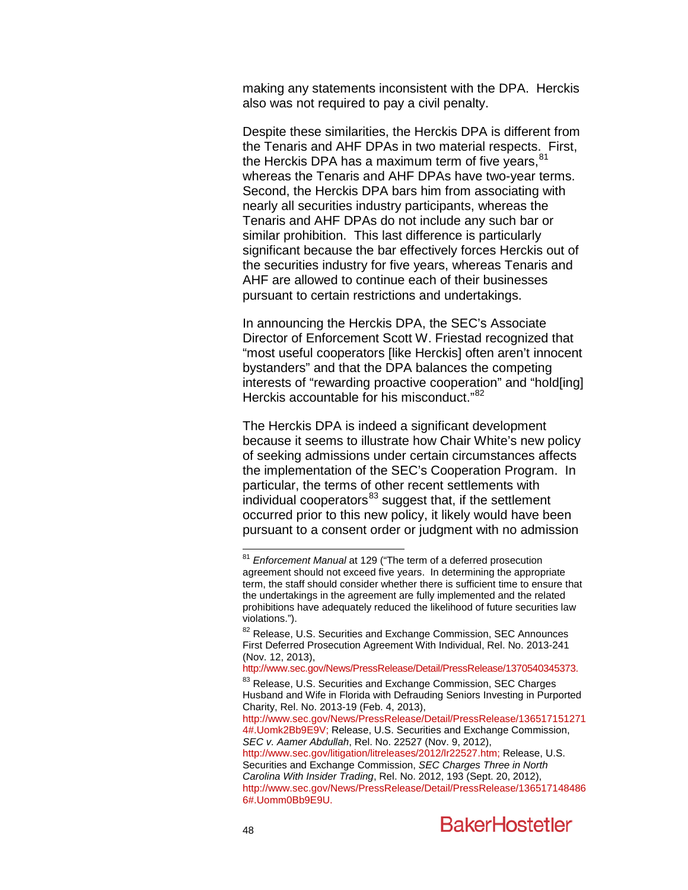making any statements inconsistent with the DPA. Herckis also was not required to pay a civil penalty.

Despite these similarities, the Herckis DPA is different from the Tenaris and AHF DPAs in two material respects. First, the Herckis DPA has a maximum term of five years,[81] whereas the Tenaris and AHF DPAs have two-year terms. Second, the Herckis DPA bars him from associating with nearly all securities industry participants, whereas the Tenaris and AHF DPAs do not include any such bar or similar prohibition. This last difference is particularly significant because the bar effectively forces Herckis out of the securities industry for five years, whereas Tenaris and AHF are allowed to continue each of their businesses pursuant to certain restrictions and undertakings.

In announcing the Herckis DPA, the SEC's Associate Director of Enforcement Scott W. Friestad recognized that "most useful cooperators [like Herckis] often aren't innocent bystanders" and that the DPA balances the competing interests of "rewarding proactive cooperation" and "hold[ing] Herckis accountable for his misconduct."[82]

The Herckis DPA is indeed a significant development because it seems to illustrate how Chair White's new policy of seeking admissions under certain circumstances affects the implementation of the SEC's Cooperation Program. In particular, the terms of other recent settlements with individual cooperators[83] suggest that, if the settlement occurred prior to this new policy, it likely would have been pursuant to a consent order or judgment with no admission

---

[81] *Enforcement Manual* at 129 ("The term of a deferred prosecution agreement should not exceed five years. In determining the appropriate term, the staff should consider whether there is sufficient time to ensure that the undertakings in the agreement are fully implemented and the related prohibitions have adequately reduced the likelihood of future securities law violations.").

[82] Release, U.S. Securities and Exchange Commission, SEC Announces First Deferred Prosecution Agreement With Individual, Rel. No. 2013-241 (Nov. 12, 2013), http://www.sec.gov/News/PressRelease/Detail/PressRelease/1370540345373.

[83] Release, U.S. Securities and Exchange Commission, SEC Charges Husband and Wife in Florida with Defrauding Seniors Investing in Purported Charity, Rel. No. 2013-19 (Feb. 4, 2013), http://www.sec.gov/News/PressRelease/Detail/PressRelease/1365171512714#.Uomk2Bb9E9V; Release, U.S. Securities and Exchange Commission, *SEC v. Aamer Abdullah*, Rel. No. 22527 (Nov. 9, 2012), http://www.sec.gov/litigation/litreleases/2012/lr22527.htm; Release, U.S. Securities and Exchange Commission, *SEC Charges Three in North Carolina With Insider Trading*, Rel. No. 2012, 193 (Sept. 20, 2012), http://www.sec.gov/News/PressRelease/Detail/PressRelease/1365171484866#.Uomm0Bb9E9U.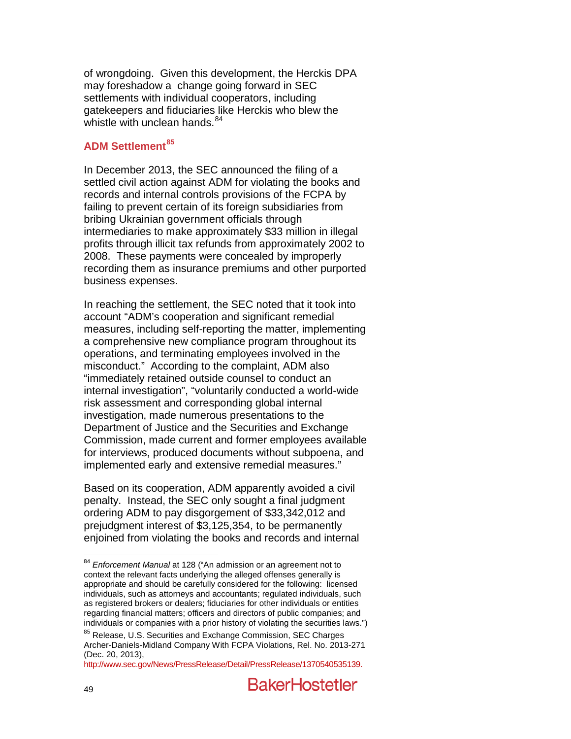of wrongdoing. Given this development, the Herckis DPA may foreshadow a change going forward in SEC settlements with individual cooperators, including gatekeepers and fiduciaries like Herckis who blew the whistle with unclean hands.[84]

### ADM Settlement[85]

In December 2013, the SEC announced the filing of a settled civil action against ADM for violating the books and records and internal controls provisions of the FCPA by failing to prevent certain of its foreign subsidiaries from bribing Ukrainian government officials through intermediaries to make approximately $33 million in illegal profits through illicit tax refunds from approximately 2002 to 2008. These payments were concealed by improperly recording them as insurance premiums and other purported business expenses.

In reaching the settlement, the SEC noted that it took into account "ADM's cooperation and significant remedial measures, including self-reporting the matter, implementing a comprehensive new compliance program throughout its operations, and terminating employees involved in the misconduct." According to the complaint, ADM also "immediately retained outside counsel to conduct an internal investigation", "voluntarily conducted a world-wide risk assessment and corresponding global internal investigation, made numerous presentations to the Department of Justice and the Securities and Exchange Commission, made current and former employees available for interviews, produced documents without subpoena, and implemented early and extensive remedial measures."

Based on its cooperation, ADM apparently avoided a civil penalty. Instead, the SEC only sought a final judgment ordering ADM to pay disgorgement of $33,342,012 and prejudgment interest of $3,125,354, to be permanently enjoined from violating the books and records and internal

---

[84] *Enforcement Manual* at 128 ("An admission or an agreement not to context the relevant facts underlying the alleged offenses generally is appropriate and should be carefully considered for the following: licensed individuals, such as attorneys and accountants; regulated individuals, such as registered brokers or dealers; fiduciaries for other individuals or entities regarding financial matters; officers and directors of public companies; and individuals or companies with a prior history of violating the securities laws.")

[85] Release, U.S. Securities and Exchange Commission, SEC Charges Archer-Daniels-Midland Company With FCPA Violations, Rel. No. 2013-271 (Dec. 20, 2013), http://www.sec.gov/News/PressRelease/Detail/PressRelease/1370540535139.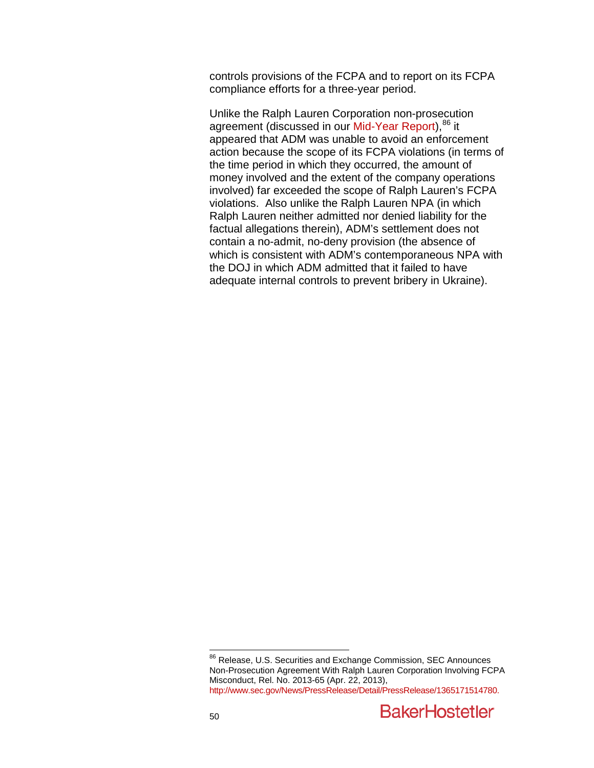controls provisions of the FCPA and to report on its FCPA compliance efforts for a three-year period.

Unlike the Ralph Lauren Corporation non-prosecution agreement (discussed in our Mid-Year Report),[86] it appeared that ADM was unable to avoid an enforcement action because the scope of its FCPA violations (in terms of the time period in which they occurred, the amount of money involved and the extent of the company operations involved) far exceeded the scope of Ralph Lauren's FCPA violations. Also unlike the Ralph Lauren NPA (in which Ralph Lauren neither admitted nor denied liability for the factual allegations therein), ADM's settlement does not contain a no-admit, no-deny provision (the absence of which is consistent with ADM's contemporaneous NPA with the DOJ in which ADM admitted that it failed to have adequate internal controls to prevent bribery in Ukraine).

---

[86] Release, U.S. Securities and Exchange Commission, SEC Announces Non-Prosecution Agreement With Ralph Lauren Corporation Involving FCPA Misconduct, Rel. No. 2013-65 (Apr. 22, 2013), http://www.sec.gov/News/PressRelease/Detail/PressRelease/1365171514780.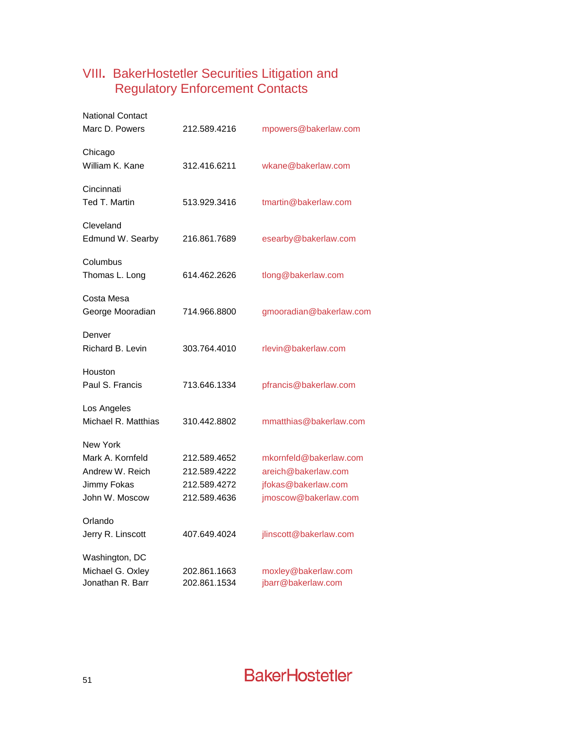# VIII. BakerHostetler Securities Litigation and Regulatory Enforcement Contacts

National Contact

| | | |
|---|---|---|
| Marc D. Powers | 212.589.4216 | mpowers@bakerlaw.com |

Chicago

| | | |
|---|---|---|
| William K. Kane | 312.416.6211 | wkane@bakerlaw.com |

Cincinnati

| | | |
|---|---|---|
| Ted T. Martin | 513.929.3416 | tmartin@bakerlaw.com |

Cleveland

| | | |
|---|---|---|
| Edmund W. Searby | 216.861.7689 | esearby@bakerlaw.com |

Columbus

| | | |
|---|---|---|
| Thomas L. Long | 614.462.2626 | tlong@bakerlaw.com |

Costa Mesa

| | | |
|---|---|---|
| George Mooradian | 714.966.8800 | gmooradian@bakerlaw.com |

Denver

| | | |
|---|---|---|
| Richard B. Levin | 303.764.4010 | rlevin@bakerlaw.com |

Houston

| | | |
|---|---|---|
| Paul S. Francis | 713.646.1334 | pfrancis@bakerlaw.com |

Los Angeles

| | | |
|---|---|---|
| Michael R. Matthias | 310.442.8802 | mmatthias@bakerlaw.com |

New York

| | | |
|---|---|---|
| Mark A. Kornfeld | 212.589.4652 | mkornfeld@bakerlaw.com |
| Andrew W. Reich | 212.589.4222 | areich@bakerlaw.com |
| Jimmy Fokas | 212.589.4272 | jfokas@bakerlaw.com |
| John W. Moscow | 212.589.4636 | jmoscow@bakerlaw.com |

Orlando

| | | |
|---|---|---|
| Jerry R. Linscott | 407.649.4024 | jlinscott@bakerlaw.com |

Washington, DC

| | | |
|---|---|---|
| Michael G. Oxley | 202.861.1663 | moxley@bakerlaw.com |
| Jonathan R. Barr | 202.861.1534 | jbarr@bakerlaw.com |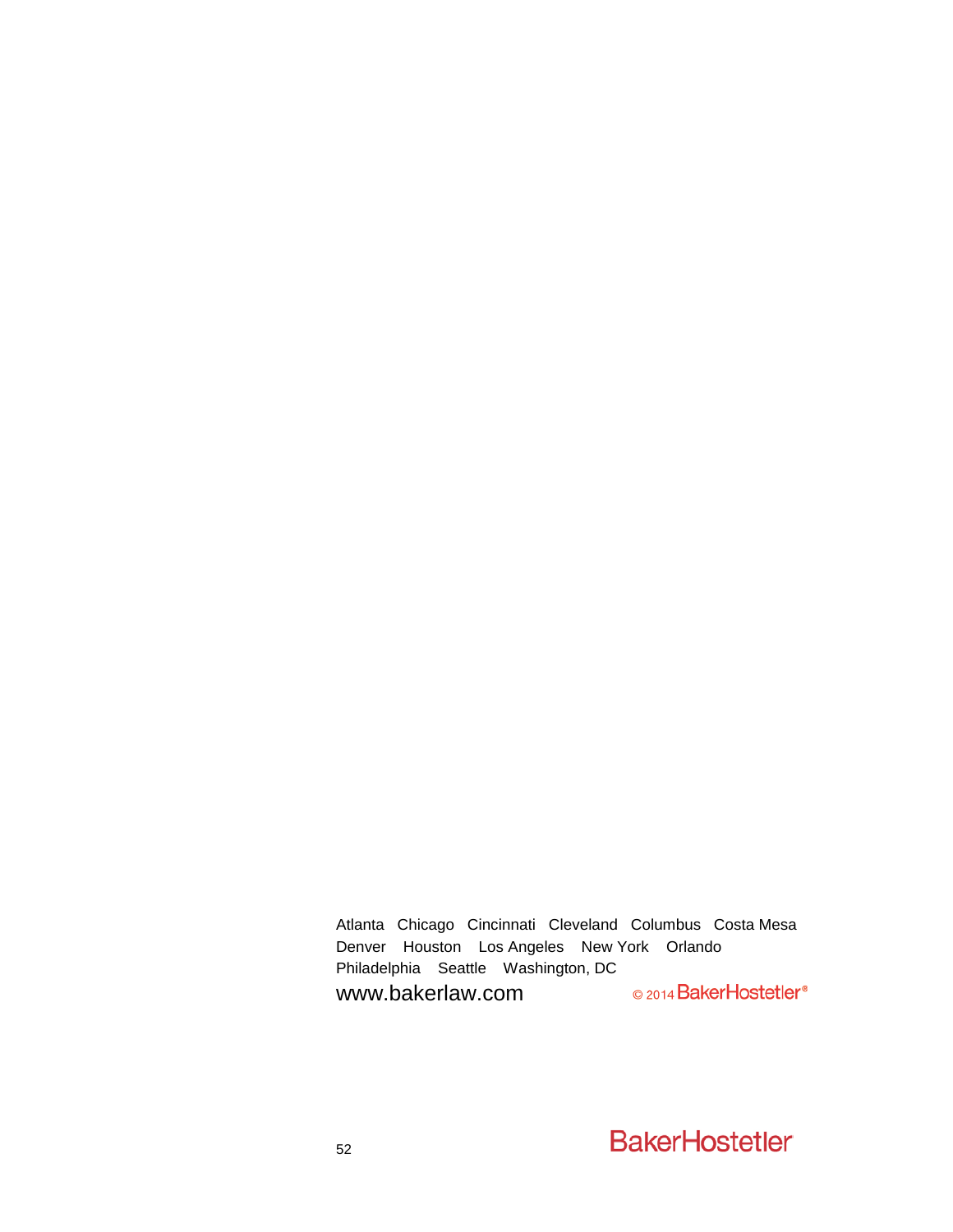Atlanta Chicago Cincinnati Cleveland Columbus Costa Mesa
Denver Houston Los Angeles New York Orlando
Philadelphia Seattle Washington, DC

www.bakerlaw.com

© 2014 BakerHostetler®